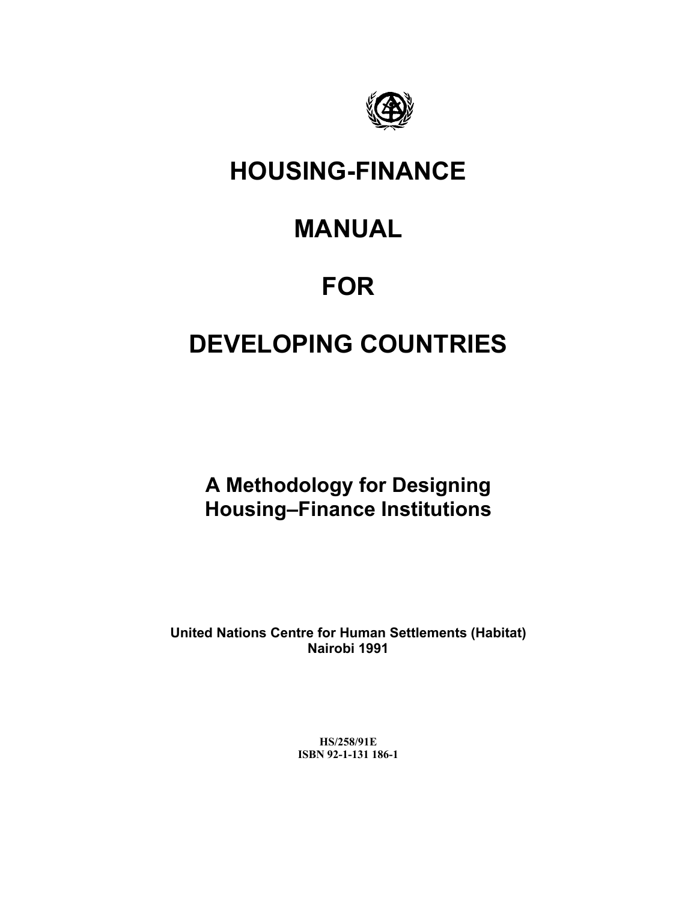# HOUSING-FINANCE

# MANUAL

# FOR

# DEVELOPING COUNTRIES

## A Methodology for Designing Housing–Finance Institutions

**United Nations Centre for Human Settlements (Habitat)**
**Nairobi 1991**

**HS/258/91E**
**ISBN 92-1-131 186-1**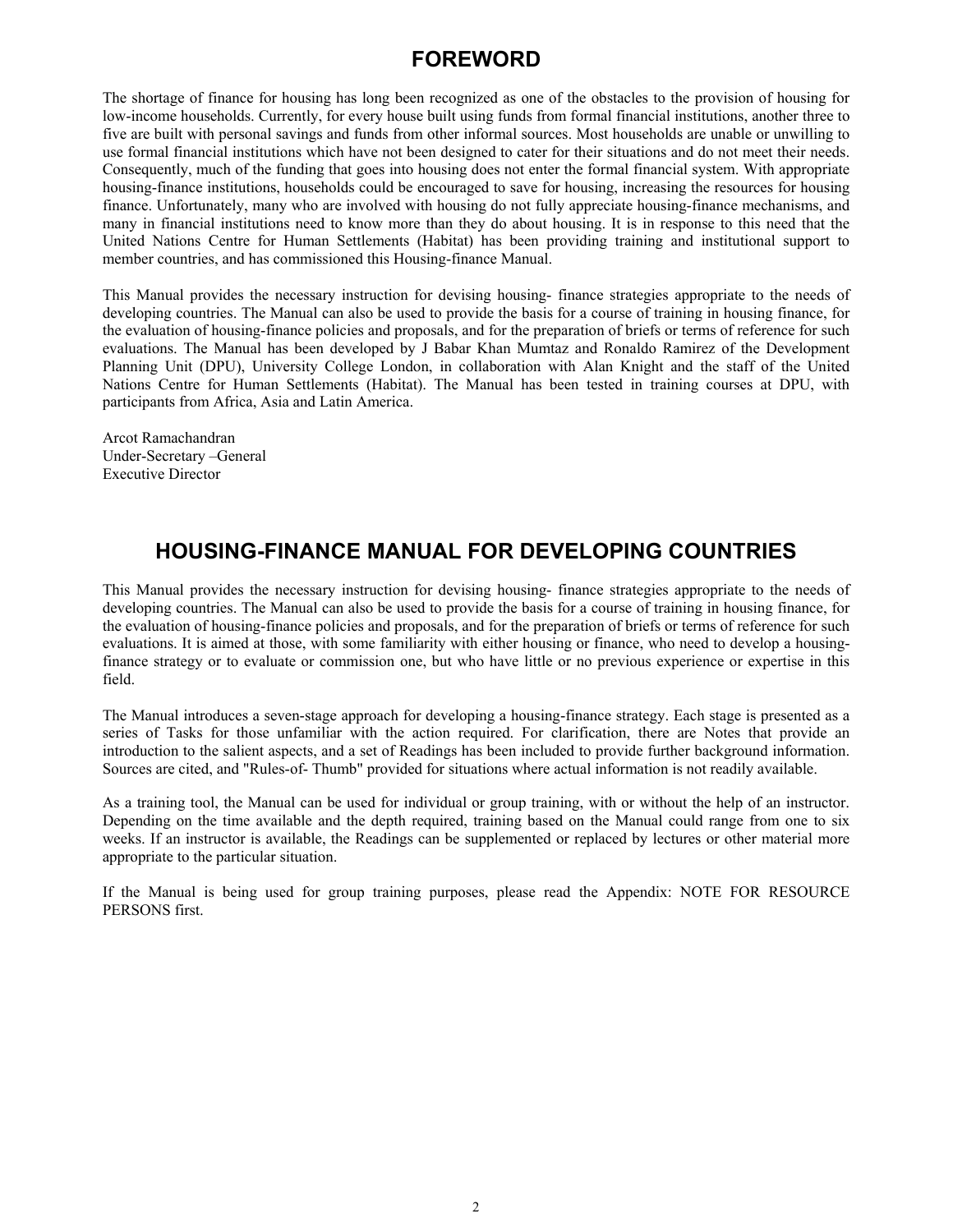# FOREWORD

The shortage of finance for housing has long been recognized as one of the obstacles to the provision of housing for low-income households. Currently, for every house built using funds from formal financial institutions, another three to five are built with personal savings and funds from other informal sources. Most households are unable or unwilling to use formal financial institutions which have not been designed to cater for their situations and do not meet their needs. Consequently, much of the funding that goes into housing does not enter the formal financial system. With appropriate housing-finance institutions, households could be encouraged to save for housing, increasing the resources for housing finance. Unfortunately, many who are involved with housing do not fully appreciate housing-finance mechanisms, and many in financial institutions need to know more than they do about housing. It is in response to this need that the United Nations Centre for Human Settlements (Habitat) has been providing training and institutional support to member countries, and has commissioned this Housing-finance Manual.

This Manual provides the necessary instruction for devising housing- finance strategies appropriate to the needs of developing countries. The Manual can also be used to provide the basis for a course of training in housing finance, for the evaluation of housing-finance policies and proposals, and for the preparation of briefs or terms of reference for such evaluations. The Manual has been developed by J Babar Khan Mumtaz and Ronaldo Ramirez of the Development Planning Unit (DPU), University College London, in collaboration with Alan Knight and the staff of the United Nations Centre for Human Settlements (Habitat). The Manual has been tested in training courses at DPU, with participants from Africa, Asia and Latin America.

Arcot Ramachandran
Under-Secretary –General
Executive Director

# HOUSING-FINANCE MANUAL FOR DEVELOPING COUNTRIES

This Manual provides the necessary instruction for devising housing- finance strategies appropriate to the needs of developing countries. The Manual can also be used to provide the basis for a course of training in housing finance, for the evaluation of housing-finance policies and proposals, and for the preparation of briefs or terms of reference for such evaluations. It is aimed at those, with some familiarity with either housing or finance, who need to develop a housing-finance strategy or to evaluate or commission one, but who have little or no previous experience or expertise in this field.

The Manual introduces a seven-stage approach for developing a housing-finance strategy. Each stage is presented as a series of Tasks for those unfamiliar with the action required. For clarification, there are Notes that provide an introduction to the salient aspects, and a set of Readings has been included to provide further background information. Sources are cited, and "Rules-of- Thumb" provided for situations where actual information is not readily available.

As a training tool, the Manual can be used for individual or group training, with or without the help of an instructor. Depending on the time available and the depth required, training based on the Manual could range from one to six weeks. If an instructor is available, the Readings can be supplemented or replaced by lectures or other material more appropriate to the particular situation.

If the Manual is being used for group training purposes, please read the Appendix: NOTE FOR RESOURCE PERSONS first.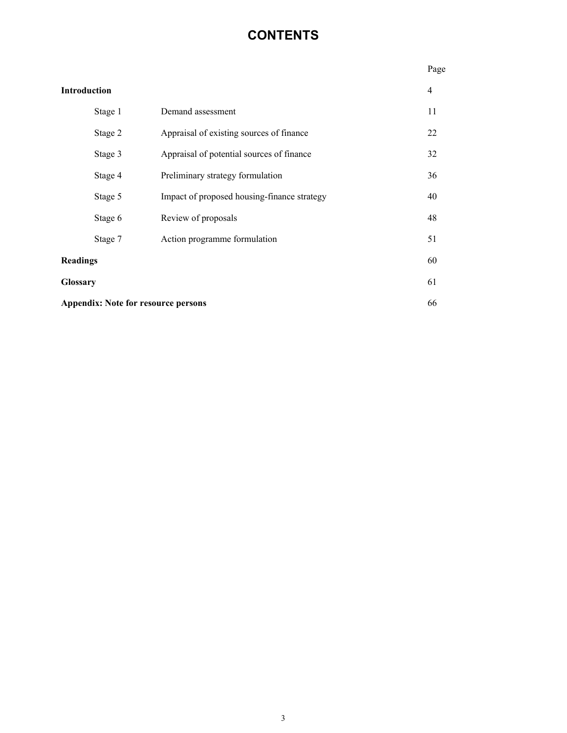# CONTENTS

| | | Page |
|---|---|---|
| **Introduction** | | 4 |
| Stage 1 | Demand assessment | 11 |
| Stage 2 | Appraisal of existing sources of finance | 22 |
| Stage 3 | Appraisal of potential sources of finance | 32 |
| Stage 4 | Preliminary strategy formulation | 36 |
| Stage 5 | Impact of proposed housing-finance strategy | 40 |
| Stage 6 | Review of proposals | 48 |
| Stage 7 | Action programme formulation | 51 |
| **Readings** | | 60 |
| **Glossary** | | 61 |
| **Appendix: Note for resource persons** | | 66 |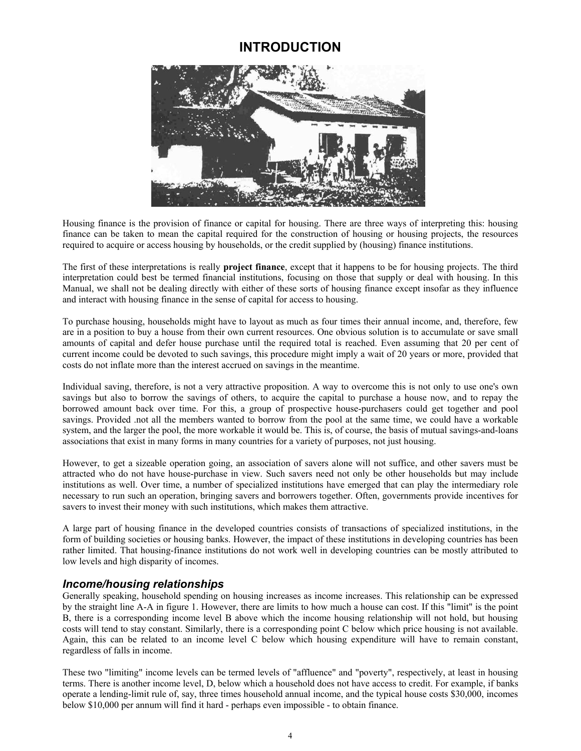# INTRODUCTION

Housing finance is the provision of finance or capital for housing. There are three ways of interpreting this: housing finance can be taken to mean the capital required for the construction of housing or housing projects, the resources required to acquire or access housing by households, or the credit supplied by (housing) finance institutions.

The first of these interpretations is really **project finance**, except that it happens to be for housing projects. The third interpretation could best be termed financial institutions, focusing on those that supply or deal with housing. In this Manual, we shall not be dealing directly with either of these sorts of housing finance except insofar as they influence and interact with housing finance in the sense of capital for access to housing.

To purchase housing, households might have to layout as much as four times their annual income, and, therefore, few are in a position to buy a house from their own current resources. One obvious solution is to accumulate or save small amounts of capital and defer house purchase until the required total is reached. Even assuming that 20 per cent of current income could be devoted to such savings, this procedure might imply a wait of 20 years or more, provided that costs do not inflate more than the interest accrued on savings in the meantime.

Individual saving, therefore, is not a very attractive proposition. A way to overcome this is not only to use one's own savings but also to borrow the savings of others, to acquire the capital to purchase a house now, and to repay the borrowed amount back over time. For this, a group of prospective house-purchasers could get together and pool savings. Provided .not all the members wanted to borrow from the pool at the same time, we could have a workable system, and the larger the pool, the more workable it would be. This is, of course, the basis of mutual savings-and-loans associations that exist in many forms in many countries for a variety of purposes, not just housing.

However, to get a sizeable operation going, an association of savers alone will not suffice, and other savers must be attracted who do not have house-purchase in view. Such savers need not only be other households but may include institutions as well. Over time, a number of specialized institutions have emerged that can play the intermediary role necessary to run such an operation, bringing savers and borrowers together. Often, governments provide incentives for savers to invest their money with such institutions, which makes them attractive.

A large part of housing finance in the developed countries consists of transactions of specialized institutions, in the form of building societies or housing banks. However, the impact of these institutions in developing countries has been rather limited. That housing-finance institutions do not work well in developing countries can be mostly attributed to low levels and high disparity of incomes.

### *Income/housing relationships*

Generally speaking, household spending on housing increases as income increases. This relationship can be expressed by the straight line A-A in figure 1. However, there are limits to how much a house can cost. If this "limit" is the point B, there is a corresponding income level B above which the income housing relationship will not hold, but housing costs will tend to stay constant. Similarly, there is a corresponding point C below which price housing is not available. Again, this can be related to an income level C below which housing expenditure will have to remain constant, regardless of falls in income.

These two "limiting" income levels can be termed levels of "affluence" and "poverty", respectively, at least in housing terms. There is another income level, D, below which a household does not have access to credit. For example, if banks operate a lending-limit rule of, say, three times household annual income, and the typical house costs $30,000, incomes below $10,000 per annum will find it hard - perhaps even impossible - to obtain finance.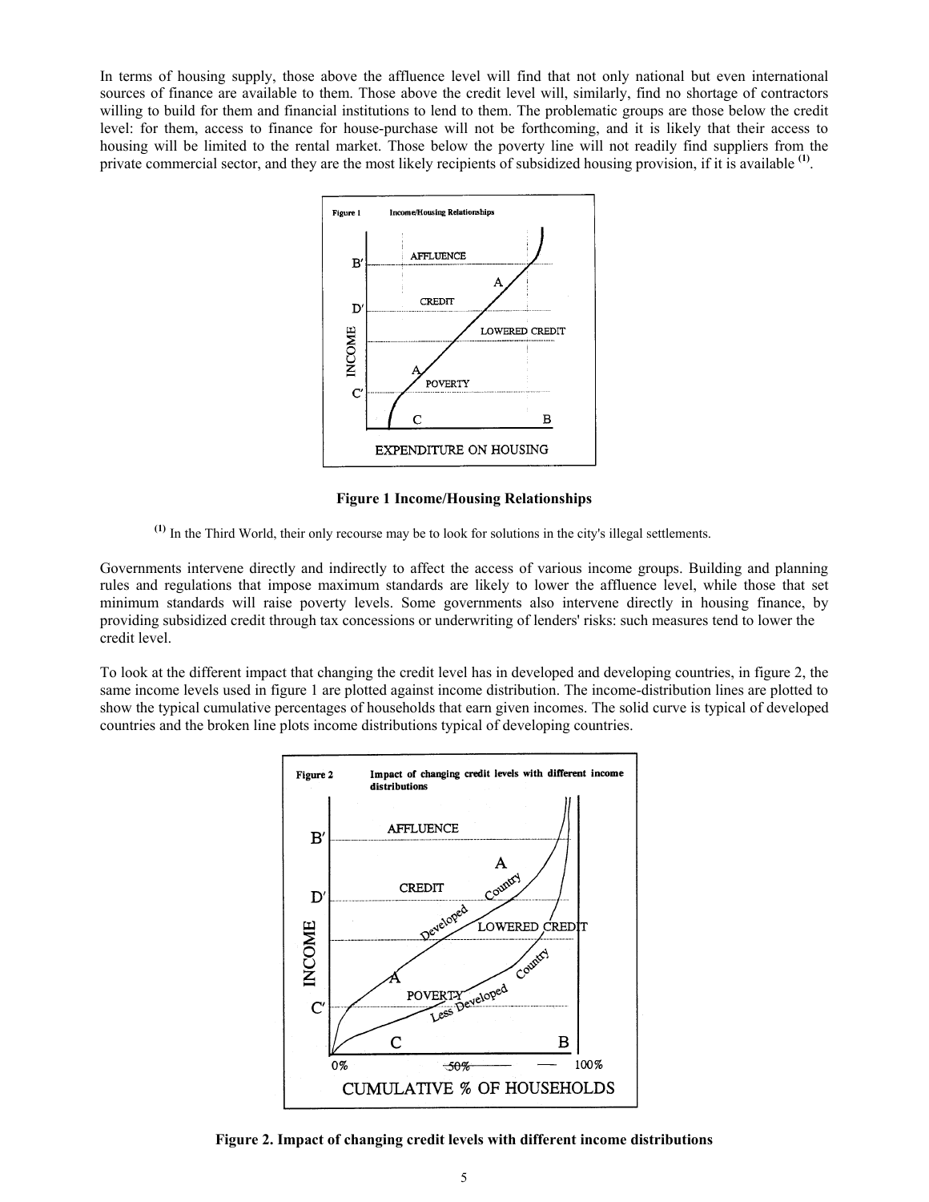In terms of housing supply, those above the affluence level will find that not only national but even international sources of finance are available to them. Those above the credit level will, similarly, find no shortage of contractors willing to build for them and financial institutions to lend to them. The problematic groups are those below the credit level: for them, access to finance for house-purchase will not be forthcoming, and it is likely that their access to housing will be limited to the rental market. Those below the poverty line will not readily find suppliers from the private commercial sector, and they are the most likely recipients of subsidized housing provision, if it is available [(1)].

**Figure 1 Income/Housing Relationships**

[(1)] In the Third World, their only recourse may be to look for solutions in the city's illegal settlements.

Governments intervene directly and indirectly to affect the access of various income groups. Building and planning rules and regulations that impose maximum standards are likely to lower the affluence level, while those that set minimum standards will raise poverty levels. Some governments also intervene directly in housing finance, by providing subsidized credit through tax concessions or underwriting of lenders' risks: such measures tend to lower the credit level.

To look at the different impact that changing the credit level has in developed and developing countries, in figure 2, the same income levels used in figure 1 are plotted against income distribution. The income-distribution lines are plotted to show the typical cumulative percentages of households that earn given incomes. The solid curve is typical of developed countries and the broken line plots income distributions typical of developing countries.

**Figure 2. Impact of changing credit levels with different income distributions**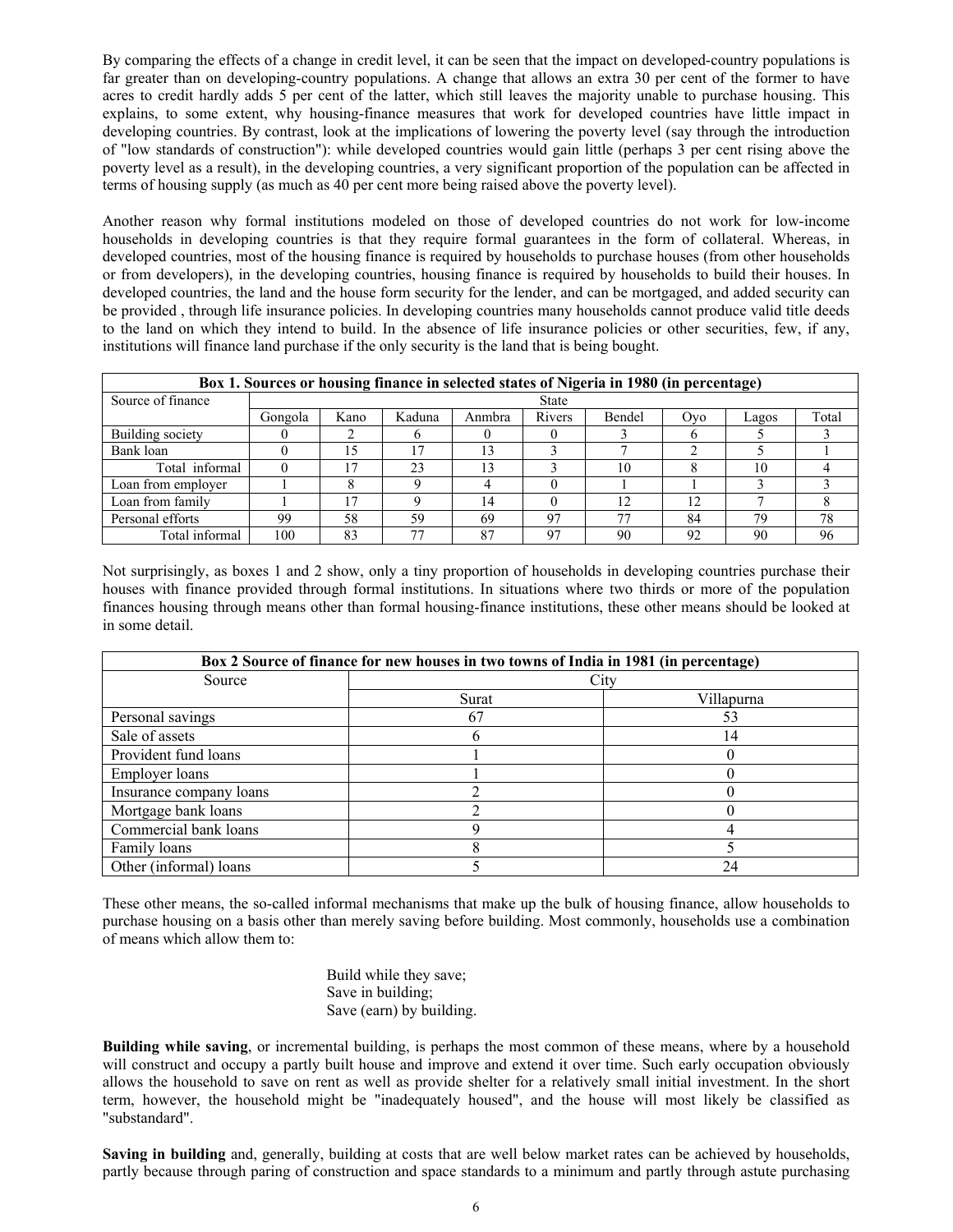By comparing the effects of a change in credit level, it can be seen that the impact on developed-country populations is far greater than on developing-country populations. A change that allows an extra 30 per cent of the former to have acres to credit hardly adds 5 per cent of the latter, which still leaves the majority unable to purchase housing. This explains, to some extent, why housing-finance measures that work for developed countries have little impact in developing countries. By contrast, look at the implications of lowering the poverty level (say through the introduction of "low standards of construction"): while developed countries would gain little (perhaps 3 per cent rising above the poverty level as a result), in the developing countries, a very significant proportion of the population can be affected in terms of housing supply (as much as 40 per cent more being raised above the poverty level).

Another reason why formal institutions modeled on those of developed countries do not work for low-income households in developing countries is that they require formal guarantees in the form of collateral. Whereas, in developed countries, most of the housing finance is required by households to purchase houses (from other households or from developers), in the developing countries, housing finance is required by households to build their houses. In developed countries, the land and the house form security for the lender, and can be mortgaged, and added security can be provided , through life insurance policies. In developing countries many households cannot produce valid title deeds to the land on which they intend to build. In the absence of life insurance policies or other securities, few, if any, institutions will finance land purchase if the only security is the land that is being bought.

**Box 1. Sources or housing finance in selected states of Nigeria in 1980 (in percentage)**

| Source of finance | State | | | | | | | | |
|---|---|---|---|---|---|---|---|---|---|
| | Gongola | Kano | Kaduna | Anmbra | Rivers | Bendel | Oyo | Lagos | Total |
| Building society | 0 | 2 | 6 | 0 | 0 | 3 | 6 | 5 | 3 |
| Bank loan | 0 | 15 | 17 | 13 | 3 | 7 | 2 | 5 | 1 |
| Total informal | 0 | 17 | 23 | 13 | 3 | 10 | 8 | 10 | 4 |
| Loan from employer | 1 | 8 | 9 | 4 | 0 | 1 | 1 | 3 | 3 |
| Loan from family | 1 | 17 | 9 | 14 | 0 | 12 | 12 | 7 | 8 |
| Personal efforts | 99 | 58 | 59 | 69 | 97 | 77 | 84 | 79 | 78 |
| Total informal | 100 | 83 | 77 | 87 | 97 | 90 | 92 | 90 | 96 |

Not surprisingly, as boxes 1 and 2 show, only a tiny proportion of households in developing countries purchase their houses with finance provided through formal institutions. In situations where two thirds or more of the population finances housing through means other than formal housing-finance institutions, these other means should be looked at in some detail.

**Box 2 Source of finance for new houses in two towns of India in 1981 (in percentage)**

| Source | City | |
|---|---|---|
| | Surat | Villapurna |
| Personal savings | 67 | 53 |
| Sale of assets | 6 | 14 |
| Provident fund loans | 1 | 0 |
| Employer loans | 1 | 0 |
| Insurance company loans | 2 | 0 |
| Mortgage bank loans | 2 | 0 |
| Commercial bank loans | 9 | 4 |
| Family loans | 8 | 5 |
| Other (informal) loans | 5 | 24 |

These other means, the so-called informal mechanisms that make up the bulk of housing finance, allow households to purchase housing on a basis other than merely saving before building. Most commonly, households use a combination of means which allow them to:

Build while they save;
Save in building;
Save (earn) by building.

**Building while saving**, or incremental building, is perhaps the most common of these means, where by a household will construct and occupy a partly built house and improve and extend it over time. Such early occupation obviously allows the household to save on rent as well as provide shelter for a relatively small initial investment. In the short term, however, the household might be "inadequately housed", and the house will most likely be classified as "substandard".

**Saving in building** and, generally, building at costs that are well below market rates can be achieved by households, partly because through paring of construction and space standards to a minimum and partly through astute purchasing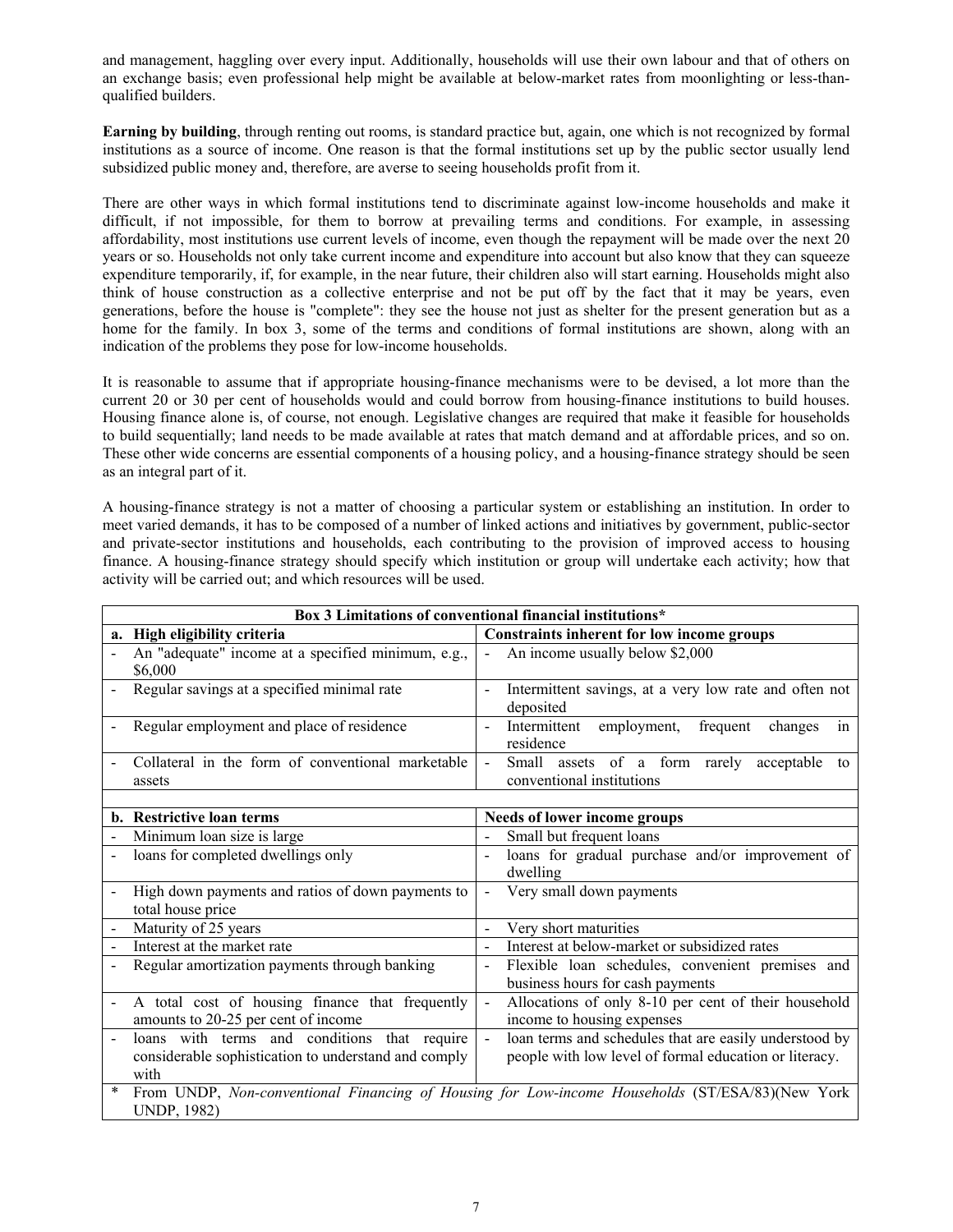and management, haggling over every input. Additionally, households will use their own labour and that of others on an exchange basis; even professional help might be available at below-market rates from moonlighting or less-than-qualified builders.

**Earning by building**, through renting out rooms, is standard practice but, again, one which is not recognized by formal institutions as a source of income. One reason is that the formal institutions set up by the public sector usually lend subsidized public money and, therefore, are averse to seeing households profit from it.

There are other ways in which formal institutions tend to discriminate against low-income households and make it difficult, if not impossible, for them to borrow at prevailing terms and conditions. For example, in assessing affordability, most institutions use current levels of income, even though the repayment will be made over the next 20 years or so. Households not only take current income and expenditure into account but also know that they can squeeze expenditure temporarily, if, for example, in the near future, their children also will start earning. Households might also think of house construction as a collective enterprise and not be put off by the fact that it may be years, even generations, before the house is "complete": they see the house not just as shelter for the present generation but as a home for the family. In box 3, some of the terms and conditions of formal institutions are shown, along with an indication of the problems they pose for low-income households.

It is reasonable to assume that if appropriate housing-finance mechanisms were to be devised, a lot more than the current 20 or 30 per cent of households would and could borrow from housing-finance institutions to build houses. Housing finance alone is, of course, not enough. Legislative changes are required that make it feasible for households to build sequentially; land needs to be made available at rates that match demand and at affordable prices, and so on. These other wide concerns are essential components of a housing policy, and a housing-finance strategy should be seen as an integral part of it.

A housing-finance strategy is not a matter of choosing a particular system or establishing an institution. In order to meet varied demands, it has to be composed of a number of linked actions and initiatives by government, public-sector and private-sector institutions and households, each contributing to the provision of improved access to housing finance. A housing-finance strategy should specify which institution or group will undertake each activity; how that activity will be carried out; and which resources will be used.

| **Box 3 Limitations of conventional financial institutions*** | |
|---|---|
| **a. High eligibility criteria** | **Constraints inherent for low income groups** |
| - An "adequate" income at a specified minimum, e.g., $6,000 | - An income usually below $2,000 |
| - Regular savings at a specified minimal rate | - Intermittent savings, at a very low rate and often not deposited |
| - Regular employment and place of residence | - Intermittent employment, frequent changes in residence |
| - Collateral in the form of conventional marketable assets | - Small assets of a form rarely acceptable to conventional institutions |
| | |
| **b. Restrictive loan terms** | **Needs of lower income groups** |
| - Minimum loan size is large | - Small but frequent loans |
| - loans for completed dwellings only | - loans for gradual purchase and/or improvement of dwelling |
| - High down payments and ratios of down payments to total house price | - Very small down payments |
| - Maturity of 25 years | - Very short maturities |
| - Interest at the market rate | - Interest at below-market or subsidized rates |
| - Regular amortization payments through banking | - Flexible loan schedules, convenient premises and business hours for cash payments |
| - A total cost of housing finance that frequently amounts to 20-25 per cent of income | - Allocations of only 8-10 per cent of their household income to housing expenses |
| - loans with terms and conditions that require considerable sophistication to understand and comply with | - loan terms and schedules that are easily understood by people with low level of formal education or literacy. |
| * From UNDP, *Non-conventional Financing of Housing for Low-income Households* (ST/ESA/83)(New York UNDP, 1982) | |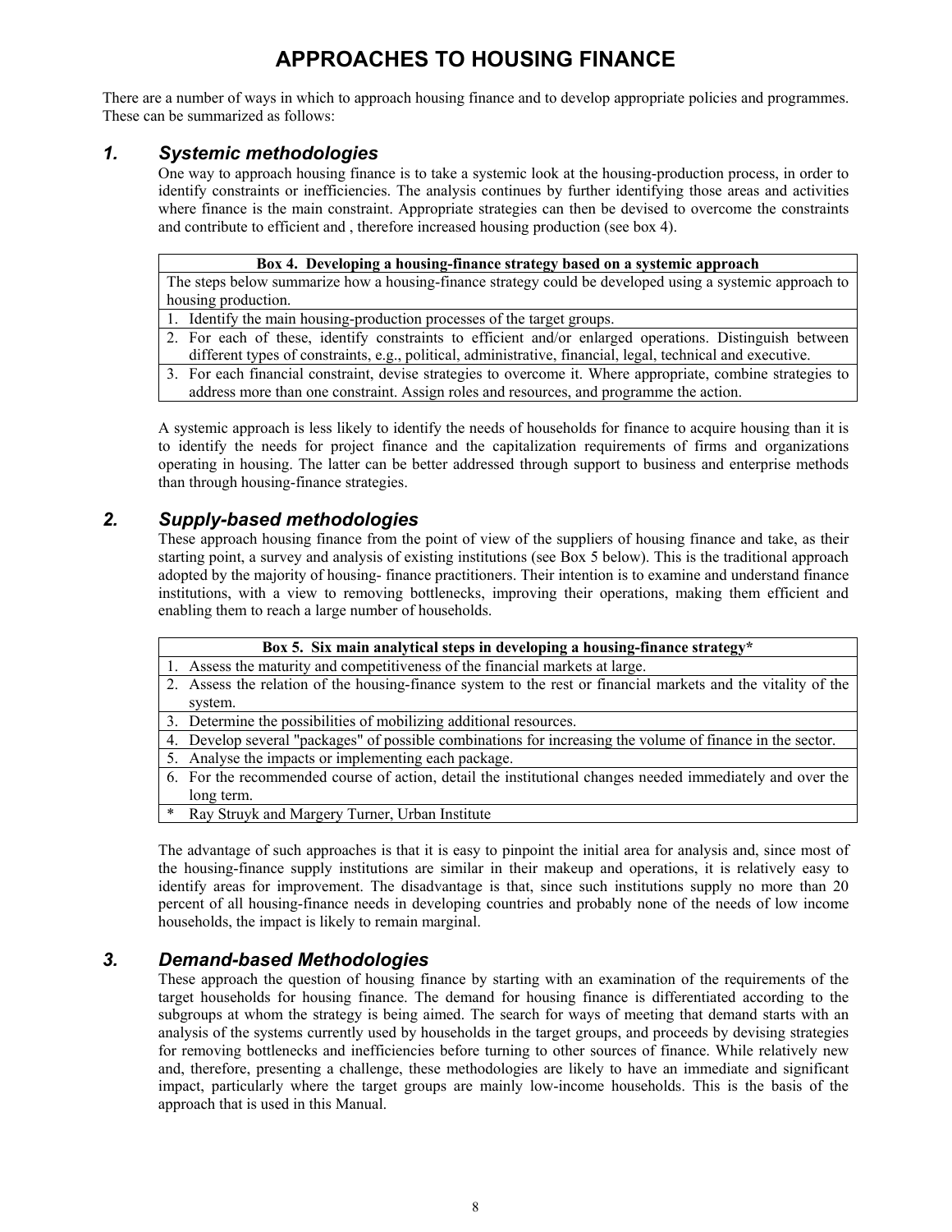# APPROACHES TO HOUSING FINANCE

There are a number of ways in which to approach housing finance and to develop appropriate policies and programmes. These can be summarized as follows:

## *1. Systemic methodologies*

One way to approach housing finance is to take a systemic look at the housing-production process, in order to identify constraints or inefficiencies. The analysis continues by further identifying those areas and activities where finance is the main constraint. Appropriate strategies can then be devised to overcome the constraints and contribute to efficient and , therefore increased housing production (see box 4).

| **Box 4. Developing a housing-finance strategy based on a systemic approach** |
|---|
| The steps below summarize how a housing-finance strategy could be developed using a systemic approach to housing production. |
| 1. Identify the main housing-production processes of the target groups. |
| 2. For each of these, identify constraints to efficient and/or enlarged operations. Distinguish between different types of constraints, e.g., political, administrative, financial, legal, technical and executive. |
| 3. For each financial constraint, devise strategies to overcome it. Where appropriate, combine strategies to address more than one constraint. Assign roles and resources, and programme the action. |

A systemic approach is less likely to identify the needs of households for finance to acquire housing than it is to identify the needs for project finance and the capitalization requirements of firms and organizations operating in housing. The latter can be better addressed through support to business and enterprise methods than through housing-finance strategies.

## *2. Supply-based methodologies*

These approach housing finance from the point of view of the suppliers of housing finance and take, as their starting point, a survey and analysis of existing institutions (see Box 5 below). This is the traditional approach adopted by the majority of housing- finance practitioners. Their intention is to examine and understand finance institutions, with a view to removing bottlenecks, improving their operations, making them efficient and enabling them to reach a large number of households.

| **Box 5. Six main analytical steps in developing a housing-finance strategy*** |
|---|
| 1. Assess the maturity and competitiveness of the financial markets at large. |
| 2. Assess the relation of the housing-finance system to the rest or financial markets and the vitality of the system. |
| 3. Determine the possibilities of mobilizing additional resources. |
| 4. Develop several "packages" of possible combinations for increasing the volume of finance in the sector. |
| 5. Analyse the impacts or implementing each package. |
| 6. For the recommended course of action, detail the institutional changes needed immediately and over the long term. |
| * Ray Struyk and Margery Turner, Urban Institute |

The advantage of such approaches is that it is easy to pinpoint the initial area for analysis and, since most of the housing-finance supply institutions are similar in their makeup and operations, it is relatively easy to identify areas for improvement. The disadvantage is that, since such institutions supply no more than 20 percent of all housing-finance needs in developing countries and probably none of the needs of low income households, the impact is likely to remain marginal.

## *3. Demand-based Methodologies*

These approach the question of housing finance by starting with an examination of the requirements of the target households for housing finance. The demand for housing finance is differentiated according to the subgroups at whom the strategy is being aimed. The search for ways of meeting that demand starts with an analysis of the systems currently used by households in the target groups, and proceeds by devising strategies for removing bottlenecks and inefficiencies before turning to other sources of finance. While relatively new and, therefore, presenting a challenge, these methodologies are likely to have an immediate and significant impact, particularly where the target groups are mainly low-income households. This is the basis of the approach that is used in this Manual.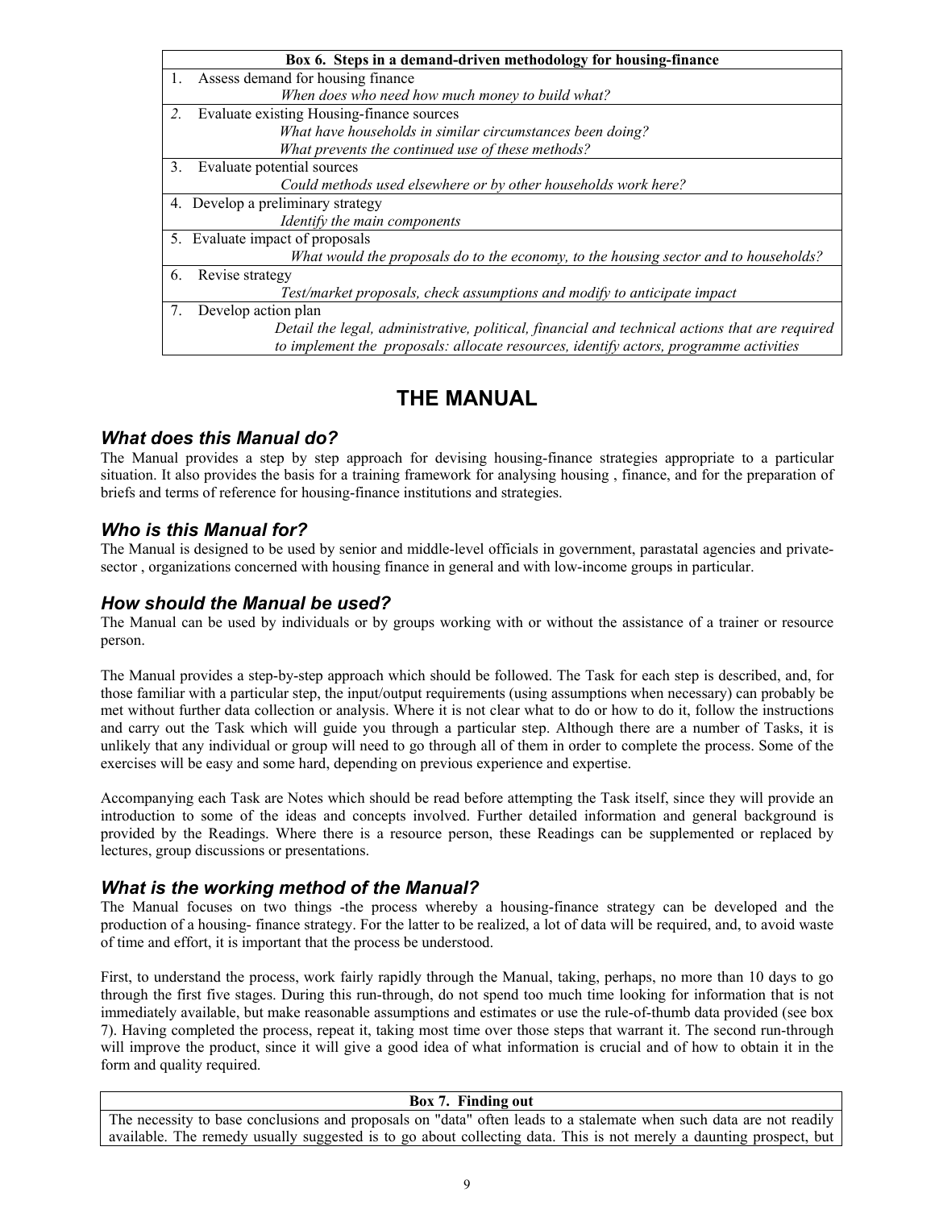| Box 6. Steps in a demand-driven methodology for housing-finance |
|---|
| 1. Assess demand for housing finance<br>*When does who need how much money to build what?* |
| *2.* Evaluate existing Housing-finance sources<br>*What have households in similar circumstances been doing?*<br>*What prevents the continued use of these methods?* |
| 3. Evaluate potential sources<br>*Could methods used elsewhere or by other households work here?* |
| 4. Develop a preliminary strategy<br>*Identify the main components* |
| 5. Evaluate impact of proposals<br>*What would the proposals do to the economy, to the housing sector and to households?* |
| 6. Revise strategy<br>*Test/market proposals, check assumptions and modify to anticipate impact* |
| 7. Develop action plan<br>*Detail the legal, administrative, political, financial and technical actions that are required to implement the proposals: allocate resources, identify actors, programme activities* |

# THE MANUAL

### *What does this Manual do?*

The Manual provides a step by step approach for devising housing-finance strategies appropriate to a particular situation. It also provides the basis for a training framework for analysing housing , finance, and for the preparation of briefs and terms of reference for housing-finance institutions and strategies.

### *Who is this Manual for?*

The Manual is designed to be used by senior and middle-level officials in government, parastatal agencies and private-sector , organizations concerned with housing finance in general and with low-income groups in particular.

### *How should the Manual be used?*

The Manual can be used by individuals or by groups working with or without the assistance of a trainer or resource person.

The Manual provides a step-by-step approach which should be followed. The Task for each step is described, and, for those familiar with a particular step, the input/output requirements (using assumptions when necessary) can probably be met without further data collection or analysis. Where it is not clear what to do or how to do it, follow the instructions and carry out the Task which will guide you through a particular step. Although there are a number of Tasks, it is unlikely that any individual or group will need to go through all of them in order to complete the process. Some of the exercises will be easy and some hard, depending on previous experience and expertise.

Accompanying each Task are Notes which should be read before attempting the Task itself, since they will provide an introduction to some of the ideas and concepts involved. Further detailed information and general background is provided by the Readings. Where there is a resource person, these Readings can be supplemented or replaced by lectures, group discussions or presentations.

### *What is the working method of the Manual?*

The Manual focuses on two things -the process whereby a housing-finance strategy can be developed and the production of a housing- finance strategy. For the latter to be realized, a lot of data will be required, and, to avoid waste of time and effort, it is important that the process be understood.

First, to understand the process, work fairly rapidly through the Manual, taking, perhaps, no more than 10 days to go through the first five stages. During this run-through, do not spend too much time looking for information that is not immediately available, but make reasonable assumptions and estimates or use the rule-of-thumb data provided (see box 7). Having completed the process, repeat it, taking most time over those steps that warrant it. The second run-through will improve the product, since it will give a good idea of what information is crucial and of how to obtain it in the form and quality required.

| Box 7. Finding out |
|---|
| The necessity to base conclusions and proposals on "data" often leads to a stalemate when such data are not readily available. The remedy usually suggested is to go about collecting data. This is not merely a daunting prospect, but |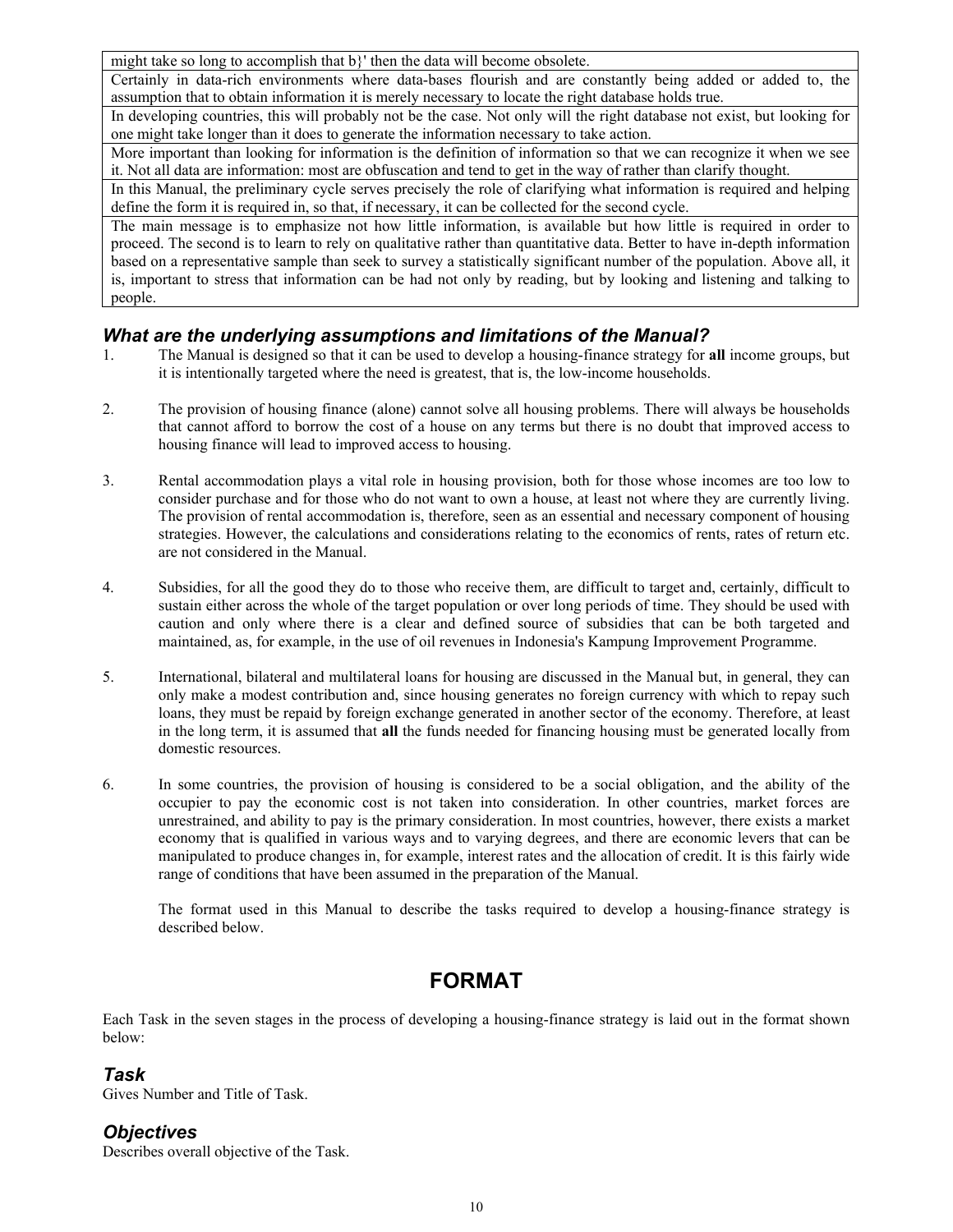| might take so long to accomplish that b}' then the data will become obsolete. |
|---|
| Certainly in data-rich environments where data-bases flourish and are constantly being added or added to, the assumption that to obtain information it is merely necessary to locate the right database holds true. |
| In developing countries, this will probably not be the case. Not only will the right database not exist, but looking for one might take longer than it does to generate the information necessary to take action. |
| More important than looking for information is the definition of information so that we can recognize it when we see it. Not all data are information: most are obfuscation and tend to get in the way of rather than clarify thought. |
| In this Manual, the preliminary cycle serves precisely the role of clarifying what information is required and helping define the form it is required in, so that, if necessary, it can be collected for the second cycle. |
| The main message is to emphasize not how little information, is available but how little is required in order to proceed. The second is to learn to rely on qualitative rather than quantitative data. Better to have in-depth information based on a representative sample than seek to survey a statistically significant number of the population. Above all, it is, important to stress that information can be had not only by reading, but by looking and listening and talking to people. |

### *What are the underlying assumptions and limitations of the Manual?*

1. The Manual is designed so that it can be used to develop a housing-finance strategy for **all** income groups, but it is intentionally targeted where the need is greatest, that is, the low-income households.

2. The provision of housing finance (alone) cannot solve all housing problems. There will always be households that cannot afford to borrow the cost of a house on any terms but there is no doubt that improved access to housing finance will lead to improved access to housing.

3. Rental accommodation plays a vital role in housing provision, both for those whose incomes are too low to consider purchase and for those who do not want to own a house, at least not where they are currently living. The provision of rental accommodation is, therefore, seen as an essential and necessary component of housing strategies. However, the calculations and considerations relating to the economics of rents, rates of return etc. are not considered in the Manual.

4. Subsidies, for all the good they do to those who receive them, are difficult to target and, certainly, difficult to sustain either across the whole of the target population or over long periods of time. They should be used with caution and only where there is a clear and defined source of subsidies that can be both targeted and maintained, as, for example, in the use of oil revenues in Indonesia's Kampung Improvement Programme.

5. International, bilateral and multilateral loans for housing are discussed in the Manual but, in general, they can only make a modest contribution and, since housing generates no foreign currency with which to repay such loans, they must be repaid by foreign exchange generated in another sector of the economy. Therefore, at least in the long term, it is assumed that **all** the funds needed for financing housing must be generated locally from domestic resources.

6. In some countries, the provision of housing is considered to be a social obligation, and the ability of the occupier to pay the economic cost is not taken into consideration. In other countries, market forces are unrestrained, and ability to pay is the primary consideration. In most countries, however, there exists a market economy that is qualified in various ways and to varying degrees, and there are economic levers that can be manipulated to produce changes in, for example, interest rates and the allocation of credit. It is this fairly wide range of conditions that have been assumed in the preparation of the Manual.

   The format used in this Manual to describe the tasks required to develop a housing-finance strategy is described below.

## FORMAT

Each Task in the seven stages in the process of developing a housing-finance strategy is laid out in the format shown below:

### *Task*
Gives Number and Title of Task.

### *Objectives*
Describes overall objective of the Task.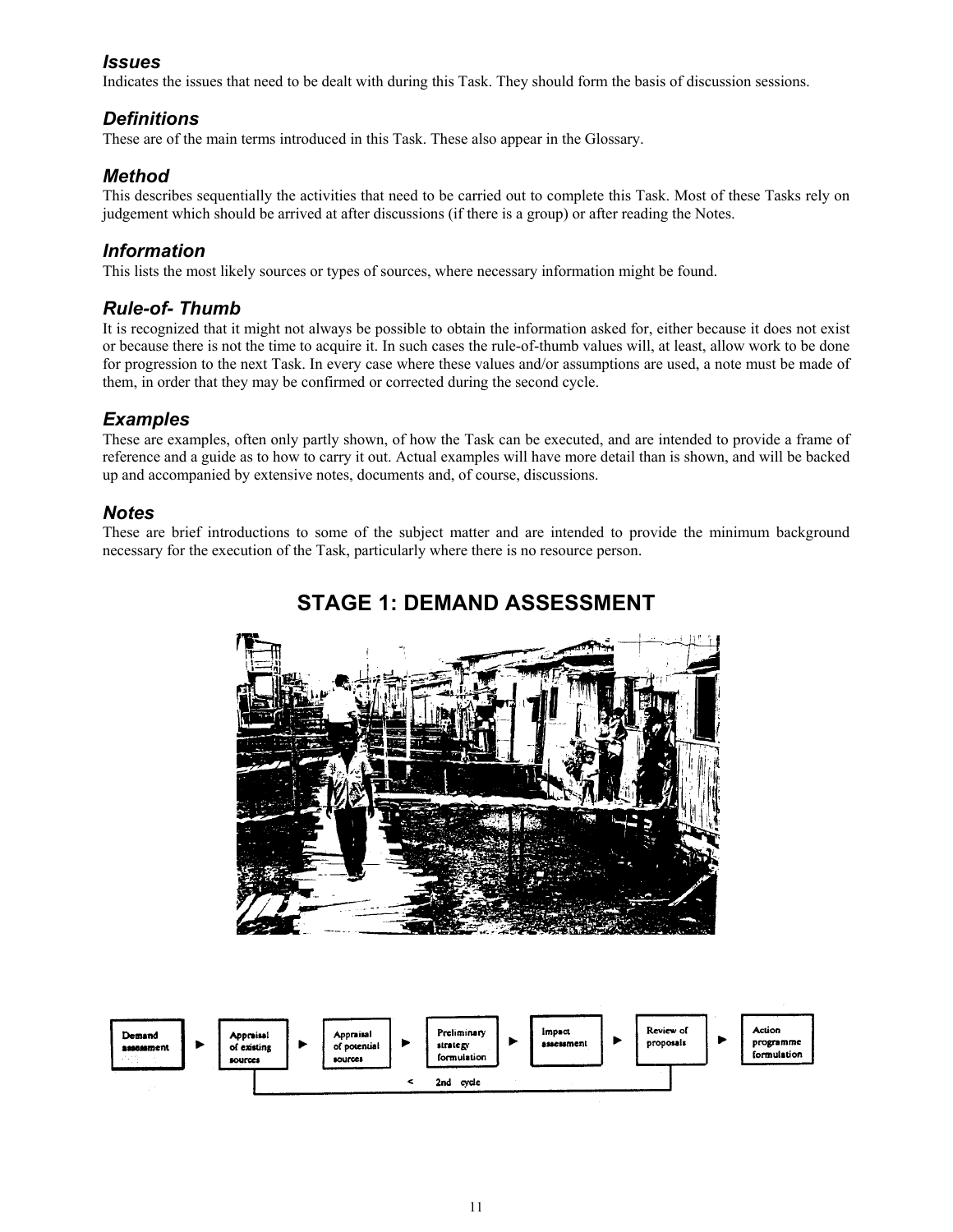### *Issues*

Indicates the issues that need to be dealt with during this Task. They should form the basis of discussion sessions.

### *Definitions*

These are of the main terms introduced in this Task. These also appear in the Glossary.

### *Method*

This describes sequentially the activities that need to be carried out to complete this Task. Most of these Tasks rely on judgement which should be arrived at after discussions (if there is a group) or after reading the Notes.

### *Information*

This lists the most likely sources or types of sources, where necessary information might be found.

### *Rule-of- Thumb*

It is recognized that it might not always be possible to obtain the information asked for, either because it does not exist or because there is not the time to acquire it. In such cases the rule-of-thumb values will, at least, allow work to be done for progression to the next Task. In every case where these values and/or assumptions are used, a note must be made of them, in order that they may be confirmed or corrected during the second cycle.

### *Examples*

These are examples, often only partly shown, of how the Task can be executed, and are intended to provide a frame of reference and a guide as to how to carry it out. Actual examples will have more detail than is shown, and will be backed up and accompanied by extensive notes, documents and, of course, discussions.

### *Notes*

These are brief introductions to some of the subject matter and are intended to provide the minimum background necessary for the execution of the Task, particularly where there is no resource person.

## STAGE 1: DEMAND ASSESSMENT

Demand assessment ► Appraisal of existing sources ► Appraisal of potential sources ► Preliminary strategy formulation ► Impact assessment ► Review of proposals ► Action programme formulation

< 2nd cycle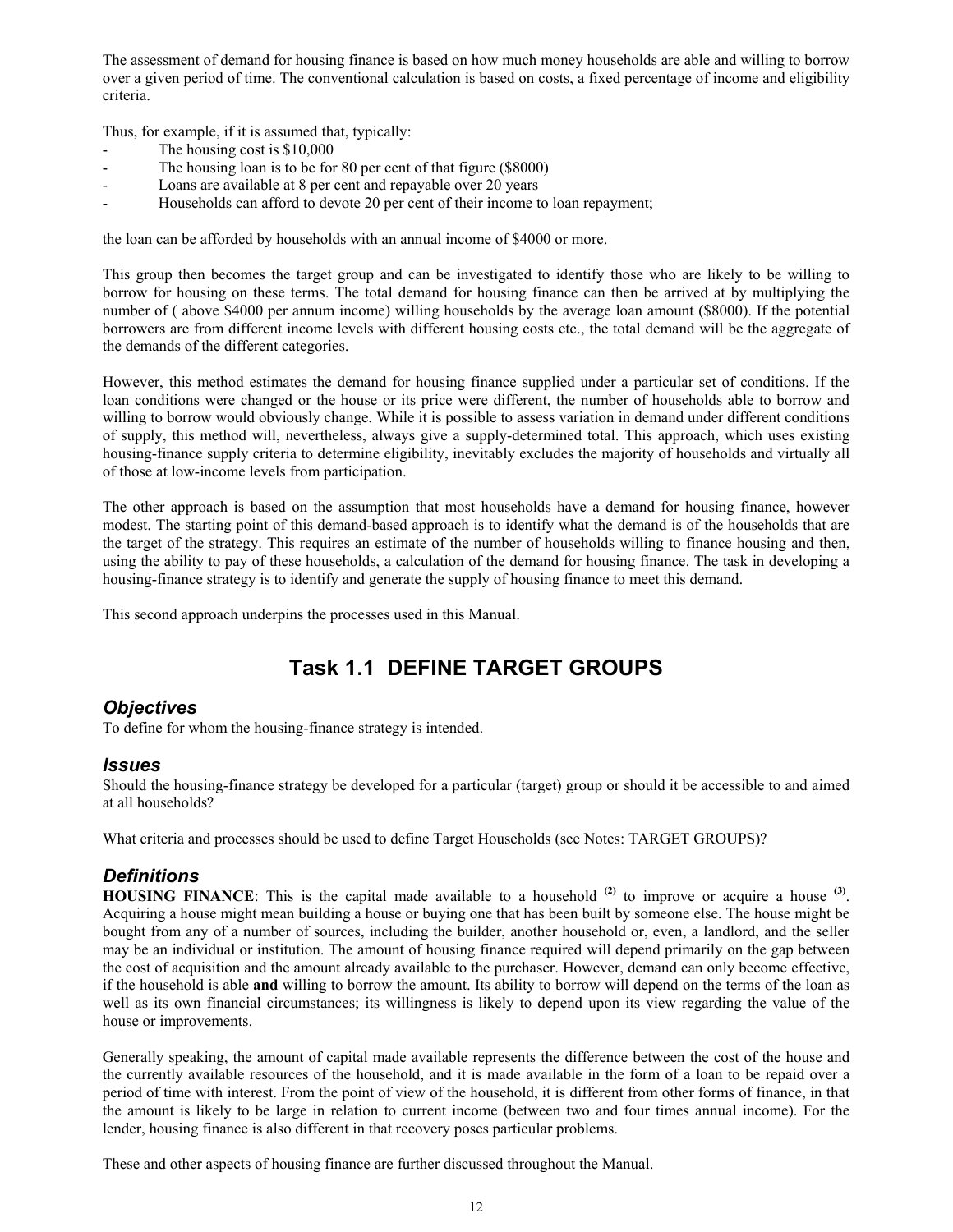The assessment of demand for housing finance is based on how much money households are able and willing to borrow over a given period of time. The conventional calculation is based on costs, a fixed percentage of income and eligibility criteria.

Thus, for example, if it is assumed that, typically:

- The housing cost is $10,000
- The housing loan is to be for 80 per cent of that figure ($8000)
- Loans are available at 8 per cent and repayable over 20 years
- Households can afford to devote 20 per cent of their income to loan repayment;

the loan can be afforded by households with an annual income of $4000 or more.

This group then becomes the target group and can be investigated to identify those who are likely to be willing to borrow for housing on these terms. The total demand for housing finance can then be arrived at by multiplying the number of ( above $4000 per annum income) willing households by the average loan amount ($8000). If the potential borrowers are from different income levels with different housing costs etc., the total demand will be the aggregate of the demands of the different categories.

However, this method estimates the demand for housing finance supplied under a particular set of conditions. If the loan conditions were changed or the house or its price were different, the number of households able to borrow and willing to borrow would obviously change. While it is possible to assess variation in demand under different conditions of supply, this method will, nevertheless, always give a supply-determined total. This approach, which uses existing housing-finance supply criteria to determine eligibility, inevitably excludes the majority of households and virtually all of those at low-income levels from participation.

The other approach is based on the assumption that most households have a demand for housing finance, however modest. The starting point of this demand-based approach is to identify what the demand is of the households that are the target of the strategy. This requires an estimate of the number of households willing to finance housing and then, using the ability to pay of these households, a calculation of the demand for housing finance. The task in developing a housing-finance strategy is to identify and generate the supply of housing finance to meet this demand.

This second approach underpins the processes used in this Manual.

## Task 1.1 DEFINE TARGET GROUPS

### *Objectives*

To define for whom the housing-finance strategy is intended.

### *Issues*

Should the housing-finance strategy be developed for a particular (target) group or should it be accessible to and aimed at all households?

What criteria and processes should be used to define Target Households (see Notes: TARGET GROUPS)?

### *Definitions*

**HOUSING FINANCE**: This is the capital made available to a household [(2)] to improve or acquire a house [(3)]. Acquiring a house might mean building a house or buying one that has been built by someone else. The house might be bought from any of a number of sources, including the builder, another household or, even, a landlord, and the seller may be an individual or institution. The amount of housing finance required will depend primarily on the gap between the cost of acquisition and the amount already available to the purchaser. However, demand can only become effective, if the household is able **and** willing to borrow the amount. Its ability to borrow will depend on the terms of the loan as well as its own financial circumstances; its willingness is likely to depend upon its view regarding the value of the house or improvements.

Generally speaking, the amount of capital made available represents the difference between the cost of the house and the currently available resources of the household, and it is made available in the form of a loan to be repaid over a period of time with interest. From the point of view of the household, it is different from other forms of finance, in that the amount is likely to be large in relation to current income (between two and four times annual income). For the lender, housing finance is also different in that recovery poses particular problems.

These and other aspects of housing finance are further discussed throughout the Manual.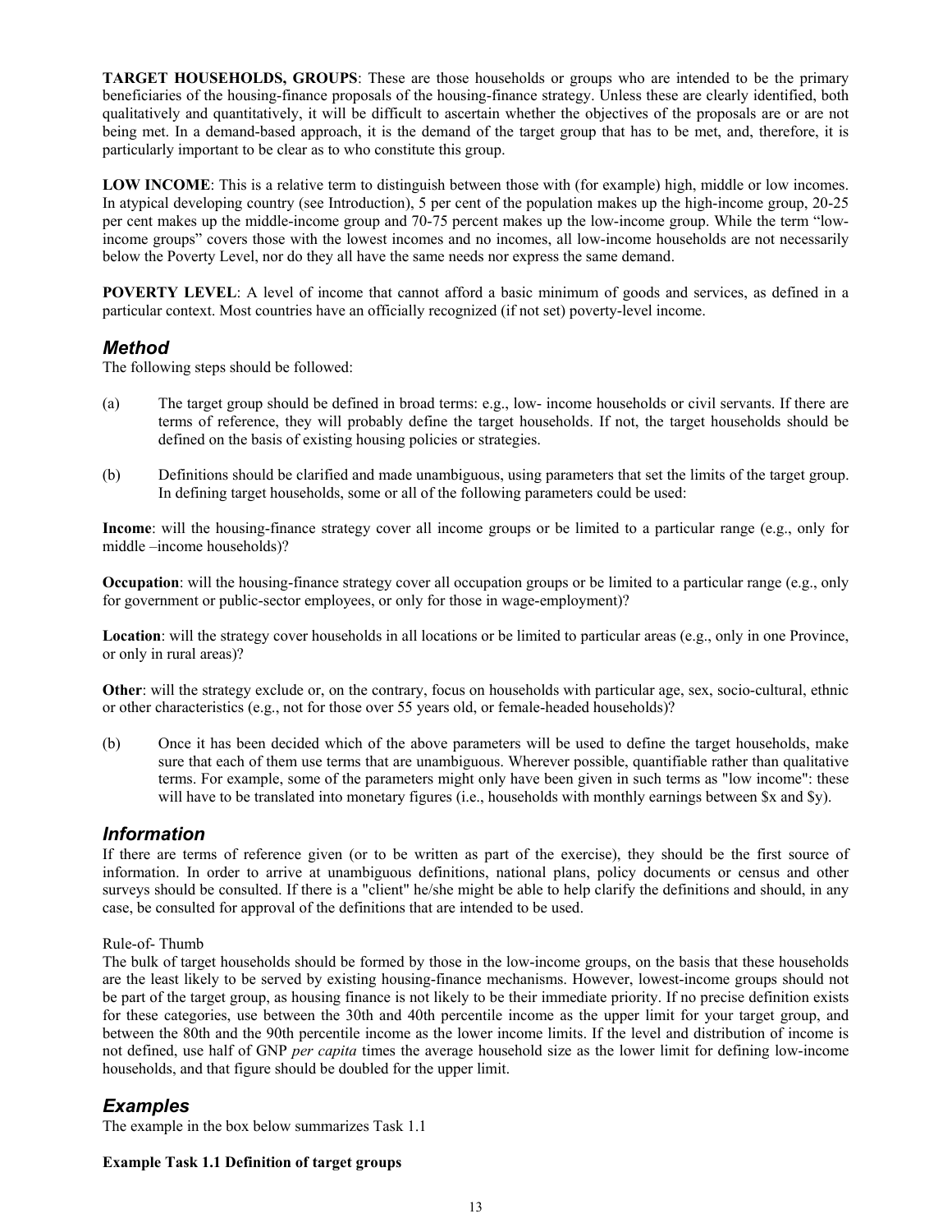**TARGET HOUSEHOLDS, GROUPS**: These are those households or groups who are intended to be the primary beneficiaries of the housing-finance proposals of the housing-finance strategy. Unless these are clearly identified, both qualitatively and quantitatively, it will be difficult to ascertain whether the objectives of the proposals are or are not being met. In a demand-based approach, it is the demand of the target group that has to be met, and, therefore, it is particularly important to be clear as to who constitute this group.

**LOW INCOME**: This is a relative term to distinguish between those with (for example) high, middle or low incomes. In atypical developing country (see Introduction), 5 per cent of the population makes up the high-income group, 20-25 per cent makes up the middle-income group and 70-75 percent makes up the low-income group. While the term "low-income groups" covers those with the lowest incomes and no incomes, all low-income households are not necessarily below the Poverty Level, nor do they all have the same needs nor express the same demand.

**POVERTY LEVEL**: A level of income that cannot afford a basic minimum of goods and services, as defined in a particular context. Most countries have an officially recognized (if not set) poverty-level income.

## *Method*

The following steps should be followed:

(a) The target group should be defined in broad terms: e.g., low- income households or civil servants. If there are terms of reference, they will probably define the target households. If not, the target households should be defined on the basis of existing housing policies or strategies.

(b) Definitions should be clarified and made unambiguous, using parameters that set the limits of the target group. In defining target households, some or all of the following parameters could be used:

**Income**: will the housing-finance strategy cover all income groups or be limited to a particular range (e.g., only for middle –income households)?

**Occupation**: will the housing-finance strategy cover all occupation groups or be limited to a particular range (e.g., only for government or public-sector employees, or only for those in wage-employment)?

**Location**: will the strategy cover households in all locations or be limited to particular areas (e.g., only in one Province, or only in rural areas)?

**Other**: will the strategy exclude or, on the contrary, focus on households with particular age, sex, socio-cultural, ethnic or other characteristics (e.g., not for those over 55 years old, or female-headed households)?

(b) Once it has been decided which of the above parameters will be used to define the target households, make sure that each of them use terms that are unambiguous. Wherever possible, quantifiable rather than qualitative terms. For example, some of the parameters might only have been given in such terms as "low income": these will have to be translated into monetary figures (i.e., households with monthly earnings between $x and $y).

## *Information*

If there are terms of reference given (or to be written as part of the exercise), they should be the first source of information. In order to arrive at unambiguous definitions, national plans, policy documents or census and other surveys should be consulted. If there is a "client" he/she might be able to help clarify the definitions and should, in any case, be consulted for approval of the definitions that are intended to be used.

Rule-of- Thumb

The bulk of target households should be formed by those in the low-income groups, on the basis that these households are the least likely to be served by existing housing-finance mechanisms. However, lowest-income groups should not be part of the target group, as housing finance is not likely to be their immediate priority. If no precise definition exists for these categories, use between the 30th and 40th percentile income as the upper limit for your target group, and between the 80th and the 90th percentile income as the lower income limits. If the level and distribution of income is not defined, use half of GNP *per capita* times the average household size as the lower limit for defining low-income households, and that figure should be doubled for the upper limit.

## *Examples*

The example in the box below summarizes Task 1.1

**Example Task 1.1 Definition of target groups**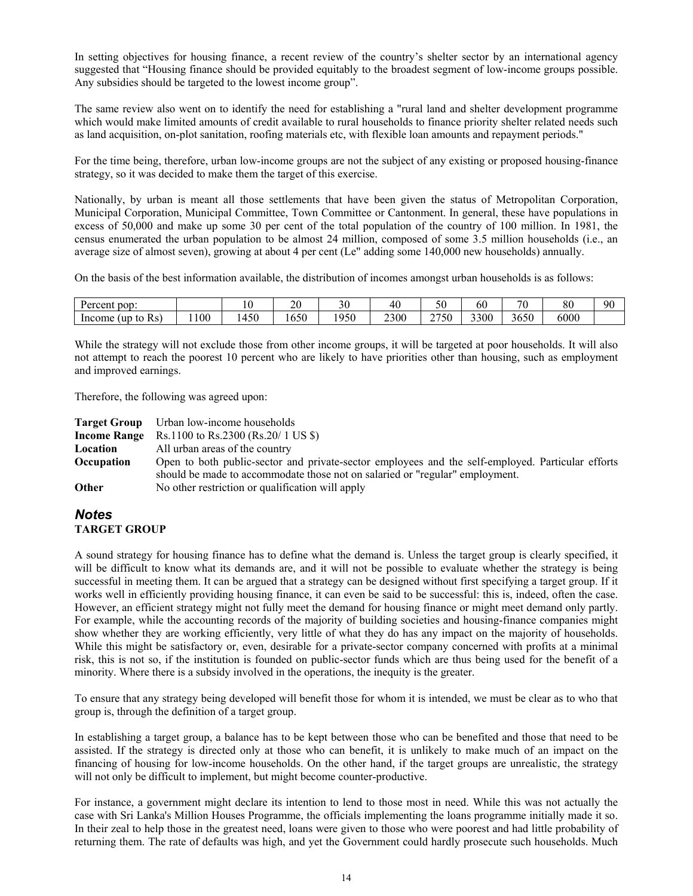In setting objectives for housing finance, a recent review of the country's shelter sector by an international agency suggested that "Housing finance should be provided equitably to the broadest segment of low-income groups possible. Any subsidies should be targeted to the lowest income group".

The same review also went on to identify the need for establishing a "rural land and shelter development programme which would make limited amounts of credit available to rural households to finance priority shelter related needs such as land acquisition, on-plot sanitation, roofing materials etc, with flexible loan amounts and repayment periods."

For the time being, therefore, urban low-income groups are not the subject of any existing or proposed housing-finance strategy, so it was decided to make them the target of this exercise.

Nationally, by urban is meant all those settlements that have been given the status of Metropolitan Corporation, Municipal Corporation, Municipal Committee, Town Committee or Cantonment. In general, these have populations in excess of 50,000 and make up some 30 per cent of the total population of the country of 100 million. In 1981, the census enumerated the urban population to be almost 24 million, composed of some 3.5 million households (i.e., an average size of almost seven), growing at about 4 per cent (Le" adding some 140,000 new households) annually.

On the basis of the best information available, the distribution of incomes amongst urban households is as follows:

| Percent pop: | | 10 | 20 | 30 | 40 | 50 | 60 | 70 | 80 | 90 |
|---|---|---|---|---|---|---|---|---|---|---|
| Income (up to Rs) | 1100 | 1450 | 1650 | 1950 | 2300 | 2750 | 3300 | 3650 | 6000 | |

While the strategy will not exclude those from other income groups, it will be targeted at poor households. It will also not attempt to reach the poorest 10 percent who are likely to have priorities other than housing, such as employment and improved earnings.

Therefore, the following was agreed upon:

**Target Group** Urban low-income households

**Income Range** Rs.1100 to Rs.2300 (Rs.20/ 1 US $)

**Location** All urban areas of the country

**Occupation** Open to both public-sector and private-sector employees and the self-employed. Particular efforts should be made to accommodate those not on salaried or "regular" employment.

**Other** No other restriction or qualification will apply

## *Notes*

### TARGET GROUP

A sound strategy for housing finance has to define what the demand is. Unless the target group is clearly specified, it will be difficult to know what its demands are, and it will not be possible to evaluate whether the strategy is being successful in meeting them. It can be argued that a strategy can be designed without first specifying a target group. If it works well in efficiently providing housing finance, it can even be said to be successful: this is, indeed, often the case. However, an efficient strategy might not fully meet the demand for housing finance or might meet demand only partly. For example, while the accounting records of the majority of building societies and housing-finance companies might show whether they are working efficiently, very little of what they do has any impact on the majority of households. While this might be satisfactory or, even, desirable for a private-sector company concerned with profits at a minimal risk, this is not so, if the institution is founded on public-sector funds which are thus being used for the benefit of a minority. Where there is a subsidy involved in the operations, the inequity is the greater.

To ensure that any strategy being developed will benefit those for whom it is intended, we must be clear as to who that group is, through the definition of a target group.

In establishing a target group, a balance has to be kept between those who can be benefited and those that need to be assisted. If the strategy is directed only at those who can benefit, it is unlikely to make much of an impact on the financing of housing for low-income households. On the other hand, if the target groups are unrealistic, the strategy will not only be difficult to implement, but might become counter-productive.

For instance, a government might declare its intention to lend to those most in need. While this was not actually the case with Sri Lanka's Million Houses Programme, the officials implementing the loans programme initially made it so. In their zeal to help those in the greatest need, loans were given to those who were poorest and had little probability of returning them. The rate of defaults was high, and yet the Government could hardly prosecute such households. Much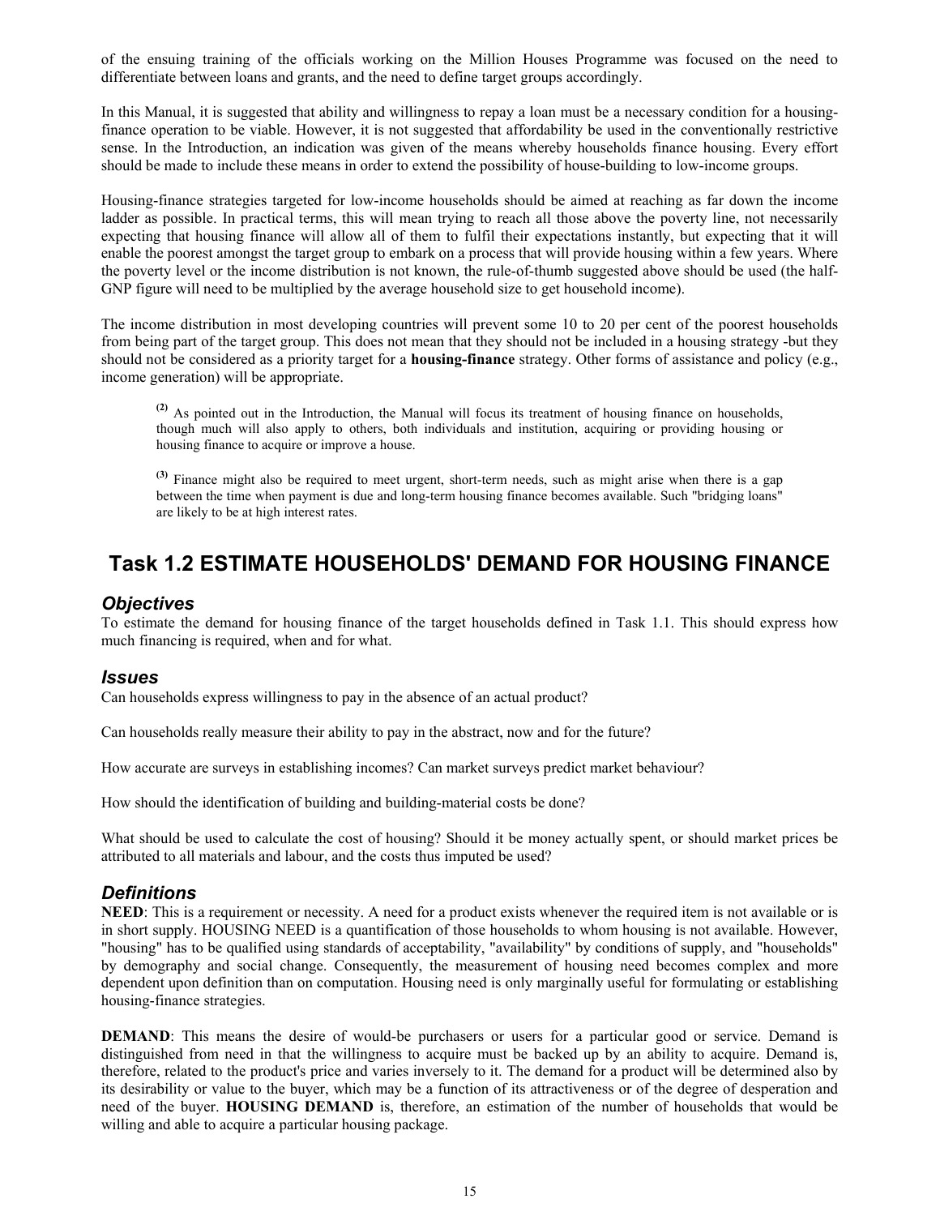of the ensuing training of the officials working on the Million Houses Programme was focused on the need to differentiate between loans and grants, and the need to define target groups accordingly.

In this Manual, it is suggested that ability and willingness to repay a loan must be a necessary condition for a housing-finance operation to be viable. However, it is not suggested that affordability be used in the conventionally restrictive sense. In the Introduction, an indication was given of the means whereby households finance housing. Every effort should be made to include these means in order to extend the possibility of house-building to low-income groups.

Housing-finance strategies targeted for low-income households should be aimed at reaching as far down the income ladder as possible. In practical terms, this will mean trying to reach all those above the poverty line, not necessarily expecting that housing finance will allow all of them to fulfil their expectations instantly, but expecting that it will enable the poorest amongst the target group to embark on a process that will provide housing within a few years. Where the poverty level or the income distribution is not known, the rule-of-thumb suggested above should be used (the half-GNP figure will need to be multiplied by the average household size to get household income).

The income distribution in most developing countries will prevent some 10 to 20 per cent of the poorest households from being part of the target group. This does not mean that they should not be included in a housing strategy -but they should not be considered as a priority target for a **housing-finance** strategy. Other forms of assistance and policy (e.g., income generation) will be appropriate.

> [(2)] As pointed out in the Introduction, the Manual will focus its treatment of housing finance on households, though much will also apply to others, both individuals and institution, acquiring or providing housing or housing finance to acquire or improve a house.

> [(3)] Finance might also be required to meet urgent, short-term needs, such as might arise when there is a gap between the time when payment is due and long-term housing finance becomes available. Such "bridging loans" are likely to be at high interest rates.

## Task 1.2 ESTIMATE HOUSEHOLDS' DEMAND FOR HOUSING FINANCE

### *Objectives*

To estimate the demand for housing finance of the target households defined in Task 1.1. This should express how much financing is required, when and for what.

### *Issues*

Can households express willingness to pay in the absence of an actual product?

Can households really measure their ability to pay in the abstract, now and for the future?

How accurate are surveys in establishing incomes? Can market surveys predict market behaviour?

How should the identification of building and building-material costs be done?

What should be used to calculate the cost of housing? Should it be money actually spent, or should market prices be attributed to all materials and labour, and the costs thus imputed be used?

### *Definitions*

**NEED**: This is a requirement or necessity. A need for a product exists whenever the required item is not available or is in short supply. HOUSING NEED is a quantification of those households to whom housing is not available. However, "housing" has to be qualified using standards of acceptability, "availability" by conditions of supply, and "households" by demography and social change. Consequently, the measurement of housing need becomes complex and more dependent upon definition than on computation. Housing need is only marginally useful for formulating or establishing housing-finance strategies.

**DEMAND**: This means the desire of would-be purchasers or users for a particular good or service. Demand is distinguished from need in that the willingness to acquire must be backed up by an ability to acquire. Demand is, therefore, related to the product's price and varies inversely to it. The demand for a product will be determined also by its desirability or value to the buyer, which may be a function of its attractiveness or of the degree of desperation and need of the buyer. **HOUSING DEMAND** is, therefore, an estimation of the number of households that would be willing and able to acquire a particular housing package.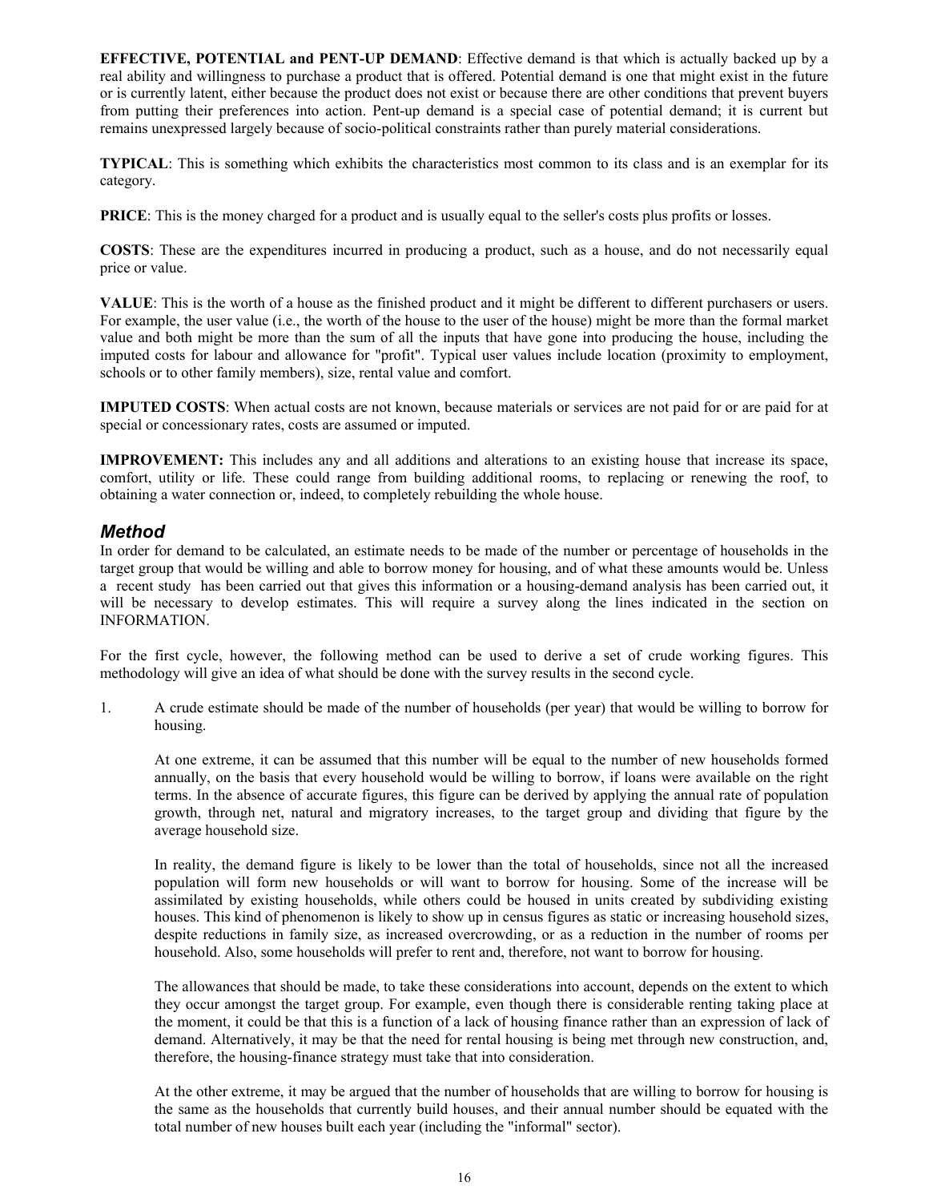**EFFECTIVE, POTENTIAL and PENT-UP DEMAND**: Effective demand is that which is actually backed up by a real ability and willingness to purchase a product that is offered. Potential demand is one that might exist in the future or is currently latent, either because the product does not exist or because there are other conditions that prevent buyers from putting their preferences into action. Pent-up demand is a special case of potential demand; it is current but remains unexpressed largely because of socio-political constraints rather than purely material considerations.

**TYPICAL**: This is something which exhibits the characteristics most common to its class and is an exemplar for its category.

**PRICE**: This is the money charged for a product and is usually equal to the seller's costs plus profits or losses.

**COSTS**: These are the expenditures incurred in producing a product, such as a house, and do not necessarily equal price or value.

**VALUE**: This is the worth of a house as the finished product and it might be different to different purchasers or users. For example, the user value (i.e., the worth of the house to the user of the house) might be more than the formal market value and both might be more than the sum of all the inputs that have gone into producing the house, including the imputed costs for labour and allowance for "profit". Typical user values include location (proximity to employment, schools or to other family members), size, rental value and comfort.

**IMPUTED COSTS**: When actual costs are not known, because materials or services are not paid for or are paid for at special or concessionary rates, costs are assumed or imputed.

**IMPROVEMENT:** This includes any and all additions and alterations to an existing house that increase its space, comfort, utility or life. These could range from building additional rooms, to replacing or renewing the roof, to obtaining a water connection or, indeed, to completely rebuilding the whole house.

## *Method*

In order for demand to be calculated, an estimate needs to be made of the number or percentage of households in the target group that would be willing and able to borrow money for housing, and of what these amounts would be. Unless a recent study has been carried out that gives this information or a housing-demand analysis has been carried out, it will be necessary to develop estimates. This will require a survey along the lines indicated in the section on INFORMATION.

For the first cycle, however, the following method can be used to derive a set of crude working figures. This methodology will give an idea of what should be done with the survey results in the second cycle.

1. A crude estimate should be made of the number of households (per year) that would be willing to borrow for housing.

   At one extreme, it can be assumed that this number will be equal to the number of new households formed annually, on the basis that every household would be willing to borrow, if loans were available on the right terms. In the absence of accurate figures, this figure can be derived by applying the annual rate of population growth, through net, natural and migratory increases, to the target group and dividing that figure by the average household size.

   In reality, the demand figure is likely to be lower than the total of households, since not all the increased population will form new households or will want to borrow for housing. Some of the increase will be assimilated by existing households, while others could be housed in units created by subdividing existing houses. This kind of phenomenon is likely to show up in census figures as static or increasing household sizes, despite reductions in family size, as increased overcrowding, or as a reduction in the number of rooms per household. Also, some households will prefer to rent and, therefore, not want to borrow for housing.

   The allowances that should be made, to take these considerations into account, depends on the extent to which they occur amongst the target group. For example, even though there is considerable renting taking place at the moment, it could be that this is a function of a lack of housing finance rather than an expression of lack of demand. Alternatively, it may be that the need for rental housing is being met through new construction, and, therefore, the housing-finance strategy must take that into consideration.

   At the other extreme, it may be argued that the number of households that are willing to borrow for housing is the same as the households that currently build houses, and their annual number should be equated with the total number of new houses built each year (including the "informal" sector).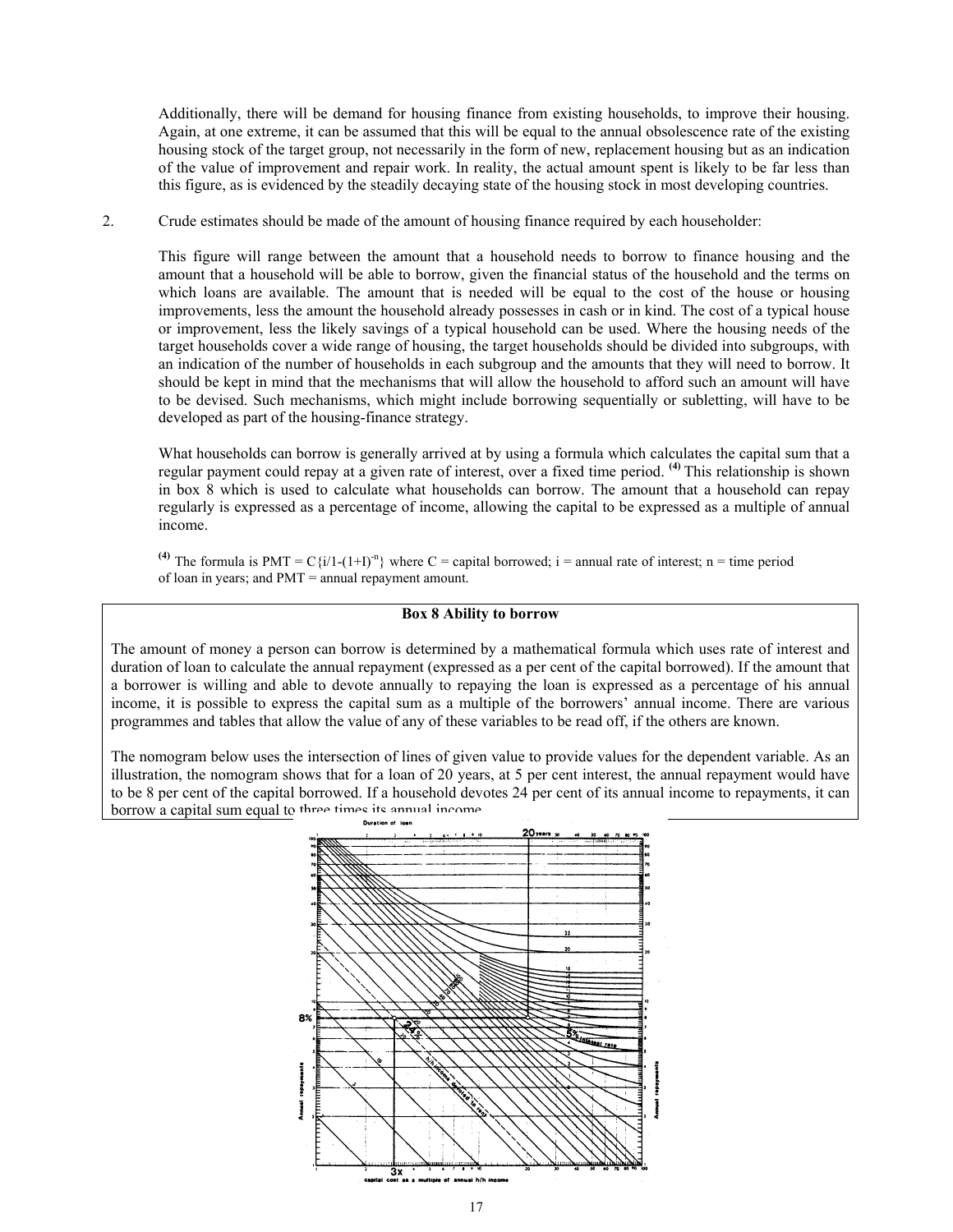Additionally, there will be demand for housing finance from existing households, to improve their housing. Again, at one extreme, it can be assumed that this will be equal to the annual obsolescence rate of the existing housing stock of the target group, not necessarily in the form of new, replacement housing but as an indication of the value of improvement and repair work. In reality, the actual amount spent is likely to be far less than this figure, as is evidenced by the steadily decaying state of the housing stock in most developing countries.

2. Crude estimates should be made of the amount of housing finance required by each householder:

This figure will range between the amount that a household needs to borrow to finance housing and the amount that a household will be able to borrow, given the financial status of the household and the terms on which loans are available. The amount that is needed will be equal to the cost of the house or housing improvements, less the amount the household already possesses in cash or in kind. The cost of a typical house or improvement, less the likely savings of a typical household can be used. Where the housing needs of the target households cover a wide range of housing, the target households should be divided into subgroups, with an indication of the number of households in each subgroup and the amounts that they will need to borrow. It should be kept in mind that the mechanisms that will allow the household to afford such an amount will have to be devised. Such mechanisms, which might include borrowing sequentially or subletting, will have to be developed as part of the housing-finance strategy.

What households can borrow is generally arrived at by using a formula which calculates the capital sum that a regular payment could repay at a given rate of interest, over a fixed time period. [4] This relationship is shown in box 8 which is used to calculate what households can borrow. The amount that a household can repay regularly is expressed as a percentage of income, allowing the capital to be expressed as a multiple of annual income.

[4] The formula is $PMT = C\{i/1-(1+I)^{-n}\}$ where C = capital borrowed; i = annual rate of interest; n = time period of loan in years; and PMT = annual repayment amount.

**Box 8 Ability to borrow**

The amount of money a person can borrow is determined by a mathematical formula which uses rate of interest and duration of loan to calculate the annual repayment (expressed as a per cent of the capital borrowed). If the amount that a borrower is willing and able to devote annually to repaying the loan is expressed as a percentage of his annual income, it is possible to express the capital sum as a multiple of the borrowers' annual income. There are various programmes and tables that allow the value of any of these variables to be read off, if the others are known.

The nomogram below uses the intersection of lines of given value to provide values for the dependent variable. As an illustration, the nomogram shows that for a loan of 20 years, at 5 per cent interest, the annual repayment would have to be 8 per cent of the capital borrowed. If a household devotes 24 per cent of its annual income to repayments, it can borrow a capital sum equal to three times its annual income.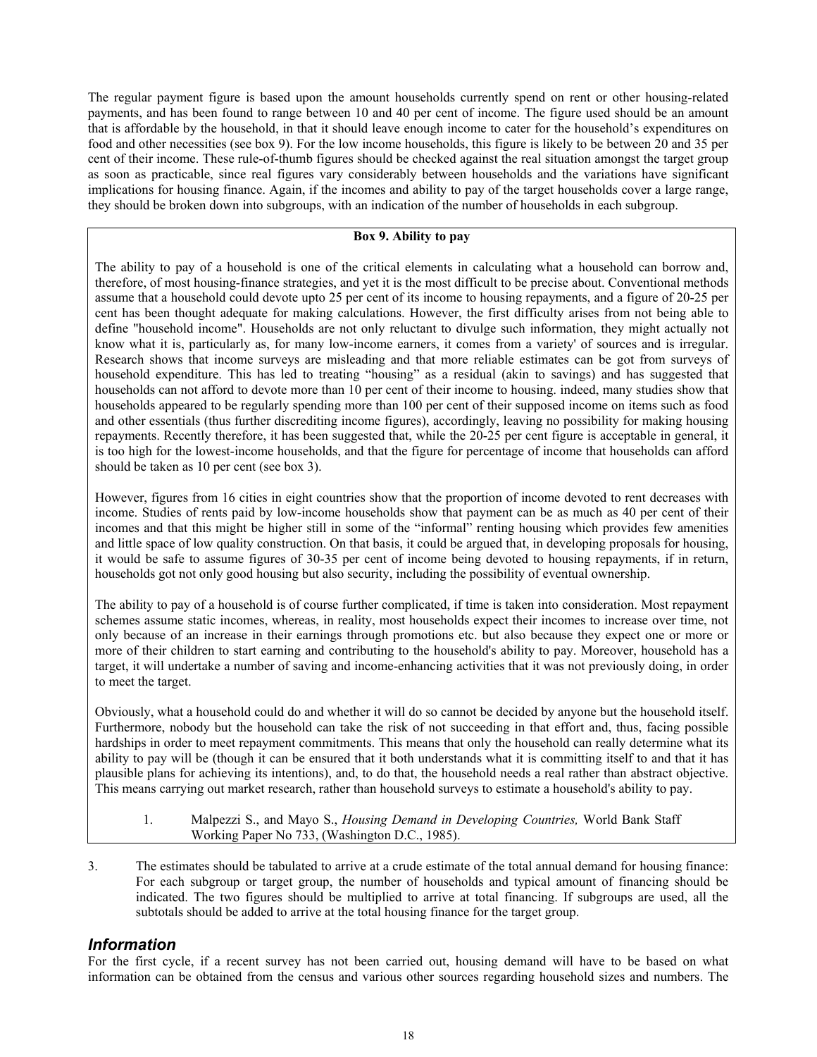The regular payment figure is based upon the amount households currently spend on rent or other housing-related payments, and has been found to range between 10 and 40 per cent of income. The figure used should be an amount that is affordable by the household, in that it should leave enough income to cater for the household's expenditures on food and other necessities (see box 9). For the low income households, this figure is likely to be between 20 and 35 per cent of their income. These rule-of-thumb figures should be checked against the real situation amongst the target group as soon as practicable, since real figures vary considerably between households and the variations have significant implications for housing finance. Again, if the incomes and ability to pay of the target households cover a large range, they should be broken down into subgroups, with an indication of the number of households in each subgroup.

**Box 9. Ability to pay**

The ability to pay of a household is one of the critical elements in calculating what a household can borrow and, therefore, of most housing-finance strategies, and yet it is the most difficult to be precise about. Conventional methods assume that a household could devote upto 25 per cent of its income to housing repayments, and a figure of 20-25 per cent has been thought adequate for making calculations. However, the first difficulty arises from not being able to define "household income". Households are not only reluctant to divulge such information, they might actually not know what it is, particularly as, for many low-income earners, it comes from a variety' of sources and is irregular. Research shows that income surveys are misleading and that more reliable estimates can be got from surveys of household expenditure. This has led to treating "housing" as a residual (akin to savings) and has suggested that households can not afford to devote more than 10 per cent of their income to housing. indeed, many studies show that households appeared to be regularly spending more than 100 per cent of their supposed income on items such as food and other essentials (thus further discrediting income figures), accordingly, leaving no possibility for making housing repayments. Recently therefore, it has been suggested that, while the 20-25 per cent figure is acceptable in general, it is too high for the lowest-income households, and that the figure for percentage of income that households can afford should be taken as 10 per cent (see box 3).

However, figures from 16 cities in eight countries show that the proportion of income devoted to rent decreases with income. Studies of rents paid by low-income households show that payment can be as much as 40 per cent of their incomes and that this might be higher still in some of the "informal" renting housing which provides few amenities and little space of low quality construction. On that basis, it could be argued that, in developing proposals for housing, it would be safe to assume figures of 30-35 per cent of income being devoted to housing repayments, if in return, households got not only good housing but also security, including the possibility of eventual ownership.

The ability to pay of a household is of course further complicated, if time is taken into consideration. Most repayment schemes assume static incomes, whereas, in reality, most households expect their incomes to increase over time, not only because of an increase in their earnings through promotions etc. but also because they expect one or more of their children to start earning and contributing to the household's ability to pay. Moreover, household has a target, it will undertake a number of saving and income-enhancing activities that it was not previously doing, in order to meet the target.

Obviously, what a household could do and whether it will do so cannot be decided by anyone but the household itself. Furthermore, nobody but the household can take the risk of not succeeding in that effort and, thus, facing possible hardships in order to meet repayment commitments. This means that only the household can really determine what its ability to pay will be (though it can be ensured that it both understands what it is committing itself to and that it has plausible plans for achieving its intentions), and, to do that, the household needs a real rather than abstract objective. This means carrying out market research, rather than household surveys to estimate a household's ability to pay.

1. Malpezzi S., and Mayo S., *Housing Demand in Developing Countries,* World Bank Staff Working Paper No 733, (Washington D.C., 1985).

3. The estimates should be tabulated to arrive at a crude estimate of the total annual demand for housing finance: For each subgroup or target group, the number of households and typical amount of financing should be indicated. The two figures should be multiplied to arrive at total financing. If subgroups are used, all the subtotals should be added to arrive at the total housing finance for the target group.

## *Information*

For the first cycle, if a recent survey has not been carried out, housing demand will have to be based on what information can be obtained from the census and various other sources regarding household sizes and numbers. The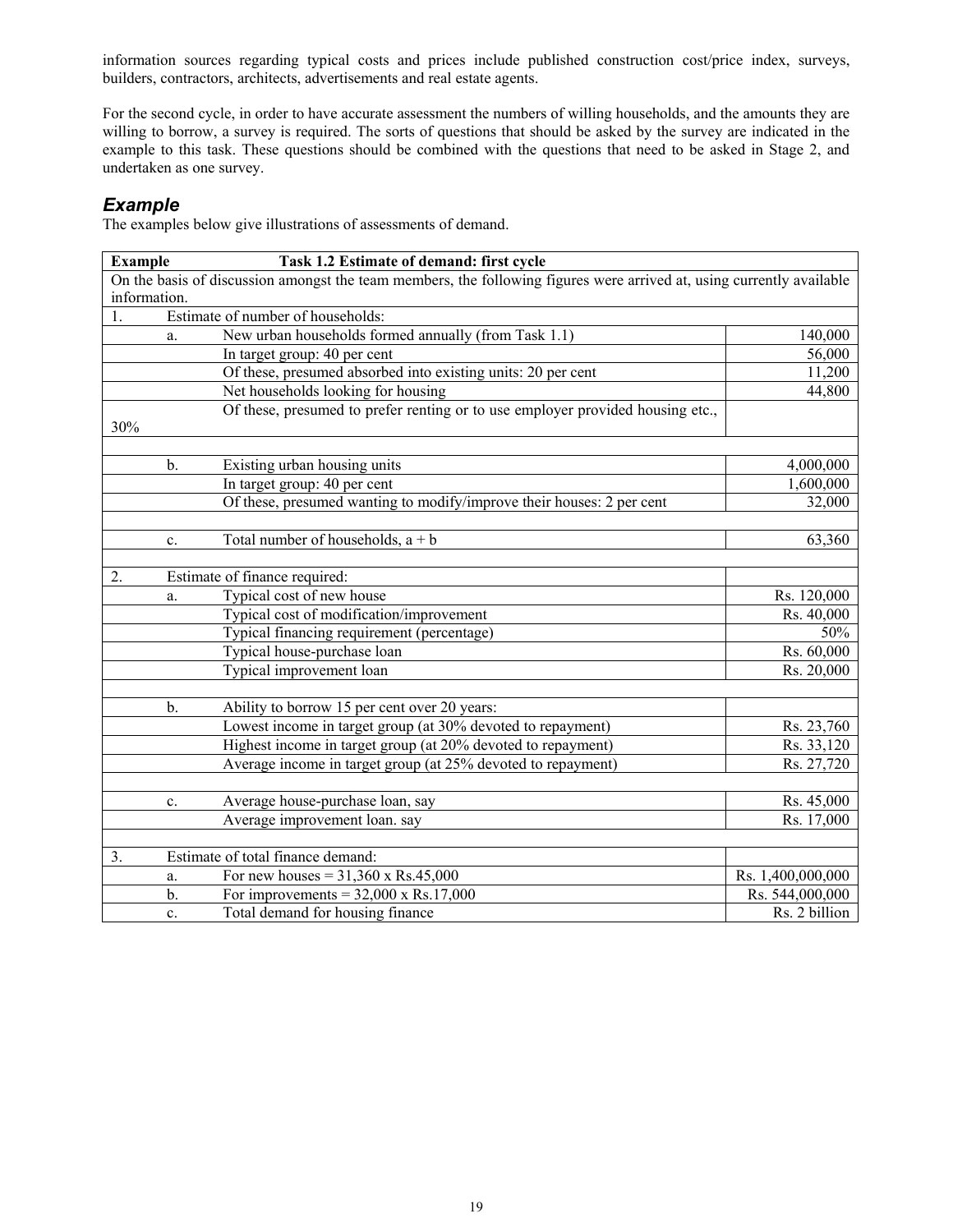information sources regarding typical costs and prices include published construction cost/price index, surveys, builders, contractors, architects, advertisements and real estate agents.

For the second cycle, in order to have accurate assessment the numbers of willing households, and the amounts they are willing to borrow, a survey is required. The sorts of questions that should be asked by the survey are indicated in the example to this task. These questions should be combined with the questions that need to be asked in Stage 2, and undertaken as one survey.

## *Example*

The examples below give illustrations of assessments of demand.

| **Example** | | **Task 1.2 Estimate of demand: first cycle** | |
|---|---|---|---|
| On the basis of discussion amongst the team members, the following figures were arrived at, using currently available information. | | | |
| 1. | Estimate of number of households: | | |
| | a. | New urban households formed annually (from Task 1.1) | 140,000 |
| | | In target group: 40 per cent | 56,000 |
| | | Of these, presumed absorbed into existing units: 20 per cent | 11,200 |
| | | Net households looking for housing | 44,800 |
| 30% | | Of these, presumed to prefer renting or to use employer provided housing etc., | |
| | | | |
| | b. | Existing urban housing units | 4,000,000 |
| | | In target group: 40 per cent | 1,600,000 |
| | | Of these, presumed wanting to modify/improve their houses: 2 per cent | 32,000 |
| | | | |
| | c. | Total number of households, a + b | 63,360 |
| | | | |
| 2. | Estimate of finance required: | | |
| | a. | Typical cost of new house | Rs. 120,000 |
| | | Typical cost of modification/improvement | Rs. 40,000 |
| | | Typical financing requirement (percentage) | 50% |
| | | Typical house-purchase loan | Rs. 60,000 |
| | | Typical improvement loan | Rs. 20,000 |
| | | | |
| | b. | Ability to borrow 15 per cent over 20 years: | |
| | | Lowest income in target group (at 30% devoted to repayment) | Rs. 23,760 |
| | | Highest income in target group (at 20% devoted to repayment) | Rs. 33,120 |
| | | Average income in target group (at 25% devoted to repayment) | Rs. 27,720 |
| | | | |
| | c. | Average house-purchase loan, say | Rs. 45,000 |
| | | Average improvement loan. say | Rs. 17,000 |
| | | | |
| 3. | Estimate of total finance demand: | | |
| | a. | For new houses = 31,360 x Rs.45,000 | Rs. 1,400,000,000 |
| | b. | For improvements = 32,000 x Rs.17,000 | Rs. 544,000,000 |
| | c. | Total demand for housing finance | Rs. 2 billion |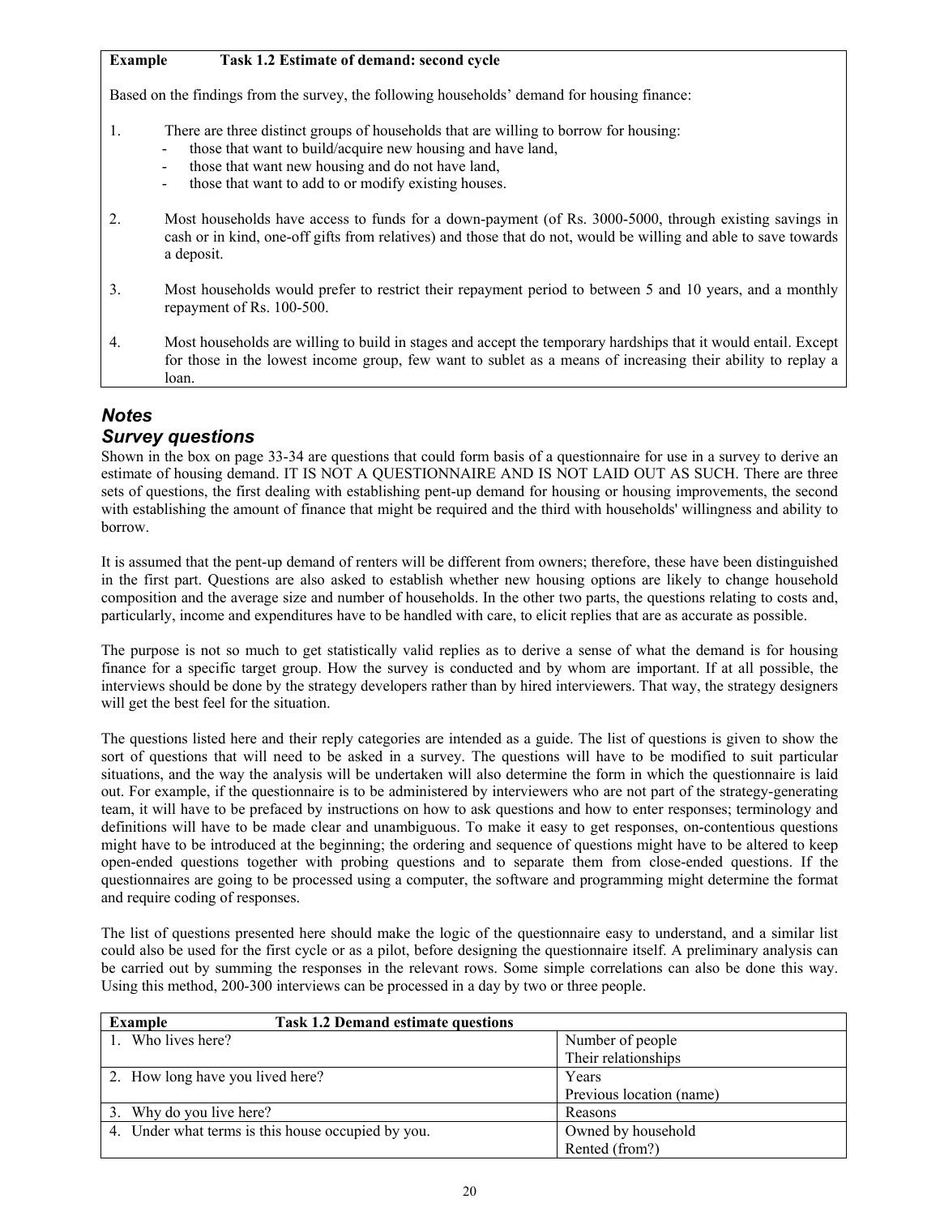**Example Task 1.2 Estimate of demand: second cycle**

Based on the findings from the survey, the following households' demand for housing finance:

1. There are three distinct groups of households that are willing to borrow for housing:
   - those that want to build/acquire new housing and have land,
   - those that want new housing and do not have land,
   - those that want to add to or modify existing houses.

2. Most households have access to funds for a down-payment (of Rs. 3000-5000, through existing savings in cash or in kind, one-off gifts from relatives) and those that do not, would be willing and able to save towards a deposit.

3. Most households would prefer to restrict their repayment period to between 5 and 10 years, and a monthly repayment of Rs. 100-500.

4. Most households are willing to build in stages and accept the temporary hardships that it would entail. Except for those in the lowest income group, few want to sublet as a means of increasing their ability to replay a loan.

## *Notes*

## *Survey questions*

Shown in the box on page 33-34 are questions that could form basis of a questionnaire for use in a survey to derive an estimate of housing demand. IT IS NOT A QUESTIONNAIRE AND IS NOT LAID OUT AS SUCH. There are three sets of questions, the first dealing with establishing pent-up demand for housing or housing improvements, the second with establishing the amount of finance that might be required and the third with households' willingness and ability to borrow.

It is assumed that the pent-up demand of renters will be different from owners; therefore, these have been distinguished in the first part. Questions are also asked to establish whether new housing options are likely to change household composition and the average size and number of households. In the other two parts, the questions relating to costs and, particularly, income and expenditures have to be handled with care, to elicit replies that are as accurate as possible.

The purpose is not so much to get statistically valid replies as to derive a sense of what the demand is for housing finance for a specific target group. How the survey is conducted and by whom are important. If at all possible, the interviews should be done by the strategy developers rather than by hired interviewers. That way, the strategy designers will get the best feel for the situation.

The questions listed here and their reply categories are intended as a guide. The list of questions is given to show the sort of questions that will need to be asked in a survey. The questions will have to be modified to suit particular situations, and the way the analysis will be undertaken will also determine the form in which the questionnaire is laid out. For example, if the questionnaire is to be administered by interviewers who are not part of the strategy-generating team, it will have to be prefaced by instructions on how to ask questions and how to enter responses; terminology and definitions will have to be made clear and unambiguous. To make it easy to get responses, on-contentious questions might have to be introduced at the beginning; the ordering and sequence of questions might have to be altered to keep open-ended questions together with probing questions and to separate them from close-ended questions. If the questionnaires are going to be processed using a computer, the software and programming might determine the format and require coding of responses.

The list of questions presented here should make the logic of the questionnaire easy to understand, and a similar list could also be used for the first cycle or as a pilot, before designing the questionnaire itself. A preliminary analysis can be carried out by summing the responses in the relevant rows. Some simple correlations can also be done this way. Using this method, 200-300 interviews can be processed in a day by two or three people.

| **Example Task 1.2 Demand estimate questions** | |
|---|---|
| 1. Who lives here? | Number of people<br>Their relationships |
| 2. How long have you lived here? | Years<br>Previous location (name) |
| 3. Why do you live here? | Reasons |
| 4. Under what terms is this house occupied by you. | Owned by household<br>Rented (from?) |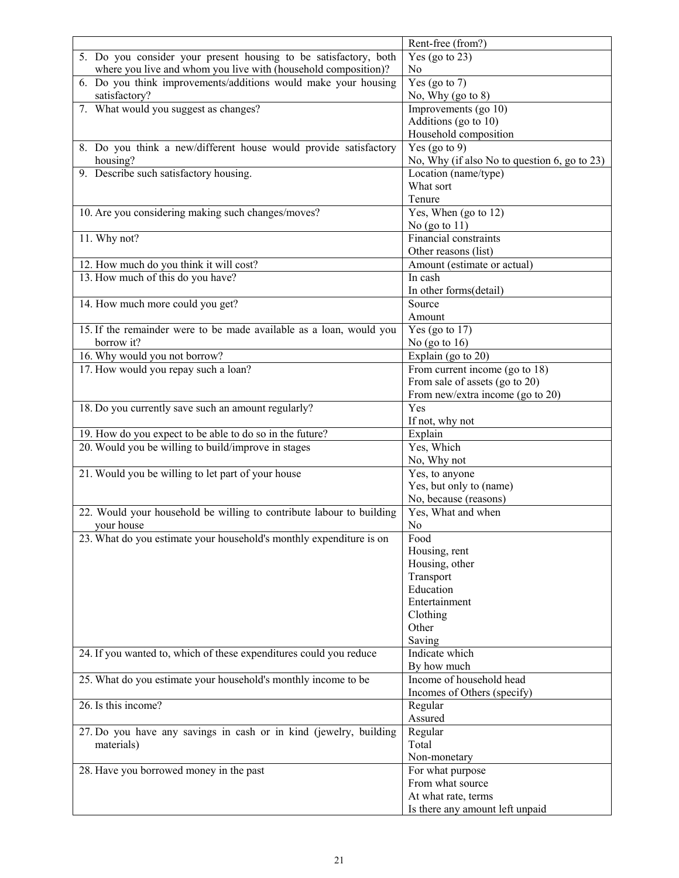| | |
|---|---|
| | Rent-free (from?) |
| 5. Do you consider your present housing to be satisfactory, both where you live and whom you live with (household composition)? | Yes (go to 23)<br>No |
| 6. Do you think improvements/additions would make your housing satisfactory? | Yes (go to 7)<br>No, Why (go to 8) |
| 7. What would you suggest as changes? | Improvements (go 10)<br>Additions (go to 10)<br>Household composition |
| 8. Do you think a new/different house would provide satisfactory housing? | Yes (go to 9)<br>No, Why (if also No to question 6, go to 23) |
| 9. Describe such satisfactory housing. | Location (name/type)<br>What sort<br>Tenure |
| 10. Are you considering making such changes/moves? | Yes, When (go to 12)<br>No (go to 11) |
| 11. Why not? | Financial constraints<br>Other reasons (list) |
| 12. How much do you think it will cost? | Amount (estimate or actual) |
| 13. How much of this do you have? | In cash<br>In other forms(detail) |
| 14. How much more could you get? | Source<br>Amount |
| 15. If the remainder were to be made available as a loan, would you borrow it? | Yes (go to 17)<br>No (go to 16) |
| 16. Why would you not borrow? | Explain (go to 20) |
| 17. How would you repay such a loan? | From current income (go to 18)<br>From sale of assets (go to 20)<br>From new/extra income (go to 20) |
| 18. Do you currently save such an amount regularly? | Yes<br>If not, why not |
| 19. How do you expect to be able to do so in the future? | Explain |
| 20. Would you be willing to build/improve in stages | Yes, Which<br>No, Why not |
| 21. Would you be willing to let part of your house | Yes, to anyone<br>Yes, but only to (name)<br>No, because (reasons) |
| 22. Would your household be willing to contribute labour to building your house | Yes, What and when<br>No |
| 23. What do you estimate your household's monthly expenditure is on | Food<br>Housing, rent<br>Housing, other<br>Transport<br>Education<br>Entertainment<br>Clothing<br>Other<br>Saving |
| 24. If you wanted to, which of these expenditures could you reduce | Indicate which<br>By how much |
| 25. What do you estimate your household's monthly income to be | Income of household head<br>Incomes of Others (specify) |
| 26. Is this income? | Regular<br>Assured |
| 27. Do you have any savings in cash or in kind (jewelry, building materials) | Regular<br>Total<br>Non-monetary |
| 28. Have you borrowed money in the past | For what purpose<br>From what source<br>At what rate, terms<br>Is there any amount left unpaid |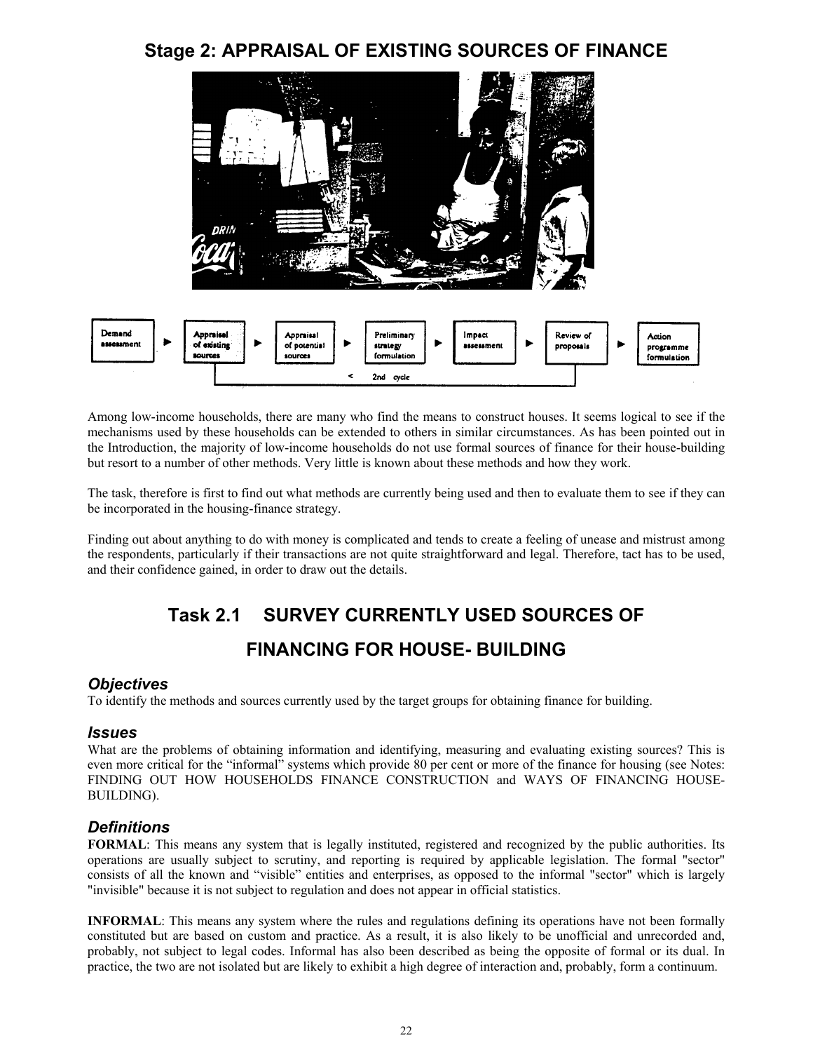# Stage 2: APPRAISAL OF EXISTING SOURCES OF FINANCE

Demand assessment ► Appraisal of existing sources ► Appraisal of potential sources ► Preliminary strategy formulation ► Impact assessment ► Review of proposals ► Action programme formulation

< 2nd cycle

Among low-income households, there are many who find the means to construct houses. It seems logical to see if the mechanisms used by these households can be extended to others in similar circumstances. As has been pointed out in the Introduction, the majority of low-income households do not use formal sources of finance for their house-building but resort to a number of other methods. Very little is known about these methods and how they work.

The task, therefore is first to find out what methods are currently being used and then to evaluate them to see if they can be incorporated in the housing-finance strategy.

Finding out about anything to do with money is complicated and tends to create a feeling of unease and mistrust among the respondents, particularly if their transactions are not quite straightforward and legal. Therefore, tact has to be used, and their confidence gained, in order to draw out the details.

## Task 2.1 SURVEY CURRENTLY USED SOURCES OF FINANCING FOR HOUSE- BUILDING

### *Objectives*

To identify the methods and sources currently used by the target groups for obtaining finance for building.

### *Issues*

What are the problems of obtaining information and identifying, measuring and evaluating existing sources? This is even more critical for the "informal" systems which provide 80 per cent or more of the finance for housing (see Notes: FINDING OUT HOW HOUSEHOLDS FINANCE CONSTRUCTION and WAYS OF FINANCING HOUSE-BUILDING).

### *Definitions*

**FORMAL**: This means any system that is legally instituted, registered and recognized by the public authorities. Its operations are usually subject to scrutiny, and reporting is required by applicable legislation. The formal "sector" consists of all the known and "visible" entities and enterprises, as opposed to the informal "sector" which is largely "invisible" because it is not subject to regulation and does not appear in official statistics.

**INFORMAL**: This means any system where the rules and regulations defining its operations have not been formally constituted but are based on custom and practice. As a result, it is also likely to be unofficial and unrecorded and, probably, not subject to legal codes. Informal has also been described as being the opposite of formal or its dual. In practice, the two are not isolated but are likely to exhibit a high degree of interaction and, probably, form a continuum.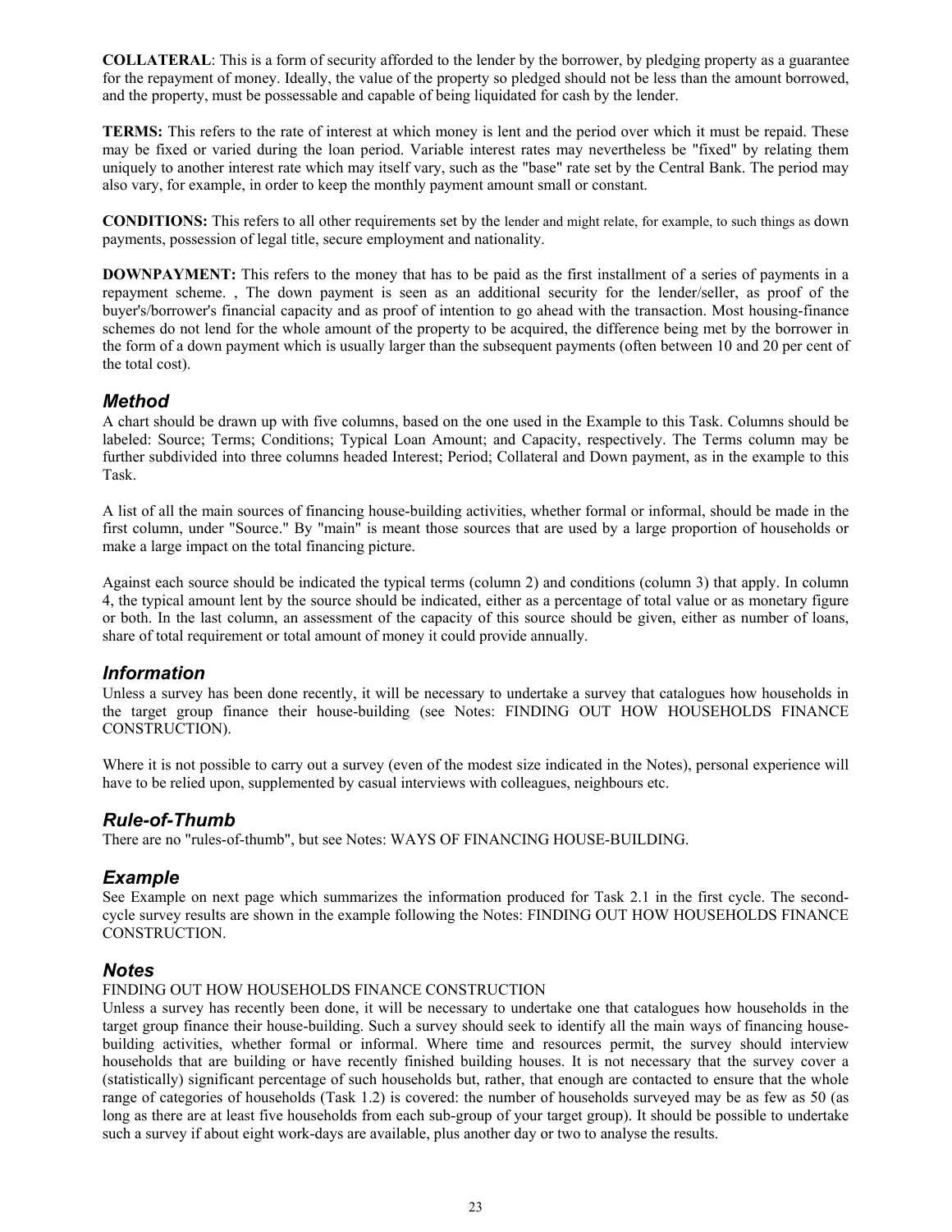**COLLATERAL**: This is a form of security afforded to the lender by the borrower, by pledging property as a guarantee for the repayment of money. Ideally, the value of the property so pledged should not be less than the amount borrowed, and the property, must be possessable and capable of being liquidated for cash by the lender.

**TERMS:** This refers to the rate of interest at which money is lent and the period over which it must be repaid. These may be fixed or varied during the loan period. Variable interest rates may nevertheless be "fixed" by relating them uniquely to another interest rate which may itself vary, such as the "base" rate set by the Central Bank. The period may also vary, for example, in order to keep the monthly payment amount small or constant.

**CONDITIONS:** This refers to all other requirements set by the lender and might relate, for example, to such things as down payments, possession of legal title, secure employment and nationality.

**DOWNPAYMENT:** This refers to the money that has to be paid as the first installment of a series of payments in a repayment scheme. , The down payment is seen as an additional security for the lender/seller, as proof of the buyer's/borrower's financial capacity and as proof of intention to go ahead with the transaction. Most housing-finance schemes do not lend for the whole amount of the property to be acquired, the difference being met by the borrower in the form of a down payment which is usually larger than the subsequent payments (often between 10 and 20 per cent of the total cost).

## *Method*

A chart should be drawn up with five columns, based on the one used in the Example to this Task. Columns should be labeled: Source; Terms; Conditions; Typical Loan Amount; and Capacity, respectively. The Terms column may be further subdivided into three columns headed Interest; Period; Collateral and Down payment, as in the example to this Task.

A list of all the main sources of financing house-building activities, whether formal or informal, should be made in the first column, under "Source." By "main" is meant those sources that are used by a large proportion of households or make a large impact on the total financing picture.

Against each source should be indicated the typical terms (column 2) and conditions (column 3) that apply. In column 4, the typical amount lent by the source should be indicated, either as a percentage of total value or as monetary figure or both. In the last column, an assessment of the capacity of this source should be given, either as number of loans, share of total requirement or total amount of money it could provide annually.

## *Information*

Unless a survey has been done recently, it will be necessary to undertake a survey that catalogues how households in the target group finance their house-building (see Notes: FINDING OUT HOW HOUSEHOLDS FINANCE CONSTRUCTION).

Where it is not possible to carry out a survey (even of the modest size indicated in the Notes), personal experience will have to be relied upon, supplemented by casual interviews with colleagues, neighbours etc.

## *Rule-of-Thumb*

There are no "rules-of-thumb", but see Notes: WAYS OF FINANCING HOUSE-BUILDING.

## *Example*

See Example on next page which summarizes the information produced for Task 2.1 in the first cycle. The second-cycle survey results are shown in the example following the Notes: FINDING OUT HOW HOUSEHOLDS FINANCE CONSTRUCTION.

## *Notes*

FINDING OUT HOW HOUSEHOLDS FINANCE CONSTRUCTION

Unless a survey has recently been done, it will be necessary to undertake one that catalogues how households in the target group finance their house-building. Such a survey should seek to identify all the main ways of financing house-building activities, whether formal or informal. Where time and resources permit, the survey should interview households that are building or have recently finished building houses. It is not necessary that the survey cover a (statistically) significant percentage of such households but, rather, that enough are contacted to ensure that the whole range of categories of households (Task 1.2) is covered: the number of households surveyed may be as few as 50 (as long as there are at least five households from each sub-group of your target group). It should be possible to undertake such a survey if about eight work-days are available, plus another day or two to analyse the results.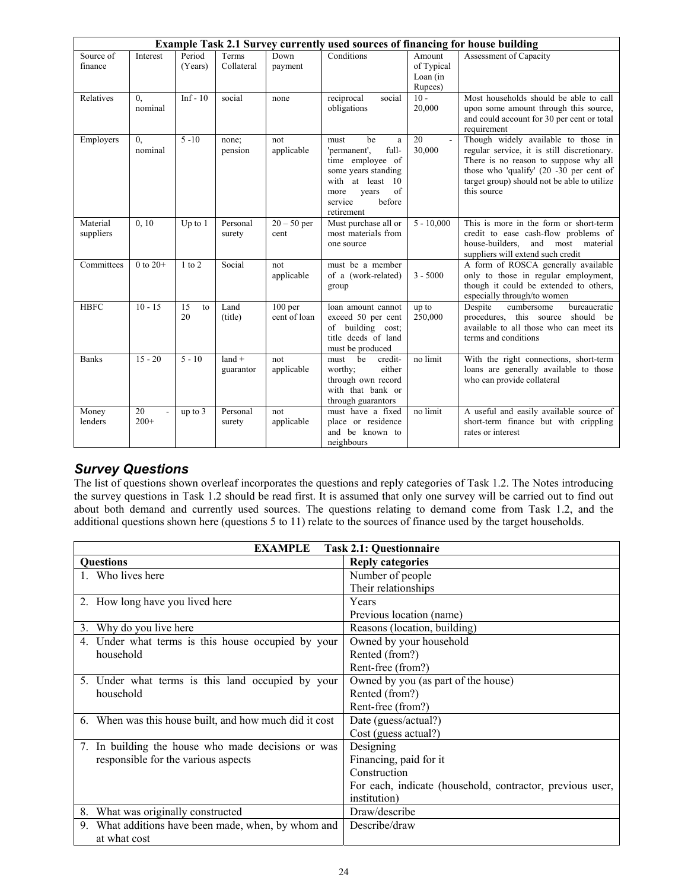| Example Task 2.1 Survey currently used sources of financing for house building | | | | | | | |
|---|---|---|---|---|---|---|---|
| Source of finance | Interest | Period (Years) | Terms Collateral | Down payment | Conditions | Amount of Typical Loan (in Rupees) | Assessment of Capacity |
| Relatives | 0, nominal | Inf - 10 | social | none | reciprocal social obligations | 10 - 20,000 | Most households should be able to call upon some amount through this source, and could account for 30 per cent or total requirement |
| Employers | 0, nominal | 5 -10 | none; pension | not applicable | must be a 'permanent', full-time employee of some years standing with at least 10 more years of service before retirement | 20 - 30,000 | Though widely available to those in regular service, it is still discretionary. There is no reason to suppose why all those who 'qualify' (20 -30 per cent of target group) should not be able to utilize this source |
| Material suppliers | 0, 10 | Up to 1 | Personal surety | 20 – 50 per cent | Must purchase all or most materials from one source | 5 - 10,000 | This is more in the form or short-term credit to ease cash-flow problems of house-builders, and most material suppliers will extend such credit |
| Committees | 0 to 20+ | 1 to 2 | Social | not applicable | must be a member of a (work-related) group | 3 - 5000 | A form of ROSCA generally available only to those in regular employment, though it could be extended to others, especially through/to women |
| HBFC | 10 - 15 | 15 to 20 | Land (title) | 100 per cent of loan | loan amount cannot exceed 50 per cent of building cost; title deeds of land must be produced | up to 250,000 | Despite cumbersome bureaucratic procedures, this source should be available to all those who can meet its terms and conditions |
| Banks | 15 - 20 | 5 - 10 | land + guarantor | not applicable | must be credit-worthy; either through own record with that bank or through guarantors | no limit | With the right connections, short-term loans are generally available to those who can provide collateral |
| Money lenders | 20 - 200+ | up to 3 | Personal surety | not applicable | must have a fixed place or residence and be known to neighbours | no limit | A useful and easily available source of short-term finance but with crippling rates or interest |

## *Survey Questions*

The list of questions shown overleaf incorporates the questions and reply categories of Task 1.2. The Notes introducing the survey questions in Task 1.2 should be read first. It is assumed that only one survey will be carried out to find out about both demand and currently used sources. The questions relating to demand come from Task 1.2, and the additional questions shown here (questions 5 to 11) relate to the sources of finance used by the target households.

| EXAMPLE Task 2.1: Questionnaire | |
|---|---|
| **Questions** | **Reply categories** |
| 1. Who lives here | Number of people<br>Their relationships |
| 2. How long have you lived here | Years<br>Previous location (name) |
| 3. Why do you live here | Reasons (location, building) |
| 4. Under what terms is this house occupied by your household | Owned by your household<br>Rented (from?)<br>Rent-free (from?) |
| 5. Under what terms is this land occupied by your household | Owned by you (as part of the house)<br>Rented (from?)<br>Rent-free (from?) |
| 6. When was this house built, and how much did it cost | Date (guess/actual?)<br>Cost (guess actual?) |
| 7. In building the house who made decisions or was responsible for the various aspects | Designing<br>Financing, paid for it<br>Construction<br>For each, indicate (household, contractor, previous user, institution) |
| 8. What was originally constructed | Draw/describe |
| 9. What additions have been made, when, by whom and at what cost | Describe/draw |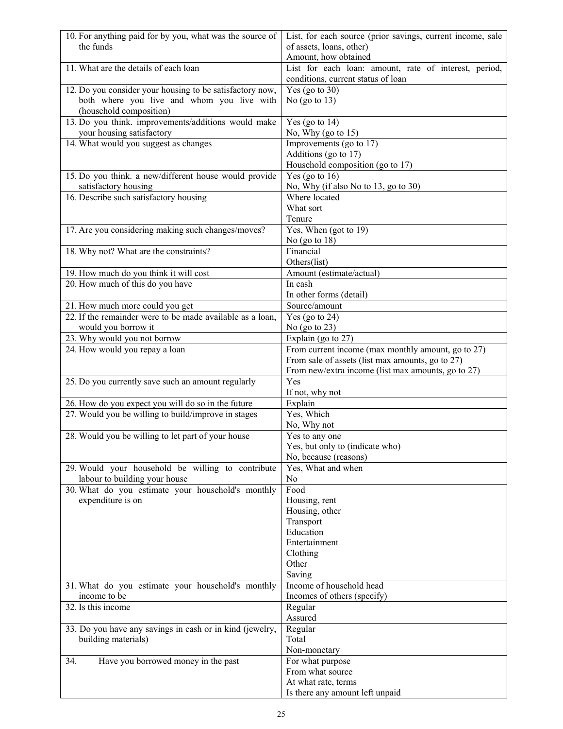| | |
|---|---|
| 10. For anything paid for by you, what was the source of the funds | List, for each source (prior savings, current income, sale of assets, loans, other)<br>Amount, how obtained |
| 11. What are the details of each loan | List for each loan: amount, rate of interest, period, conditions, current status of loan |
| 12. Do you consider your housing to be satisfactory now, both where you live and whom you live with (household composition) | Yes (go to 30)<br>No (go to 13) |
| 13. Do you think. improvements/additions would make your housing satisfactory | Yes (go to 14)<br>No, Why (go to 15) |
| 14. What would you suggest as changes | Improvements (go to 17)<br>Additions (go to 17)<br>Household composition (go to 17) |
| 15. Do you think. a new/different house would provide satisfactory housing | Yes (go to 16)<br>No, Why (if also No to 13, go to 30) |
| 16. Describe such satisfactory housing | Where located<br>What sort<br>Tenure |
| 17. Are you considering making such changes/moves? | Yes, When (got to 19)<br>No (go to 18) |
| 18. Why not? What are the constraints? | Financial<br>Others(list) |
| 19. How much do you think it will cost | Amount (estimate/actual) |
| 20. How much of this do you have | In cash<br>In other forms (detail) |
| 21. How much more could you get | Source/amount |
| 22. If the remainder were to be made available as a loan, would you borrow it | Yes (go to 24)<br>No (go to 23) |
| 23. Why would you not borrow | Explain (go to 27) |
| 24. How would you repay a loan | From current income (max monthly amount, go to 27)<br>From sale of assets (list max amounts, go to 27)<br>From new/extra income (list max amounts, go to 27) |
| 25. Do you currently save such an amount regularly | Yes<br>If not, why not |
| 26. How do you expect you will do so in the future | Explain |
| 27. Would you be willing to build/improve in stages | Yes, Which<br>No, Why not |
| 28. Would you be willing to let part of your house | Yes to any one<br>Yes, but only to (indicate who)<br>No, because (reasons) |
| 29. Would your household be willing to contribute labour to building your house | Yes, What and when<br>No |
| 30. What do you estimate your household's monthly expenditure is on | Food<br>Housing, rent<br>Housing, other<br>Transport<br>Education<br>Entertainment<br>Clothing<br>Other<br>Saving |
| 31. What do you estimate your household's monthly income to be | Income of household head<br>Incomes of others (specify) |
| 32. Is this income | Regular<br>Assured |
| 33. Do you have any savings in cash or in kind (jewelry, building materials) | Regular<br>Total<br>Non-monetary |
| 34. Have you borrowed money in the past | For what purpose<br>From what source<br>At what rate, terms<br>Is there any amount left unpaid |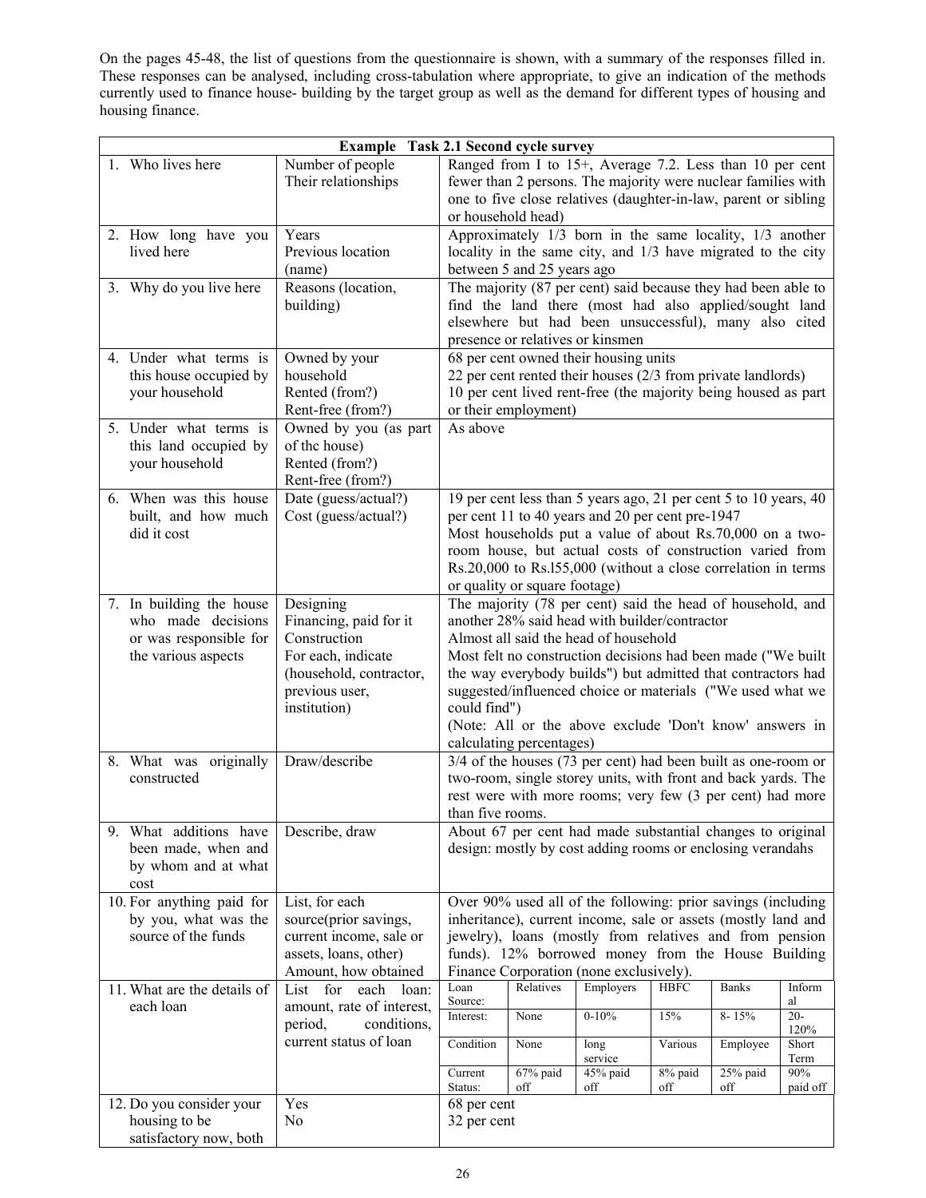On the pages 45-48, the list of questions from the questionnaire is shown, with a summary of the responses filled in. These responses can be analysed, including cross-tabulation where appropriate, to give an indication of the methods currently used to finance house- building by the target group as well as the demand for different types of housing and housing finance.

**Example Task 2.1 Second cycle survey**

| Question | Information | Responses |
|---|---|---|
| 1. Who lives here | Number of people<br>Their relationships | Ranged from I to 15+, Average 7.2. Less than 10 per cent fewer than 2 persons. The majority were nuclear families with one to five close relatives (daughter-in-law, parent or sibling or household head) |
| 2. How long have you lived here | Years<br>Previous location (name) | Approximately 1/3 born in the same locality, 1/3 another locality in the same city, and 1/3 have migrated to the city between 5 and 25 years ago |
| 3. Why do you live here | Reasons (location, building) | The majority (87 per cent) said because they had been able to find the land there (most had also applied/sought land elsewhere but had been unsuccessful), many also cited presence or relatives or kinsmen |
| 4. Under what terms is this house occupied by your household | Owned by your household<br>Rented (from?)<br>Rent-free (from?) | 68 per cent owned their housing units<br>22 per cent rented their houses (2/3 from private landlords)<br>10 per cent lived rent-free (the majority being housed as part or their employment) |
| 5. Under what terms is this land occupied by your household | Owned by you (as part of thc house)<br>Rented (from?)<br>Rent-free (from?) | As above |
| 6. When was this house built, and how much did it cost | Date (guess/actual?)<br>Cost (guess/actual?) | 19 per cent less than 5 years ago, 21 per cent 5 to 10 years, 40 per cent 11 to 40 years and 20 per cent pre-1947<br>Most households put a value of about Rs.70,000 on a two-room house, but actual costs of construction varied from Rs.20,000 to Rs.l55,000 (without a close correlation in terms or quality or square footage) |
| 7. In building the house who made decisions or was responsible for the various aspects | Designing<br>Financing, paid for it<br>Construction<br>For each, indicate (household, contractor, previous user, institution) | The majority (78 per cent) said the head of household, and another 28% said head with builder/contractor<br>Almost all said the head of household<br>Most felt no construction decisions had been made ("We built the way everybody builds") but admitted that contractors had suggested/influenced choice or materials ("We used what we could find")<br>(Note: All or the above exclude 'Don't know' answers in calculating percentages) |
| 8. What was originally constructed | Draw/describe | 3/4 of the houses (73 per cent) had been built as one-room or two-room, single storey units, with front and back yards. The rest were with more rooms; very few (3 per cent) had more than five rooms. |
| 9. What additions have been made, when and by whom and at what cost | Describe, draw | About 67 per cent had made substantial changes to original design: mostly by cost adding rooms or enclosing verandahs |
| 10. For anything paid for by you, what was the source of the funds | List, for each source(prior savings, current income, sale or assets, loans, other)<br>Amount, how obtained | Over 90% used all of the following: prior savings (including inheritance), current income, sale or assets (mostly land and jewelry), loans (mostly from relatives and from pension funds). 12% borrowed money from the House Building Finance Corporation (none exclusively). |
| 11. What are the details of each loan | List for each loan: amount, rate of interest, period, conditions, current status of loan | *(see loan details table below)* |
| 12. Do you consider your housing to be satisfactory now, both | Yes<br>No | 68 per cent<br>32 per cent |

Loan details (Question 11):

| Loan Source: | Relatives | Employers | HBFC | Banks | Informal |
|---|---|---|---|---|---|
| Interest: | None | 0-10% | 15% | 8- 15% | 20-120% |
| Condition | None | long service | Various | Employee | Short Term |
| Current Status: | 67% paid off | 45% paid off | 8% paid off | 25% paid off | 90% paid off |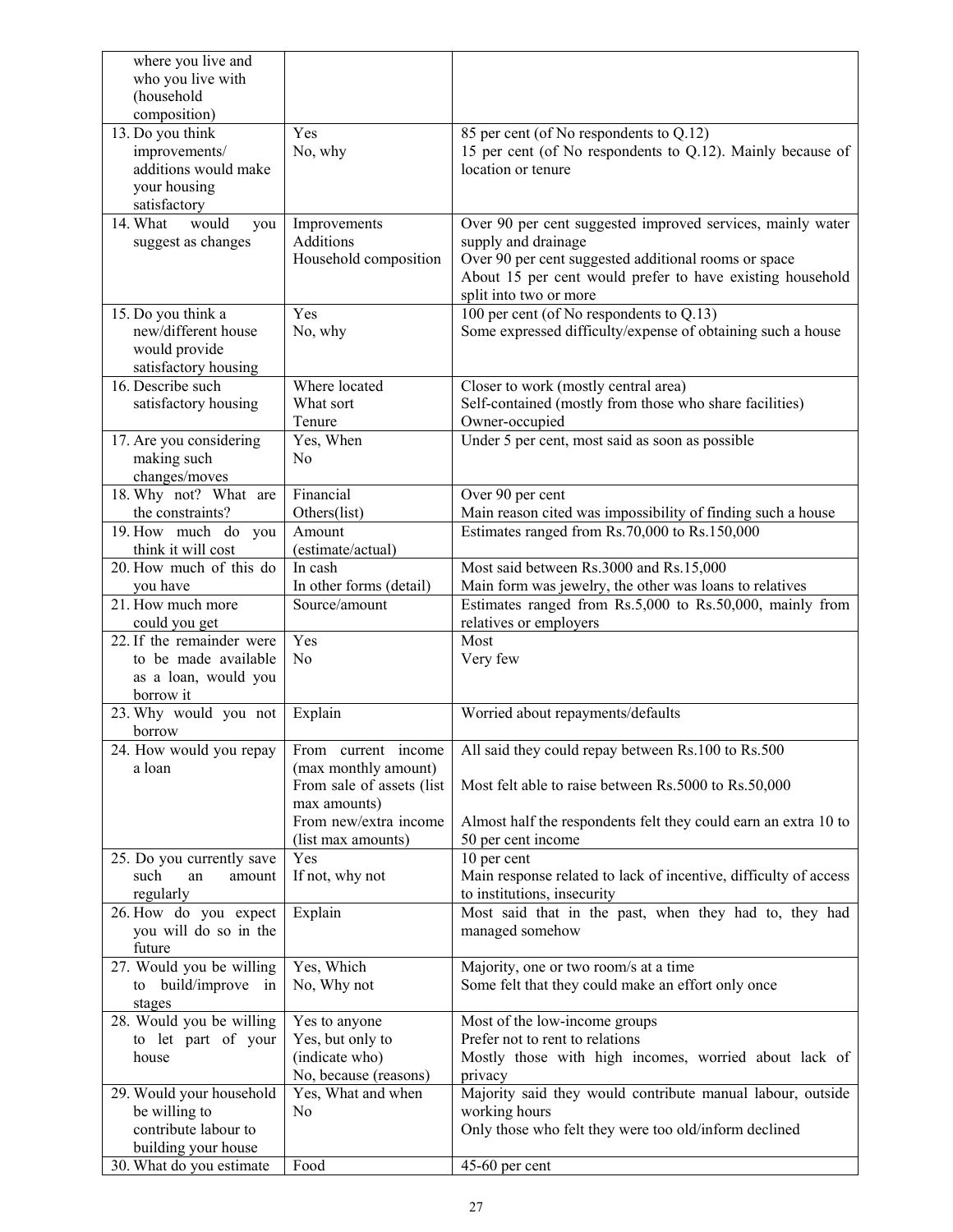| | | |
|---|---|---|
| where you live and who you live with (household composition) | | |
| 13. Do you think improvements/ additions would make your housing satisfactory | Yes<br>No, why | 85 per cent (of No respondents to Q.12)<br>15 per cent (of No respondents to Q.12). Mainly because of location or tenure |
| 14. What would you suggest as changes | Improvements<br>Additions<br>Household composition | Over 90 per cent suggested improved services, mainly water supply and drainage<br>Over 90 per cent suggested additional rooms or space<br>About 15 per cent would prefer to have existing household split into two or more |
| 15. Do you think a new/different house would provide satisfactory housing | Yes<br>No, why | 100 per cent (of No respondents to Q.13)<br>Some expressed difficulty/expense of obtaining such a house |
| 16. Describe such satisfactory housing | Where located<br>What sort<br>Tenure | Closer to work (mostly central area)<br>Self-contained (mostly from those who share facilities)<br>Owner-occupied |
| 17. Are you considering making such changes/moves | Yes, When<br>No | Under 5 per cent, most said as soon as possible |
| 18. Why not? What are the constraints? | Financial<br>Others(list) | Over 90 per cent<br>Main reason cited was impossibility of finding such a house |
| 19. How much do you think it will cost | Amount (estimate/actual) | Estimates ranged from Rs.70,000 to Rs.150,000 |
| 20. How much of this do you have | In cash<br>In other forms (detail) | Most said between Rs.3000 and Rs.15,000<br>Main form was jewelry, the other was loans to relatives |
| 21. How much more could you get | Source/amount | Estimates ranged from Rs.5,000 to Rs.50,000, mainly from relatives or employers |
| 22. If the remainder were to be made available as a loan, would you borrow it | Yes<br>No | Most<br>Very few |
| 23. Why would you not borrow | Explain | Worried about repayments/defaults |
| 24. How would you repay a loan | From current income (max monthly amount)<br>From sale of assets (list max amounts)<br>From new/extra income (list max amounts) | All said they could repay between Rs.100 to Rs.500<br>Most felt able to raise between Rs.5000 to Rs.50,000<br>Almost half the respondents felt they could earn an extra 10 to 50 per cent income |
| 25. Do you currently save such an amount regularly | Yes<br>If not, why not | 10 per cent<br>Main response related to lack of incentive, difficulty of access to institutions, insecurity |
| 26. How do you expect you will do so in the future | Explain | Most said that in the past, when they had to, they had managed somehow |
| 27. Would you be willing to build/improve in stages | Yes, Which<br>No, Why not | Majority, one or two room/s at a time<br>Some felt that they could make an effort only once |
| 28. Would you be willing to let part of your house | Yes to anyone<br>Yes, but only to (indicate who)<br>No, because (reasons) | Most of the low-income groups<br>Prefer not to rent to relations<br>Mostly those with high incomes, worried about lack of privacy |
| 29. Would your household be willing to contribute labour to building your house | Yes, What and when<br>No | Majority said they would contribute manual labour, outside working hours<br>Only those who felt they were too old/inform declined |
| 30. What do you estimate | Food | 45-60 per cent |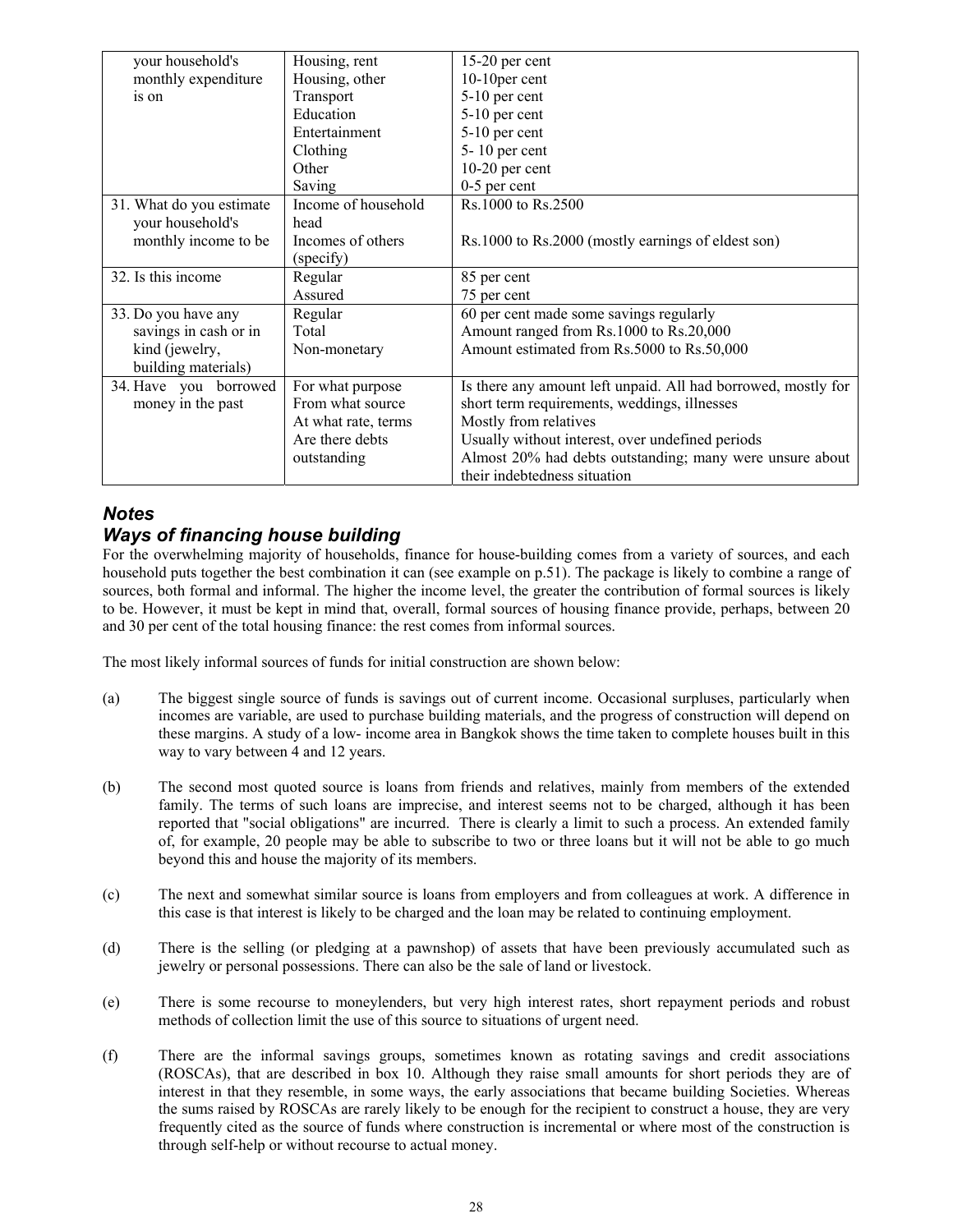| | | |
|---|---|---|
| your household's monthly expenditure is on | Housing, rent<br>Housing, other<br>Transport<br>Education<br>Entertainment<br>Clothing<br>Other<br>Saving | 15-20 per cent<br>10-10per cent<br>5-10 per cent<br>5-10 per cent<br>5-10 per cent<br>5- 10 per cent<br>10-20 per cent<br>0-5 per cent |
| 31. What do you estimate your household's monthly income to be | Income of household head<br>Incomes of others (specify) | Rs.1000 to Rs.2500<br><br>Rs.1000 to Rs.2000 (mostly earnings of eldest son) |
| 32. Is this income | Regular<br>Assured | 85 per cent<br>75 per cent |
| 33. Do you have any savings in cash or in kind (jewelry, building materials) | Regular<br>Total<br>Non-monetary | 60 per cent made some savings regularly<br>Amount ranged from Rs.1000 to Rs.20,000<br>Amount estimated from Rs.5000 to Rs.50,000 |
| 34. Have you borrowed money in the past | For what purpose<br>From what source<br>At what rate, terms<br>Are there debts outstanding | Is there any amount left unpaid. All had borrowed, mostly for short term requirements, weddings, illnesses<br>Mostly from relatives<br>Usually without interest, over undefined periods<br>Almost 20% had debts outstanding; many were unsure about their indebtedness situation |

## *Notes*

## *Ways of financing house building*

For the overwhelming majority of households, finance for house-building comes from a variety of sources, and each household puts together the best combination it can (see example on p.51). The package is likely to combine a range of sources, both formal and informal. The higher the income level, the greater the contribution of formal sources is likely to be. However, it must be kept in mind that, overall, formal sources of housing finance provide, perhaps, between 20 and 30 per cent of the total housing finance: the rest comes from informal sources.

The most likely informal sources of funds for initial construction are shown below:

(a) The biggest single source of funds is savings out of current income. Occasional surpluses, particularly when incomes are variable, are used to purchase building materials, and the progress of construction will depend on these margins. A study of a low- income area in Bangkok shows the time taken to complete houses built in this way to vary between 4 and 12 years.

(b) The second most quoted source is loans from friends and relatives, mainly from members of the extended family. The terms of such loans are imprecise, and interest seems not to be charged, although it has been reported that "social obligations" are incurred. There is clearly a limit to such a process. An extended family of, for example, 20 people may be able to subscribe to two or three loans but it will not be able to go much beyond this and house the majority of its members.

(c) The next and somewhat similar source is loans from employers and from colleagues at work. A difference in this case is that interest is likely to be charged and the loan may be related to continuing employment.

(d) There is the selling (or pledging at a pawnshop) of assets that have been previously accumulated such as jewelry or personal possessions. There can also be the sale of land or livestock.

(e) There is some recourse to moneylenders, but very high interest rates, short repayment periods and robust methods of collection limit the use of this source to situations of urgent need.

(f) There are the informal savings groups, sometimes known as rotating savings and credit associations (ROSCAs), that are described in box 10. Although they raise small amounts for short periods they are of interest in that they resemble, in some ways, the early associations that became building Societies. Whereas the sums raised by ROSCAs are rarely likely to be enough for the recipient to construct a house, they are very frequently cited as the source of funds where construction is incremental or where most of the construction is through self-help or without recourse to actual money.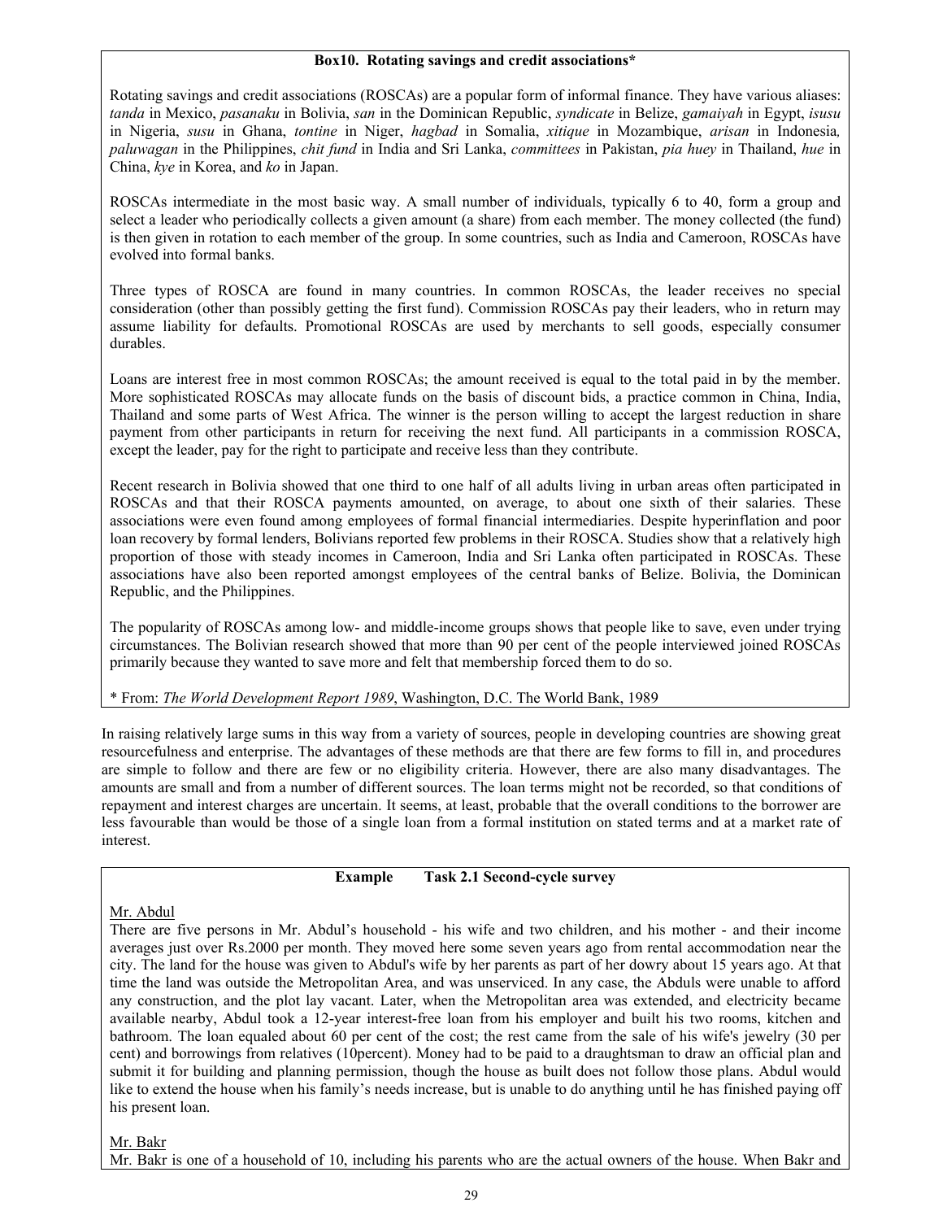**Box10. Rotating savings and credit associations***

Rotating savings and credit associations (ROSCAs) are a popular form of informal finance. They have various aliases: *tanda* in Mexico, *pasanaku* in Bolivia, *san* in the Dominican Republic, *syndicate* in Belize, *gamaiyah* in Egypt, *isusu* in Nigeria, *susu* in Ghana, *tontine* in Niger, *hagbad* in Somalia, *xitique* in Mozambique, *arisan* in Indonesia, *paluwagan* in the Philippines, *chit fund* in India and Sri Lanka, *committees* in Pakistan, *pia huey* in Thailand, *hue* in China, *kye* in Korea, and *ko* in Japan.

ROSCAs intermediate in the most basic way. A small number of individuals, typically 6 to 40, form a group and select a leader who periodically collects a given amount (a share) from each member. The money collected (the fund) is then given in rotation to each member of the group. In some countries, such as India and Cameroon, ROSCAs have evolved into formal banks.

Three types of ROSCA are found in many countries. In common ROSCAs, the leader receives no special consideration (other than possibly getting the first fund). Commission ROSCAs pay their leaders, who in return may assume liability for defaults. Promotional ROSCAs are used by merchants to sell goods, especially consumer durables.

Loans are interest free in most common ROSCAs; the amount received is equal to the total paid in by the member. More sophisticated ROSCAs may allocate funds on the basis of discount bids, a practice common in China, India, Thailand and some parts of West Africa. The winner is the person willing to accept the largest reduction in share payment from other participants in return for receiving the next fund. All participants in a commission ROSCA, except the leader, pay for the right to participate and receive less than they contribute.

Recent research in Bolivia showed that one third to one half of all adults living in urban areas often participated in ROSCAs and that their ROSCA payments amounted, on average, to about one sixth of their salaries. These associations were even found among employees of formal financial intermediaries. Despite hyperinflation and poor loan recovery by formal lenders, Bolivians reported few problems in their ROSCA. Studies show that a relatively high proportion of those with steady incomes in Cameroon, India and Sri Lanka often participated in ROSCAs. These associations have also been reported amongst employees of the central banks of Belize. Bolivia, the Dominican Republic, and the Philippines.

The popularity of ROSCAs among low- and middle-income groups shows that people like to save, even under trying circumstances. The Bolivian research showed that more than 90 per cent of the people interviewed joined ROSCAs primarily because they wanted to save more and felt that membership forced them to do so.

* From: *The World Development Report 1989*, Washington, D.C. The World Bank, 1989

In raising relatively large sums in this way from a variety of sources, people in developing countries are showing great resourcefulness and enterprise. The advantages of these methods are that there are few forms to fill in, and procedures are simple to follow and there are few or no eligibility criteria. However, there are also many disadvantages. The amounts are small and from a number of different sources. The loan terms might not be recorded, so that conditions of repayment and interest charges are uncertain. It seems, at least, probable that the overall conditions to the borrower are less favourable than would be those of a single loan from a formal institution on stated terms and at a market rate of interest.

**Example Task 2.1 Second-cycle survey**

Mr. Abdul

There are five persons in Mr. Abdul's household - his wife and two children, and his mother - and their income averages just over Rs.2000 per month. They moved here some seven years ago from rental accommodation near the city. The land for the house was given to Abdul's wife by her parents as part of her dowry about 15 years ago. At that time the land was outside the Metropolitan Area, and was unserviced. In any case, the Abduls were unable to afford any construction, and the plot lay vacant. Later, when the Metropolitan area was extended, and electricity became available nearby, Abdul took a 12-year interest-free loan from his employer and built his two rooms, kitchen and bathroom. The loan equaled about 60 per cent of the cost; the rest came from the sale of his wife's jewelry (30 per cent) and borrowings from relatives (10percent). Money had to be paid to a draughtsman to draw an official plan and submit it for building and planning permission, though the house as built does not follow those plans. Abdul would like to extend the house when his family's needs increase, but is unable to do anything until he has finished paying off his present loan.

Mr. Bakr

Mr. Bakr is one of a household of 10, including his parents who are the actual owners of the house. When Bakr and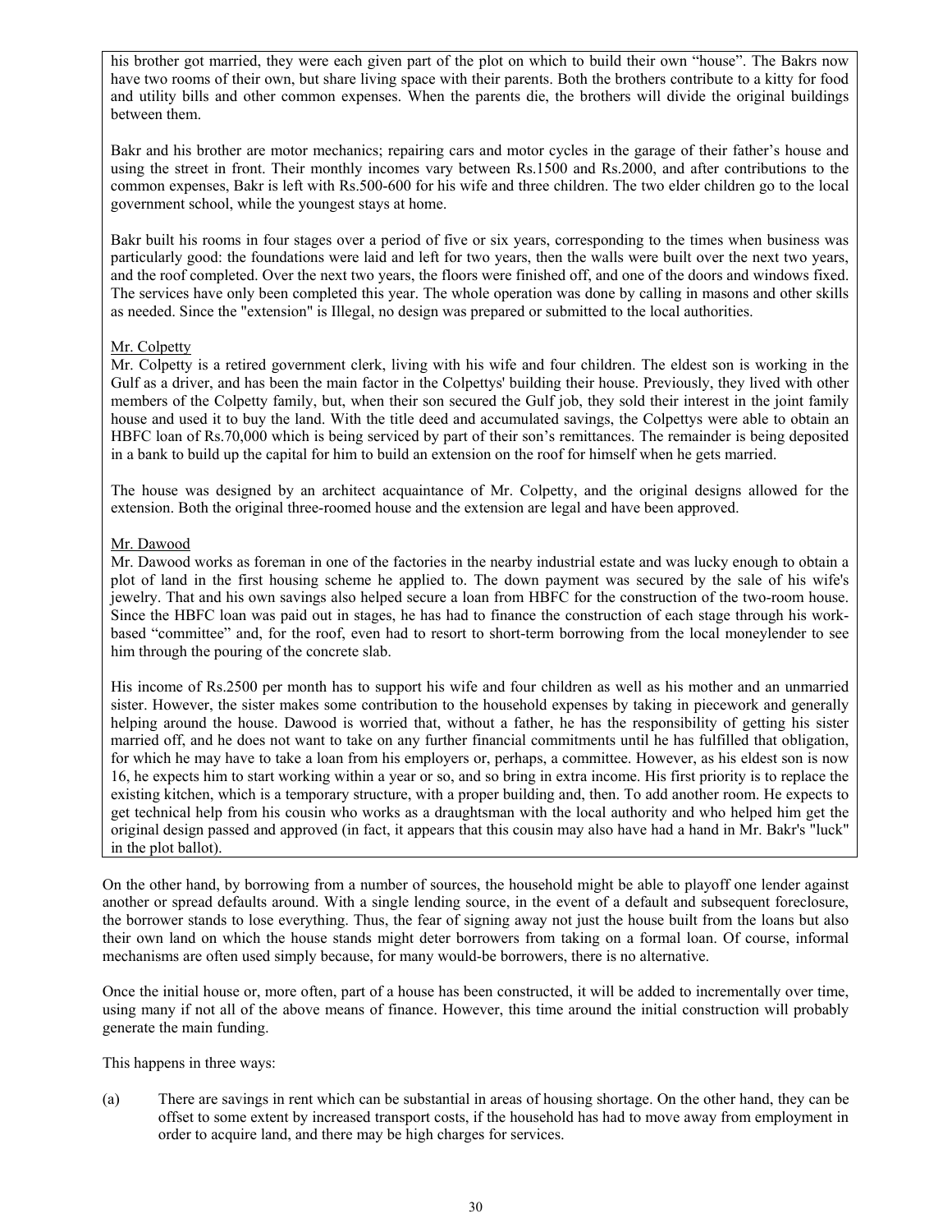his brother got married, they were each given part of the plot on which to build their own "house". The Bakrs now have two rooms of their own, but share living space with their parents. Both the brothers contribute to a kitty for food and utility bills and other common expenses. When the parents die, the brothers will divide the original buildings between them.

Bakr and his brother are motor mechanics; repairing cars and motor cycles in the garage of their father's house and using the street in front. Their monthly incomes vary between Rs.1500 and Rs.2000, and after contributions to the common expenses, Bakr is left with Rs.500-600 for his wife and three children. The two elder children go to the local government school, while the youngest stays at home.

Bakr built his rooms in four stages over a period of five or six years, corresponding to the times when business was particularly good: the foundations were laid and left for two years, then the walls were built over the next two years, and the roof completed. Over the next two years, the floors were finished off, and one of the doors and windows fixed. The services have only been completed this year. The whole operation was done by calling in masons and other skills as needed. Since the "extension" is Illegal, no design was prepared or submitted to the local authorities.

<u>Mr. Colpetty</u>

Mr. Colpetty is a retired government clerk, living with his wife and four children. The eldest son is working in the Gulf as a driver, and has been the main factor in the Colpettys' building their house. Previously, they lived with other members of the Colpetty family, but, when their son secured the Gulf job, they sold their interest in the joint family house and used it to buy the land. With the title deed and accumulated savings, the Colpettys were able to obtain an HBFC loan of Rs.70,000 which is being serviced by part of their son's remittances. The remainder is being deposited in a bank to build up the capital for him to build an extension on the roof for himself when he gets married.

The house was designed by an architect acquaintance of Mr. Colpetty, and the original designs allowed for the extension. Both the original three-roomed house and the extension are legal and have been approved.

<u>Mr. Dawood</u>

Mr. Dawood works as foreman in one of the factories in the nearby industrial estate and was lucky enough to obtain a plot of land in the first housing scheme he applied to. The down payment was secured by the sale of his wife's jewelry. That and his own savings also helped secure a loan from HBFC for the construction of the two-room house. Since the HBFC loan was paid out in stages, he has had to finance the construction of each stage through his work-based "committee" and, for the roof, even had to resort to short-term borrowing from the local moneylender to see him through the pouring of the concrete slab.

His income of Rs.2500 per month has to support his wife and four children as well as his mother and an unmarried sister. However, the sister makes some contribution to the household expenses by taking in piecework and generally helping around the house. Dawood is worried that, without a father, he has the responsibility of getting his sister married off, and he does not want to take on any further financial commitments until he has fulfilled that obligation, for which he may have to take a loan from his employers or, perhaps, a committee. However, as his eldest son is now 16, he expects him to start working within a year or so, and so bring in extra income. His first priority is to replace the existing kitchen, which is a temporary structure, with a proper building and, then. To add another room. He expects to get technical help from his cousin who works as a draughtsman with the local authority and who helped him get the original design passed and approved (in fact, it appears that this cousin may also have had a hand in Mr. Bakr's "luck" in the plot ballot).

On the other hand, by borrowing from a number of sources, the household might be able to playoff one lender against another or spread defaults around. With a single lending source, in the event of a default and subsequent foreclosure, the borrower stands to lose everything. Thus, the fear of signing away not just the house built from the loans but also their own land on which the house stands might deter borrowers from taking on a formal loan. Of course, informal mechanisms are often used simply because, for many would-be borrowers, there is no alternative.

Once the initial house or, more often, part of a house has been constructed, it will be added to incrementally over time, using many if not all of the above means of finance. However, this time around the initial construction will probably generate the main funding.

This happens in three ways:

(a) There are savings in rent which can be substantial in areas of housing shortage. On the other hand, they can be offset to some extent by increased transport costs, if the household has had to move away from employment in order to acquire land, and there may be high charges for services.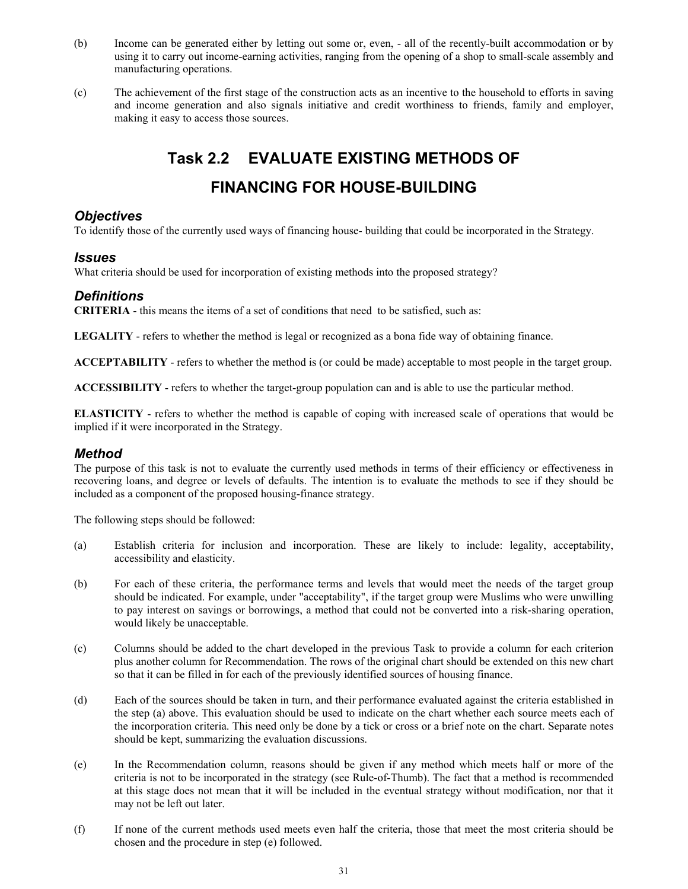(b) Income can be generated either by letting out some or, even, - all of the recently-built accommodation or by using it to carry out income-earning activities, ranging from the opening of a shop to small-scale assembly and manufacturing operations.

(c) The achievement of the first stage of the construction acts as an incentive to the household to efforts in saving and income generation and also signals initiative and credit worthiness to friends, family and employer, making it easy to access those sources.

# Task 2.2 EVALUATE EXISTING METHODS OF FINANCING FOR HOUSE-BUILDING

### *Objectives*

To identify those of the currently used ways of financing house- building that could be incorporated in the Strategy.

### *Issues*

What criteria should be used for incorporation of existing methods into the proposed strategy?

### *Definitions*

**CRITERIA** - this means the items of a set of conditions that need to be satisfied, such as:

**LEGALITY** - refers to whether the method is legal or recognized as a bona fide way of obtaining finance.

**ACCEPTABILITY** - refers to whether the method is (or could be made) acceptable to most people in the target group.

**ACCESSIBILITY** - refers to whether the target-group population can and is able to use the particular method.

**ELASTICITY** - refers to whether the method is capable of coping with increased scale of operations that would be implied if it were incorporated in the Strategy.

### *Method*

The purpose of this task is not to evaluate the currently used methods in terms of their efficiency or effectiveness in recovering loans, and degree or levels of defaults. The intention is to evaluate the methods to see if they should be included as a component of the proposed housing-finance strategy.

The following steps should be followed:

(a) Establish criteria for inclusion and incorporation. These are likely to include: legality, acceptability, accessibility and elasticity.

(b) For each of these criteria, the performance terms and levels that would meet the needs of the target group should be indicated. For example, under "acceptability", if the target group were Muslims who were unwilling to pay interest on savings or borrowings, a method that could not be converted into a risk-sharing operation, would likely be unacceptable.

(c) Columns should be added to the chart developed in the previous Task to provide a column for each criterion plus another column for Recommendation. The rows of the original chart should be extended on this new chart so that it can be filled in for each of the previously identified sources of housing finance.

(d) Each of the sources should be taken in turn, and their performance evaluated against the criteria established in the step (a) above. This evaluation should be used to indicate on the chart whether each source meets each of the incorporation criteria. This need only be done by a tick or cross or a brief note on the chart. Separate notes should be kept, summarizing the evaluation discussions.

(e) In the Recommendation column, reasons should be given if any method which meets half or more of the criteria is not to be incorporated in the strategy (see Rule-of-Thumb). The fact that a method is recommended at this stage does not mean that it will be included in the eventual strategy without modification, nor that it may not be left out later.

(f) If none of the current methods used meets even half the criteria, those that meet the most criteria should be chosen and the procedure in step (e) followed.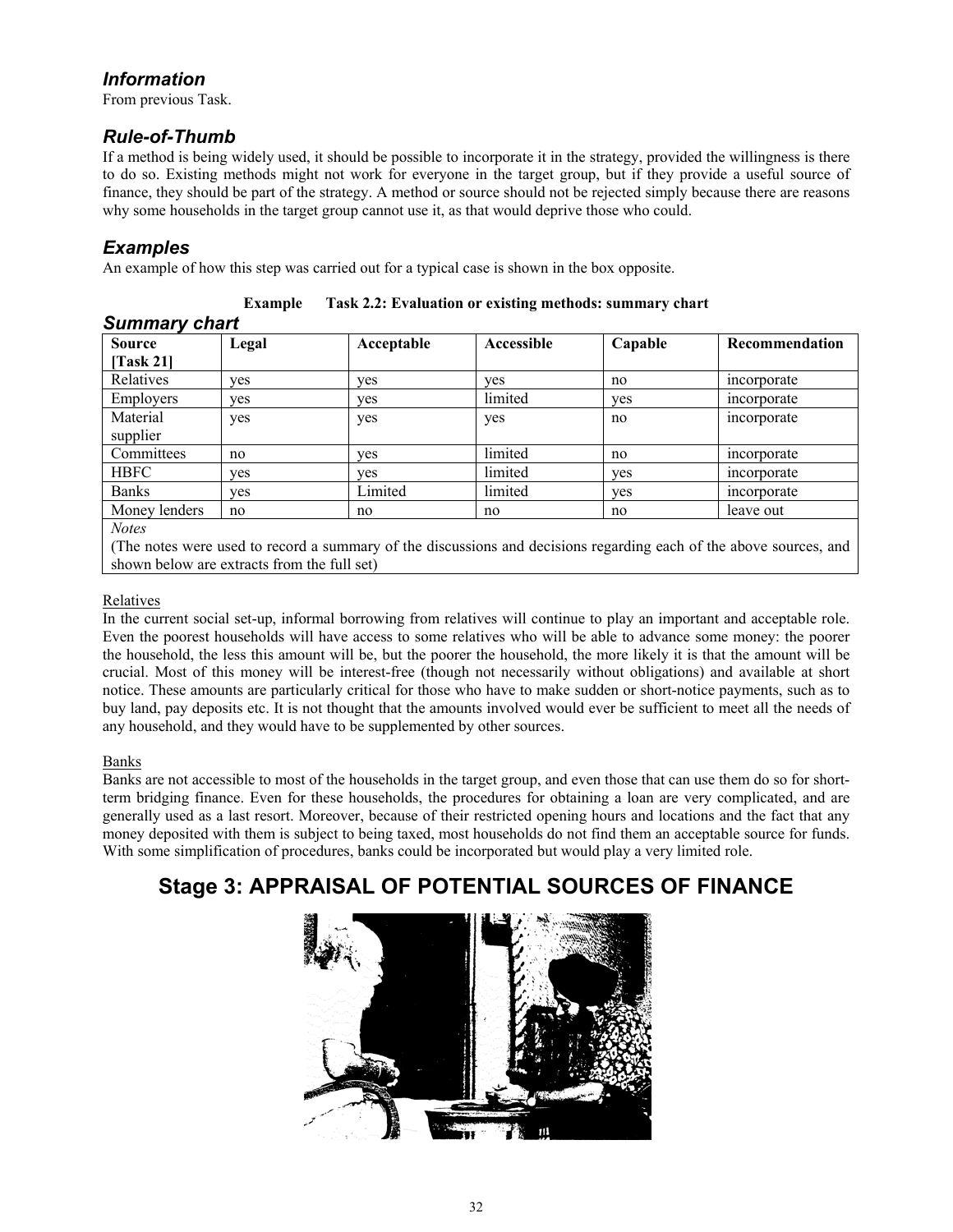### *Information*

From previous Task.

### *Rule-of-Thumb*

If a method is being widely used, it should be possible to incorporate it in the strategy, provided the willingness is there to do so. Existing methods might not work for everyone in the target group, but if they provide a useful source of finance, they should be part of the strategy. A method or source should not be rejected simply because there are reasons why some households in the target group cannot use it, as that would deprive those who could.

### *Examples*

An example of how this step was carried out for a typical case is shown in the box opposite.

**Example Task 2.2: Evaluation or existing methods: summary chart**

#### *Summary chart*

| Source [Task 21] | Legal | Acceptable | Accessible | Capable | Recommendation |
|---|---|---|---|---|---|
| Relatives | yes | yes | yes | no | incorporate |
| Employers | yes | yes | limited | yes | incorporate |
| Material supplier | yes | yes | yes | no | incorporate |
| Committees | no | yes | limited | no | incorporate |
| HBFC | yes | yes | limited | yes | incorporate |
| Banks | yes | Limited | limited | yes | incorporate |
| Money lenders | no | no | no | no | leave out |

*Notes*

(The notes were used to record a summary of the discussions and decisions regarding each of the above sources, and shown below are extracts from the full set)

Relatives

In the current social set-up, informal borrowing from relatives will continue to play an important and acceptable role. Even the poorest households will have access to some relatives who will be able to advance some money: the poorer the household, the less this amount will be, but the poorer the household, the more likely it is that the amount will be crucial. Most of this money will be interest-free (though not necessarily without obligations) and available at short notice. These amounts are particularly critical for those who have to make sudden or short-notice payments, such as to buy land, pay deposits etc. It is not thought that the amounts involved would ever be sufficient to meet all the needs of any household, and they would have to be supplemented by other sources.

Banks

Banks are not accessible to most of the households in the target group, and even those that can use them do so for short-term bridging finance. Even for these households, the procedures for obtaining a loan are very complicated, and are generally used as a last resort. Moreover, because of their restricted opening hours and locations and the fact that any money deposited with them is subject to being taxed, most households do not find them an acceptable source for funds. With some simplification of procedures, banks could be incorporated but would play a very limited role.

## Stage 3: APPRAISAL OF POTENTIAL SOURCES OF FINANCE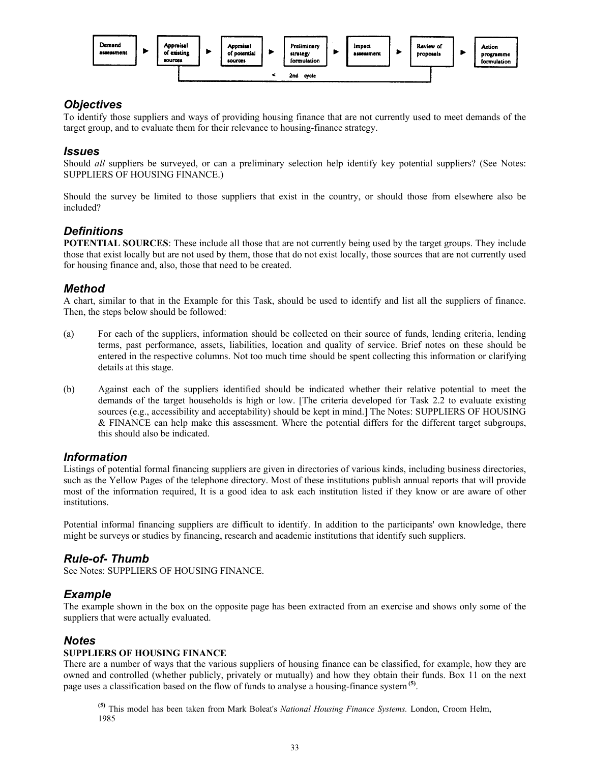Demand assessment ► Appraisal of existing sources ► Appraisal of potential sources ► Preliminary strategy formulation ► Impact assessment ► Review of proposals ► Action programme formulation

< 2nd cycle

## Objectives

To identify those suppliers and ways of providing housing finance that are not currently used to meet demands of the target group, and to evaluate them for their relevance to housing-finance strategy.

## Issues

Should *all* suppliers be surveyed, or can a preliminary selection help identify key potential suppliers? (See Notes: SUPPLIERS OF HOUSING FINANCE.)

Should the survey be limited to those suppliers that exist in the country, or should those from elsewhere also be included?

## Definitions

**POTENTIAL SOURCES**: These include all those that are not currently being used by the target groups. They include those that exist locally but are not used by them, those that do not exist locally, those sources that are not currently used for housing finance and, also, those that need to be created.

## Method

A chart, similar to that in the Example for this Task, should be used to identify and list all the suppliers of finance. Then, the steps below should be followed:

(a) For each of the suppliers, information should be collected on their source of funds, lending criteria, lending terms, past performance, assets, liabilities, location and quality of service. Brief notes on these should be entered in the respective columns. Not too much time should be spent collecting this information or clarifying details at this stage.

(b) Against each of the suppliers identified should be indicated whether their relative potential to meet the demands of the target households is high or low. [The criteria developed for Task 2.2 to evaluate existing sources (e.g., accessibility and acceptability) should be kept in mind.] The Notes: SUPPLIERS OF HOUSING & FINANCE can help make this assessment. Where the potential differs for the different target subgroups, this should also be indicated.

## Information

Listings of potential formal financing suppliers are given in directories of various kinds, including business directories, such as the Yellow Pages of the telephone directory. Most of these institutions publish annual reports that will provide most of the information required, It is a good idea to ask each institution listed if they know or are aware of other institutions.

Potential informal financing suppliers are difficult to identify. In addition to the participants' own knowledge, there might be surveys or studies by financing, research and academic institutions that identify such suppliers.

## Rule-of- Thumb

See Notes: SUPPLIERS OF HOUSING FINANCE.

## Example

The example shown in the box on the opposite page has been extracted from an exercise and shows only some of the suppliers that were actually evaluated.

## Notes

**SUPPLIERS OF HOUSING FINANCE**

There are a number of ways that the various suppliers of housing finance can be classified, for example, how they are owned and controlled (whether publicly, privately or mutually) and how they obtain their funds. Box 11 on the next page uses a classification based on the flow of funds to analyse a housing-finance system [(5)].

[(5)] This model has been taken from Mark Boleat's *National Housing Finance Systems.* London, Croom Helm, 1985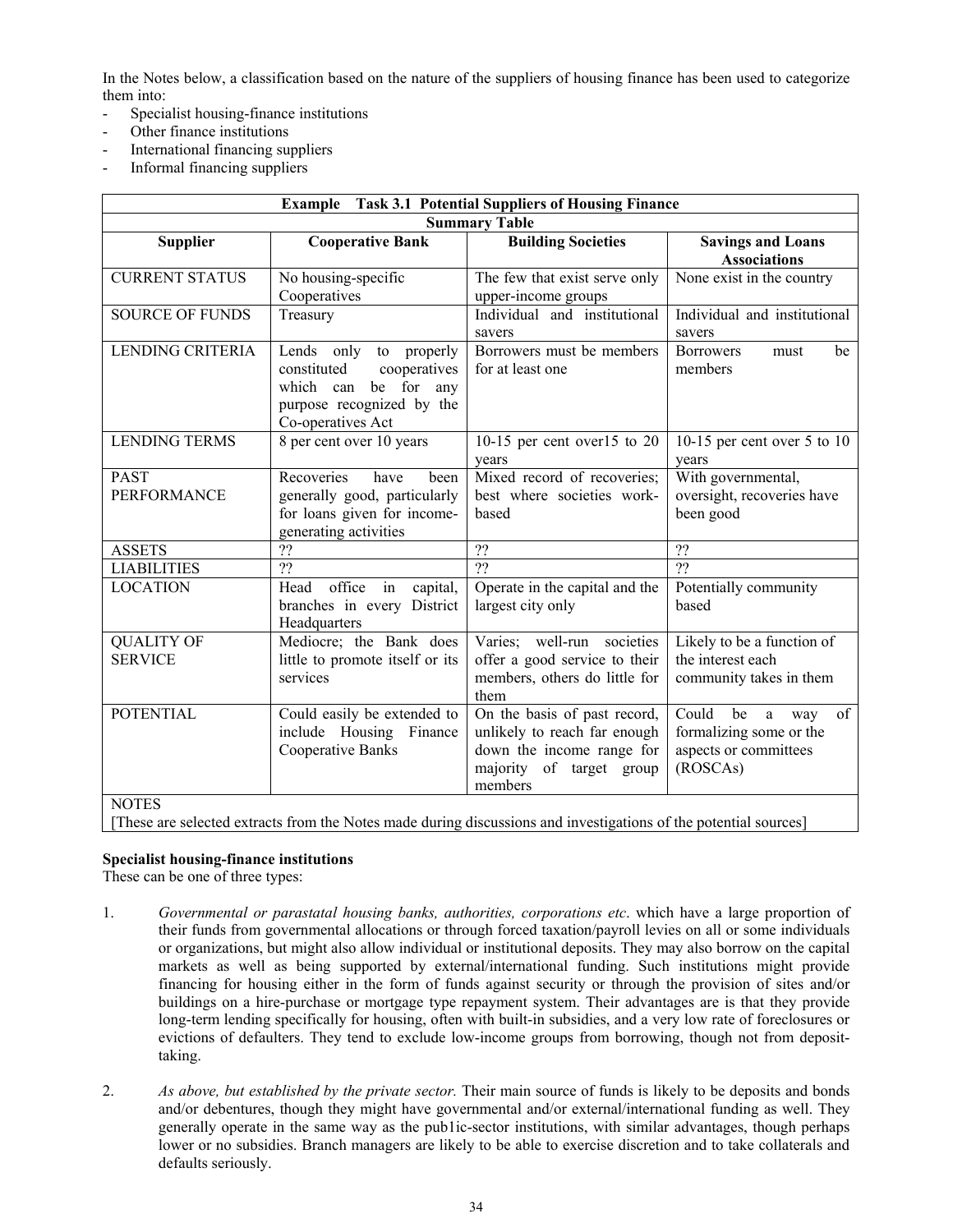In the Notes below, a classification based on the nature of the suppliers of housing finance has been used to categorize them into:

- Specialist housing-finance institutions
- Other finance institutions
- International financing suppliers
- Informal financing suppliers

| **Example Task 3.1 Potential Suppliers of Housing Finance** | | | |
|---|---|---|---|
| **Summary Table** | | | |
| **Supplier** | **Cooperative Bank** | **Building Societies** | **Savings and Loans Associations** |
| CURRENT STATUS | No housing-specific Cooperatives | The few that exist serve only upper-income groups | None exist in the country |
| SOURCE OF FUNDS | Treasury | Individual and institutional savers | Individual and institutional savers |
| LENDING CRITERIA | Lends only to properly constituted cooperatives which can be for any purpose recognized by the Co-operatives Act | Borrowers must be members for at least one | Borrowers must be members |
| LENDING TERMS | 8 per cent over 10 years | 10-15 per cent over15 to 20 years | 10-15 per cent over 5 to 10 years |
| PAST PERFORMANCE | Recoveries have been generally good, particularly for loans given for income-generating activities | Mixed record of recoveries; best where societies work-based | With governmental, oversight, recoveries have been good |
| ASSETS | ?? | ?? | ?? |
| LIABILITIES | ?? | ?? | ?? |
| LOCATION | Head office in capital, branches in every District Headquarters | Operate in the capital and the largest city only | Potentially community based |
| QUALITY OF SERVICE | Mediocre; the Bank does little to promote itself or its services | Varies; well-run societies offer a good service to their members, others do little for them | Likely to be a function of the interest each community takes in them |
| POTENTIAL | Could easily be extended to include Housing Finance Cooperative Banks | On the basis of past record, unlikely to reach far enough down the income range for majority of target group members | Could be a way of formalizing some or the aspects or committees (ROSCAs) |
| NOTES<br>[These are selected extracts from the Notes made during discussions and investigations of the potential sources] | | | |

**Specialist housing-finance institutions**

These can be one of three types:

1. *Governmental or parastatal housing banks, authorities, corporations etc*. which have a large proportion of their funds from governmental allocations or through forced taxation/payroll levies on all or some individuals or organizations, but might also allow individual or institutional deposits. They may also borrow on the capital markets as well as being supported by external/international funding. Such institutions might provide financing for housing either in the form of funds against security or through the provision of sites and/or buildings on a hire-purchase or mortgage type repayment system. Their advantages are is that they provide long-term lending specifically for housing, often with built-in subsidies, and a very low rate of foreclosures or evictions of defaulters. They tend to exclude low-income groups from borrowing, though not from deposit-taking.

2. *As above, but established by the private sector.* Their main source of funds is likely to be deposits and bonds and/or debentures, though they might have governmental and/or external/international funding as well. They generally operate in the same way as the pub1ic-sector institutions, with similar advantages, though perhaps lower or no subsidies. Branch managers are likely to be able to exercise discretion and to take collaterals and defaults seriously.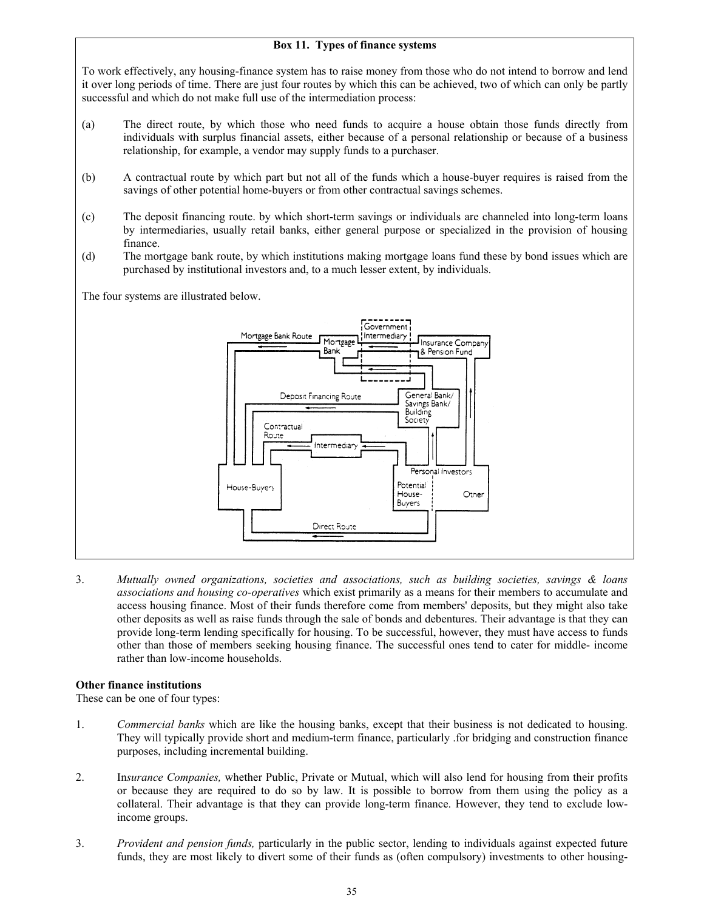**Box 11. Types of finance systems**

To work effectively, any housing-finance system has to raise money from those who do not intend to borrow and lend it over long periods of time. There are just four routes by which this can be achieved, two of which can only be partly successful and which do not make full use of the intermediation process:

(a) The direct route, by which those who need funds to acquire a house obtain those funds directly from individuals with surplus financial assets, either because of a personal relationship or because of a business relationship, for example, a vendor may supply funds to a purchaser.

(b) A contractual route by which part but not all of the funds which a house-buyer requires is raised from the savings of other potential home-buyers or from other contractual savings schemes.

(c) The deposit financing route. by which short-term savings or individuals are channeled into long-term loans by intermediaries, usually retail banks, either general purpose or specialized in the provision of housing finance.

(d) The mortgage bank route, by which institutions making mortgage loans fund these by bond issues which are purchased by institutional investors and, to a much lesser extent, by individuals.

The four systems are illustrated below.

3. *Mutually owned organizations, societies and associations, such as building societies, savings & loans associations and housing co-operatives* which exist primarily as a means for their members to accumulate and access housing finance. Most of their funds therefore come from members' deposits, but they might also take other deposits as well as raise funds through the sale of bonds and debentures. Their advantage is that they can provide long-term lending specifically for housing. To be successful, however, they must have access to funds other than those of members seeking housing finance. The successful ones tend to cater for middle- income rather than low-income households.

**Other finance institutions**

These can be one of four types:

1. *Commercial banks* which are like the housing banks, except that their business is not dedicated to housing. They will typically provide short and medium-term finance, particularly .for bridging and construction finance purposes, including incremental building.

2. In*surance Companies,* whether Public, Private or Mutual, which will also lend for housing from their profits or because they are required to do so by law. It is possible to borrow from them using the policy as a collateral. Their advantage is that they can provide long-term finance. However, they tend to exclude low-income groups.

3. *Provident and pension funds,* particularly in the public sector, lending to individuals against expected future funds, they are most likely to divert some of their funds as (often compulsory) investments to other housing-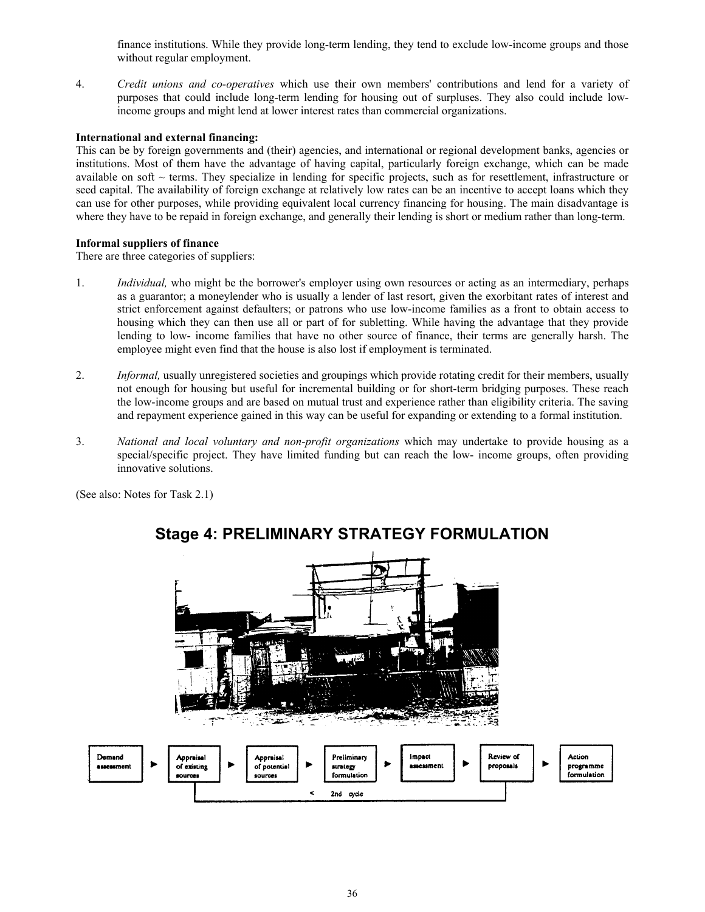finance institutions. While they provide long-term lending, they tend to exclude low-income groups and those without regular employment.

4. *Credit unions and co-operatives* which use their own members' contributions and lend for a variety of purposes that could include long-term lending for housing out of surpluses. They also could include low-income groups and might lend at lower interest rates than commercial organizations.

**International and external financing:**
This can be by foreign governments and (their) agencies, and international or regional development banks, agencies or institutions. Most of them have the advantage of having capital, particularly foreign exchange, which can be made available on soft ~ terms. They specialize in lending for specific projects, such as for resettlement, infrastructure or seed capital. The availability of foreign exchange at relatively low rates can be an incentive to accept loans which they can use for other purposes, while providing equivalent local currency financing for housing. The main disadvantage is where they have to be repaid in foreign exchange, and generally their lending is short or medium rather than long-term.

**Informal suppliers of finance**
There are three categories of suppliers:

1. *Individual,* who might be the borrower's employer using own resources or acting as an intermediary, perhaps as a guarantor; a moneylender who is usually a lender of last resort, given the exorbitant rates of interest and strict enforcement against defaulters; or patrons who use low-income families as a front to obtain access to housing which they can then use all or part of for subletting. While having the advantage that they provide lending to low- income families that have no other source of finance, their terms are generally harsh. The employee might even find that the house is also lost if employment is terminated.

2. *Informal,* usually unregistered societies and groupings which provide rotating credit for their members, usually not enough for housing but useful for incremental building or for short-term bridging purposes. These reach the low-income groups and are based on mutual trust and experience rather than eligibility criteria. The saving and repayment experience gained in this way can be useful for expanding or extending to a formal institution.

3. *National and local voluntary and non-profit organizations* which may undertake to provide housing as a special/specific project. They have limited funding but can reach the low- income groups, often providing innovative solutions.

(See also: Notes for Task 2.1)

## Stage 4: PRELIMINARY STRATEGY FORMULATION

Demand assessment ► Appraisal of existing sources ► Appraisal of potential sources ► Preliminary strategy formulation ► Impact assessment ► Review of proposals ► Action programme formulation

< 2nd cycle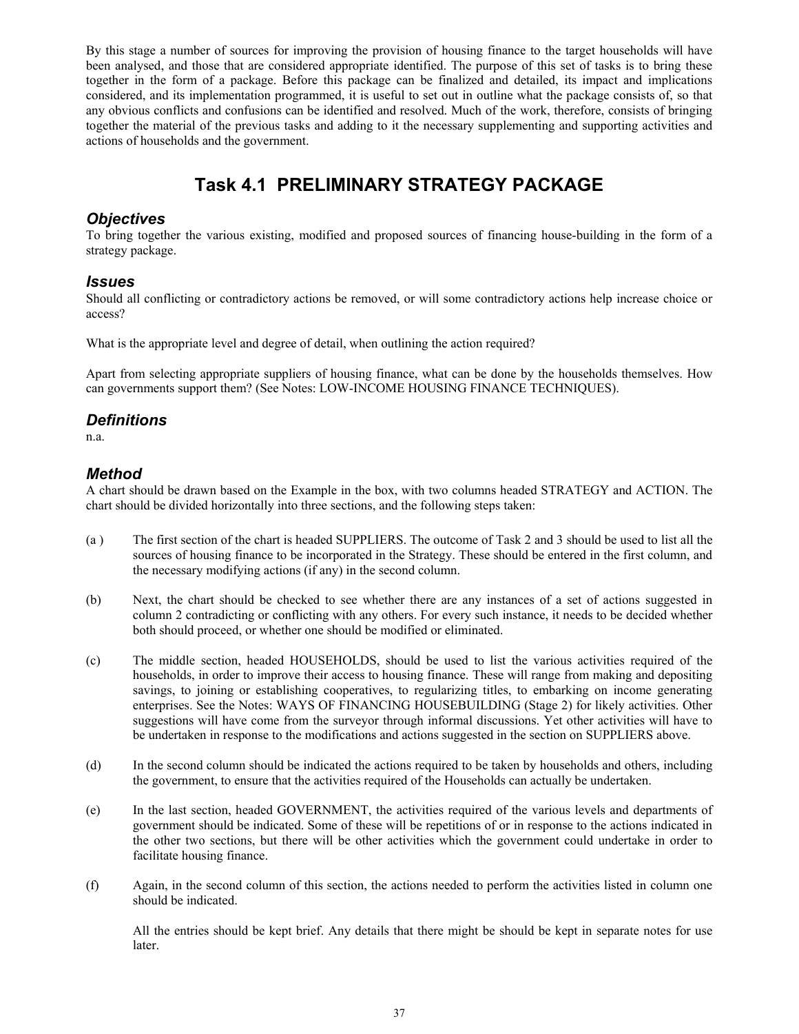By this stage a number of sources for improving the provision of housing finance to the target households will have been analysed, and those that are considered appropriate identified. The purpose of this set of tasks is to bring these together in the form of a package. Before this package can be finalized and detailed, its impact and implications considered, and its implementation programmed, it is useful to set out in outline what the package consists of, so that any obvious conflicts and confusions can be identified and resolved. Much of the work, therefore, consists of bringing together the material of the previous tasks and adding to it the necessary supplementing and supporting activities and actions of households and the government.

# Task 4.1 PRELIMINARY STRATEGY PACKAGE

### *Objectives*

To bring together the various existing, modified and proposed sources of financing house-building in the form of a strategy package.

### *Issues*

Should all conflicting or contradictory actions be removed, or will some contradictory actions help increase choice or access?

What is the appropriate level and degree of detail, when outlining the action required?

Apart from selecting appropriate suppliers of housing finance, what can be done by the households themselves. How can governments support them? (See Notes: LOW-INCOME HOUSING FINANCE TECHNIQUES).

### *Definitions*

n.a.

### *Method*

A chart should be drawn based on the Example in the box, with two columns headed STRATEGY and ACTION. The chart should be divided horizontally into three sections, and the following steps taken:

(a ) The first section of the chart is headed SUPPLIERS. The outcome of Task 2 and 3 should be used to list all the sources of housing finance to be incorporated in the Strategy. These should be entered in the first column, and the necessary modifying actions (if any) in the second column.

(b) Next, the chart should be checked to see whether there are any instances of a set of actions suggested in column 2 contradicting or conflicting with any others. For every such instance, it needs to be decided whether both should proceed, or whether one should be modified or eliminated.

(c) The middle section, headed HOUSEHOLDS, should be used to list the various activities required of the households, in order to improve their access to housing finance. These will range from making and depositing savings, to joining or establishing cooperatives, to regularizing titles, to embarking on income generating enterprises. See the Notes: WAYS OF FINANCING HOUSEBUILDING (Stage 2) for likely activities. Other suggestions will have come from the surveyor through informal discussions. Yet other activities will have to be undertaken in response to the modifications and actions suggested in the section on SUPPLIERS above.

(d) In the second column should be indicated the actions required to be taken by households and others, including the government, to ensure that the activities required of the Households can actually be undertaken.

(e) In the last section, headed GOVERNMENT, the activities required of the various levels and departments of government should be indicated. Some of these will be repetitions of or in response to the actions indicated in the other two sections, but there will be other activities which the government could undertake in order to facilitate housing finance.

(f) Again, in the second column of this section, the actions needed to perform the activities listed in column one should be indicated.

All the entries should be kept brief. Any details that there might be should be kept in separate notes for use later.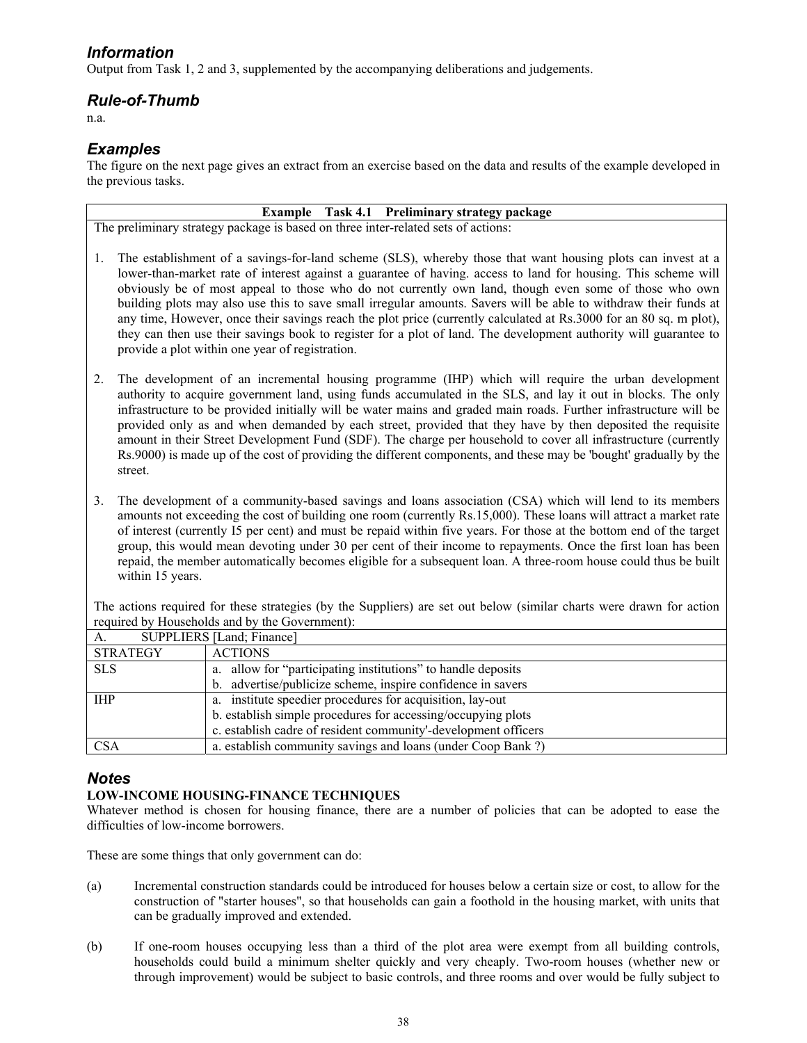## *Information*

Output from Task 1, 2 and 3, supplemented by the accompanying deliberations and judgements.

## *Rule-of-Thumb*

n.a.

## *Examples*

The figure on the next page gives an extract from an exercise based on the data and results of the example developed in the previous tasks.

**Example Task 4.1 Preliminary strategy package**

The preliminary strategy package is based on three inter-related sets of actions:

1. The establishment of a savings-for-land scheme (SLS), whereby those that want housing plots can invest at a lower-than-market rate of interest against a guarantee of having. access to land for housing. This scheme will obviously be of most appeal to those who do not currently own land, though even some of those who own building plots may also use this to save small irregular amounts. Savers will be able to withdraw their funds at any time, However, once their savings reach the plot price (currently calculated at Rs.3000 for an 80 sq. m plot), they can then use their savings book to register for a plot of land. The development authority will guarantee to provide a plot within one year of registration.

2. The development of an incremental housing programme (IHP) which will require the urban development authority to acquire government land, using funds accumulated in the SLS, and lay it out in blocks. The only infrastructure to be provided initially will be water mains and graded main roads. Further infrastructure will be provided only as and when demanded by each street, provided that they have by then deposited the requisite amount in their Street Development Fund (SDF). The charge per household to cover all infrastructure (currently Rs.9000) is made up of the cost of providing the different components, and these may be 'bought' gradually by the street.

3. The development of a community-based savings and loans association (CSA) which will lend to its members amounts not exceeding the cost of building one room (currently Rs.15,000). These loans will attract a market rate of interest (currently I5 per cent) and must be repaid within five years. For those at the bottom end of the target group, this would mean devoting under 30 per cent of their income to repayments. Once the first loan has been repaid, the member automatically becomes eligible for a subsequent loan. A three-room house could thus be built within 15 years.

The actions required for these strategies (by the Suppliers) are set out below (similar charts were drawn for action required by Households and by the Government):

| A. SUPPLIERS [Land; Finance] | |
|---|---|
| STRATEGY | ACTIONS |
| SLS | a. allow for "participating institutions" to handle deposits<br>b. advertise/publicize scheme, inspire confidence in savers |
| IHP | a. institute speedier procedures for acquisition, lay-out<br>b. establish simple procedures for accessing/occupying plots<br>c. establish cadre of resident community'-development officers |
| CSA | a. establish community savings and loans (under Coop Bank ?) |

## *Notes*

**LOW-INCOME HOUSING-FINANCE TECHNIQUES**

Whatever method is chosen for housing finance, there are a number of policies that can be adopted to ease the difficulties of low-income borrowers.

These are some things that only government can do:

(a) Incremental construction standards could be introduced for houses below a certain size or cost, to allow for the construction of "starter houses", so that households can gain a foothold in the housing market, with units that can be gradually improved and extended.

(b) If one-room houses occupying less than a third of the plot area were exempt from all building controls, households could build a minimum shelter quickly and very cheaply. Two-room houses (whether new or through improvement) would be subject to basic controls, and three rooms and over would be fully subject to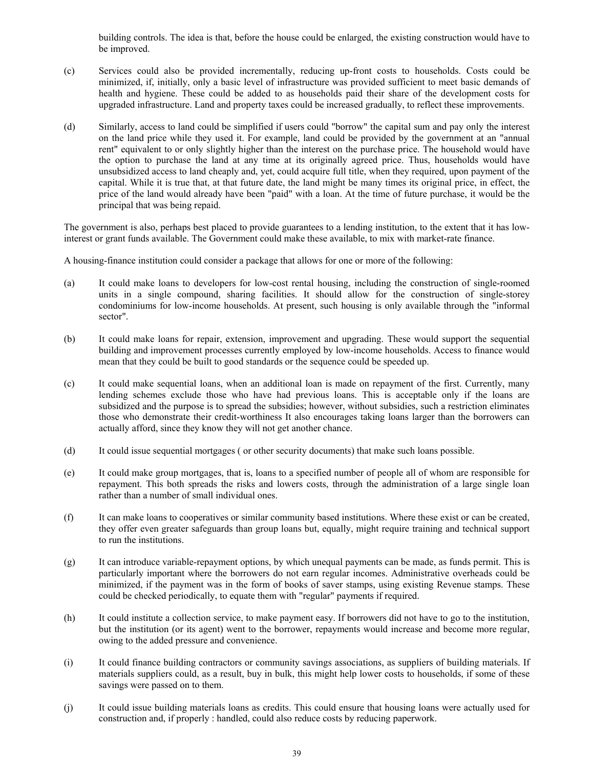building controls. The idea is that, before the house could be enlarged, the existing construction would have to be improved.

(c) Services could also be provided incrementally, reducing up-front costs to households. Costs could be minimized, if, initially, only a basic level of infrastructure was provided sufficient to meet basic demands of health and hygiene. These could be added to as households paid their share of the development costs for upgraded infrastructure. Land and property taxes could be increased gradually, to reflect these improvements.

(d) Similarly, access to land could be simplified if users could "borrow" the capital sum and pay only the interest on the land price while they used it. For example, land could be provided by the government at an "annual rent" equivalent to or only slightly higher than the interest on the purchase price. The household would have the option to purchase the land at any time at its originally agreed price. Thus, households would have unsubsidized access to land cheaply and, yet, could acquire full title, when they required, upon payment of the capital. While it is true that, at that future date, the land might be many times its original price, in effect, the price of the land would already have been "paid" with a loan. At the time of future purchase, it would be the principal that was being repaid.

The government is also, perhaps best placed to provide guarantees to a lending institution, to the extent that it has low-interest or grant funds available. The Government could make these available, to mix with market-rate finance.

A housing-finance institution could consider a package that allows for one or more of the following:

(a) It could make loans to developers for low-cost rental housing, including the construction of single-roomed units in a single compound, sharing facilities. It should allow for the construction of single-storey condominiums for low-income households. At present, such housing is only available through the "informal sector".

(b) It could make loans for repair, extension, improvement and upgrading. These would support the sequential building and improvement processes currently employed by low-income households. Access to finance would mean that they could be built to good standards or the sequence could be speeded up.

(c) It could make sequential loans, when an additional loan is made on repayment of the first. Currently, many lending schemes exclude those who have had previous loans. This is acceptable only if the loans are subsidized and the purpose is to spread the subsidies; however, without subsidies, such a restriction eliminates those who demonstrate their credit-worthiness It also encourages taking loans larger than the borrowers can actually afford, since they know they will not get another chance.

(d) It could issue sequential mortgages ( or other security documents) that make such loans possible.

(e) It could make group mortgages, that is, loans to a specified number of people all of whom are responsible for repayment. This both spreads the risks and lowers costs, through the administration of a large single loan rather than a number of small individual ones.

(f) It can make loans to cooperatives or similar community based institutions. Where these exist or can be created, they offer even greater safeguards than group loans but, equally, might require training and technical support to run the institutions.

(g) It can introduce variable-repayment options, by which unequal payments can be made, as funds permit. This is particularly important where the borrowers do not earn regular incomes. Administrative overheads could be minimized, if the payment was in the form of books of saver stamps, using existing Revenue stamps. These could be checked periodically, to equate them with "regular" payments if required.

(h) It could institute a collection service, to make payment easy. If borrowers did not have to go to the institution, but the institution (or its agent) went to the borrower, repayments would increase and become more regular, owing to the added pressure and convenience.

(i) It could finance building contractors or community savings associations, as suppliers of building materials. If materials suppliers could, as a result, buy in bulk, this might help lower costs to households, if some of these savings were passed on to them.

(j) It could issue building materials loans as credits. This could ensure that housing loans were actually used for construction and, if properly : handled, could also reduce costs by reducing paperwork.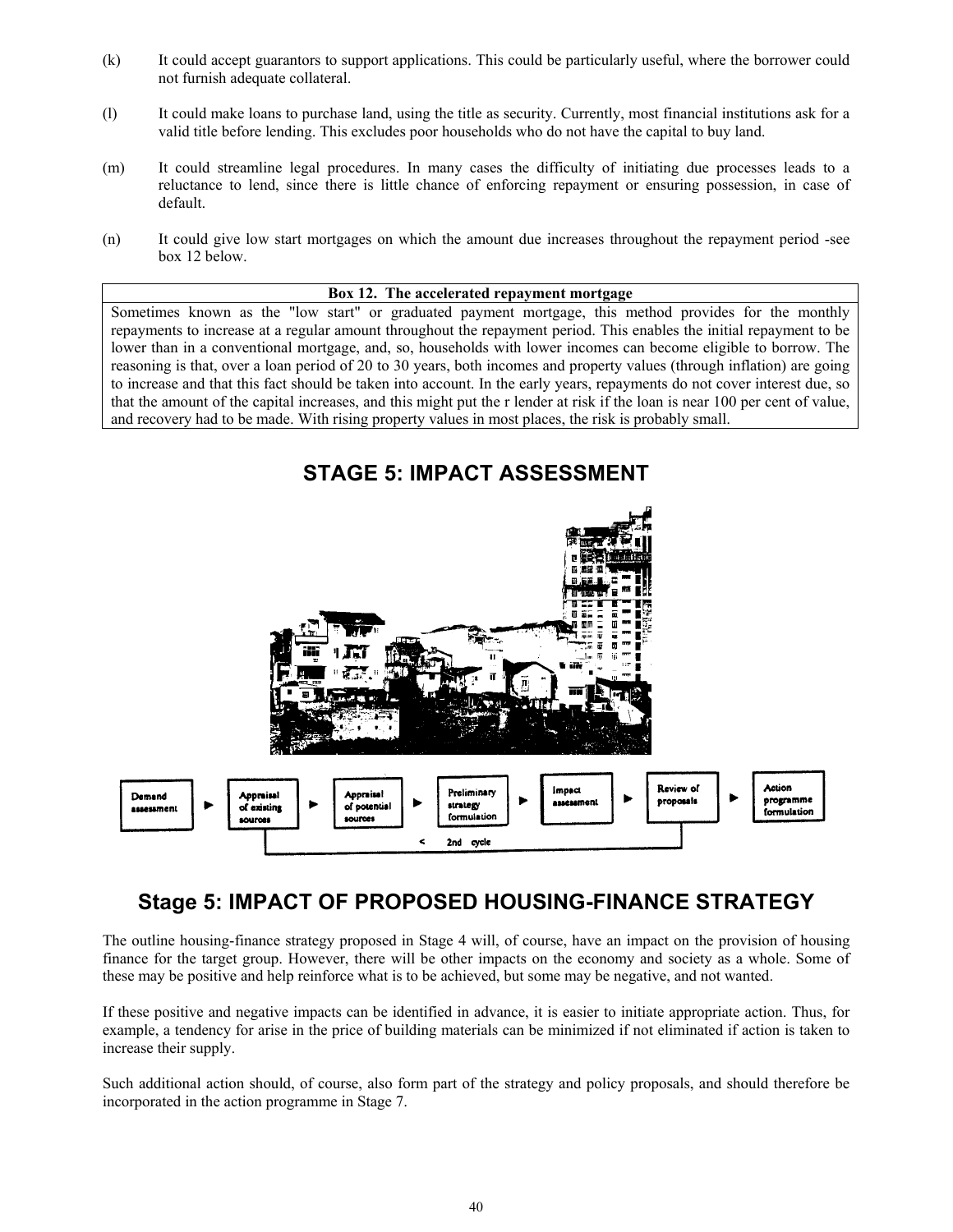(k) It could accept guarantors to support applications. This could be particularly useful, where the borrower could not furnish adequate collateral.

(l) It could make loans to purchase land, using the title as security. Currently, most financial institutions ask for a valid title before lending. This excludes poor households who do not have the capital to buy land.

(m) It could streamline legal procedures. In many cases the difficulty of initiating due processes leads to a reluctance to lend, since there is little chance of enforcing repayment or ensuring possession, in case of default.

(n) It could give low start mortgages on which the amount due increases throughout the repayment period -see box 12 below.

| Box 12. The accelerated repayment mortgage |
|---|
| Sometimes known as the "low start" or graduated payment mortgage, this method provides for the monthly repayments to increase at a regular amount throughout the repayment period. This enables the initial repayment to be lower than in a conventional mortgage, and, so, households with lower incomes can become eligible to borrow. The reasoning is that, over a loan period of 20 to 30 years, both incomes and property values (through inflation) are going to increase and that this fact should be taken into account. In the early years, repayments do not cover interest due, so that the amount of the capital increases, and this might put the r lender at risk if the loan is near 100 per cent of value, and recovery had to be made. With rising property values in most places, the risk is probably small. |

# STAGE 5: IMPACT ASSESSMENT

Demand assessment ► Appraisal of existing sources ► Appraisal of potential sources ► Preliminary strategy formulation ► Impact assessment ► Review of proposals ► Action programme formulation

< 2nd cycle

## Stage 5: IMPACT OF PROPOSED HOUSING-FINANCE STRATEGY

The outline housing-finance strategy proposed in Stage 4 will, of course, have an impact on the provision of housing finance for the target group. However, there will be other impacts on the economy and society as a whole. Some of these may be positive and help reinforce what is to be achieved, but some may be negative, and not wanted.

If these positive and negative impacts can be identified in advance, it is easier to initiate appropriate action. Thus, for example, a tendency for arise in the price of building materials can be minimized if not eliminated if action is taken to increase their supply.

Such additional action should, of course, also form part of the strategy and policy proposals, and should therefore be incorporated in the action programme in Stage 7.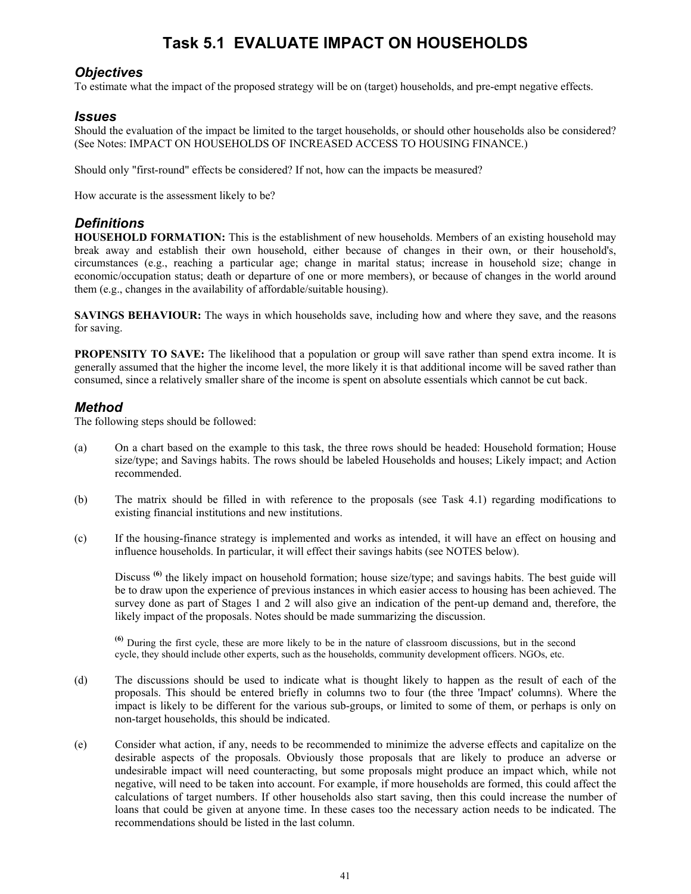# Task 5.1 EVALUATE IMPACT ON HOUSEHOLDS

## *Objectives*

To estimate what the impact of the proposed strategy will be on (target) households, and pre-empt negative effects.

## *Issues*

Should the evaluation of the impact be limited to the target households, or should other households also be considered? (See Notes: IMPACT ON HOUSEHOLDS OF INCREASED ACCESS TO HOUSING FINANCE.)

Should only "first-round" effects be considered? If not, how can the impacts be measured?

How accurate is the assessment likely to be?

## *Definitions*

**HOUSEHOLD FORMATION:** This is the establishment of new households. Members of an existing household may break away and establish their own household, either because of changes in their own, or their household's, circumstances (e.g., reaching a particular age; change in marital status; increase in household size; change in economic/occupation status; death or departure of one or more members), or because of changes in the world around them (e.g., changes in the availability of affordable/suitable housing).

**SAVINGS BEHAVIOUR:** The ways in which households save, including how and where they save, and the reasons for saving.

**PROPENSITY TO SAVE:** The likelihood that a population or group will save rather than spend extra income. It is generally assumed that the higher the income level, the more likely it is that additional income will be saved rather than consumed, since a relatively smaller share of the income is spent on absolute essentials which cannot be cut back.

## *Method*

The following steps should be followed:

(a) On a chart based on the example to this task, the three rows should be headed: Household formation; House size/type; and Savings habits. The rows should be labeled Households and houses; Likely impact; and Action recommended.

(b) The matrix should be filled in with reference to the proposals (see Task 4.1) regarding modifications to existing financial institutions and new institutions.

(c) If the housing-finance strategy is implemented and works as intended, it will have an effect on housing and influence households. In particular, it will effect their savings habits (see NOTES below).

Discuss [6] the likely impact on household formation; house size/type; and savings habits. The best guide will be to draw upon the experience of previous instances in which easier access to housing has been achieved. The survey done as part of Stages 1 and 2 will also give an indication of the pent-up demand and, therefore, the likely impact of the proposals. Notes should be made summarizing the discussion.

[6] During the first cycle, these are more likely to be in the nature of classroom discussions, but in the second cycle, they should include other experts, such as the households, community development officers. NGOs, etc.

(d) The discussions should be used to indicate what is thought likely to happen as the result of each of the proposals. This should be entered briefly in columns two to four (the three 'Impact' columns). Where the impact is likely to be different for the various sub-groups, or limited to some of them, or perhaps is only on non-target households, this should be indicated.

(e) Consider what action, if any, needs to be recommended to minimize the adverse effects and capitalize on the desirable aspects of the proposals. Obviously those proposals that are likely to produce an adverse or undesirable impact will need counteracting, but some proposals might produce an impact which, while not negative, will need to be taken into account. For example, if more households are formed, this could affect the calculations of target numbers. If other households also start saving, then this could increase the number of loans that could be given at anyone time. In these cases too the necessary action needs to be indicated. The recommendations should be listed in the last column.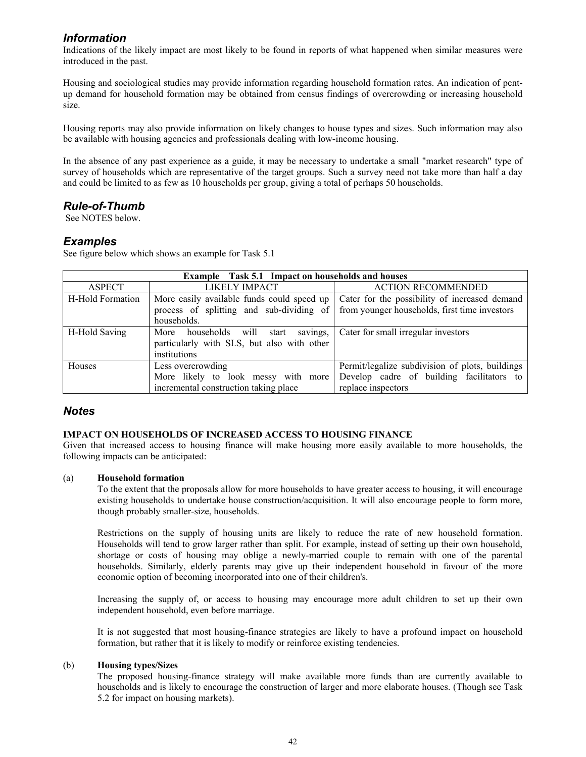## *Information*

Indications of the likely impact are most likely to be found in reports of what happened when similar measures were introduced in the past.

Housing and sociological studies may provide information regarding household formation rates. An indication of pent-up demand for household formation may be obtained from census findings of overcrowding or increasing household size.

Housing reports may also provide information on likely changes to house types and sizes. Such information may also be available with housing agencies and professionals dealing with low-income housing.

In the absence of any past experience as a guide, it may be necessary to undertake a small "market research" type of survey of households which are representative of the target groups. Such a survey need not take more than half a day and could be limited to as few as 10 households per group, giving a total of perhaps 50 households.

## *Rule-of-Thumb*

See NOTES below.

## *Examples*

See figure below which shows an example for Task 5.1

| **Example Task 5.1 Impact on households and houses** | | |
|---|---|---|
| ASPECT | LIKELY IMPACT | ACTION RECOMMENDED |
| H-Hold Formation | More easily available funds could speed up process of splitting and sub-dividing of households. | Cater for the possibility of increased demand from younger households, first time investors |
| H-Hold Saving | More households will start savings, particularly with SLS, but also with other institutions | Cater for small irregular investors |
| Houses | Less overcrowding<br>More likely to look messy with more incremental construction taking place | Permit/legalize subdivision of plots, buildings<br>Develop cadre of building facilitators to replace inspectors |

## *Notes*

**IMPACT ON HOUSEHOLDS OF INCREASED ACCESS TO HOUSING FINANCE**

Given that increased access to housing finance will make housing more easily available to more households, the following impacts can be anticipated:

(a) **Household formation**

To the extent that the proposals allow for more households to have greater access to housing, it will encourage existing households to undertake house construction/acquisition. It will also encourage people to form more, though probably smaller-size, households.

Restrictions on the supply of housing units are likely to reduce the rate of new household formation. Households will tend to grow larger rather than split. For example, instead of setting up their own household, shortage or costs of housing may oblige a newly-married couple to remain with one of the parental households. Similarly, elderly parents may give up their independent household in favour of the more economic option of becoming incorporated into one of their children's.

Increasing the supply of, or access to housing may encourage more adult children to set up their own independent household, even before marriage.

It is not suggested that most housing-finance strategies are likely to have a profound impact on household formation, but rather that it is likely to modify or reinforce existing tendencies.

(b) **Housing types/Sizes**

The proposed housing-finance strategy will make available more funds than are currently available to households and is likely to encourage the construction of larger and more elaborate houses. (Though see Task 5.2 for impact on housing markets).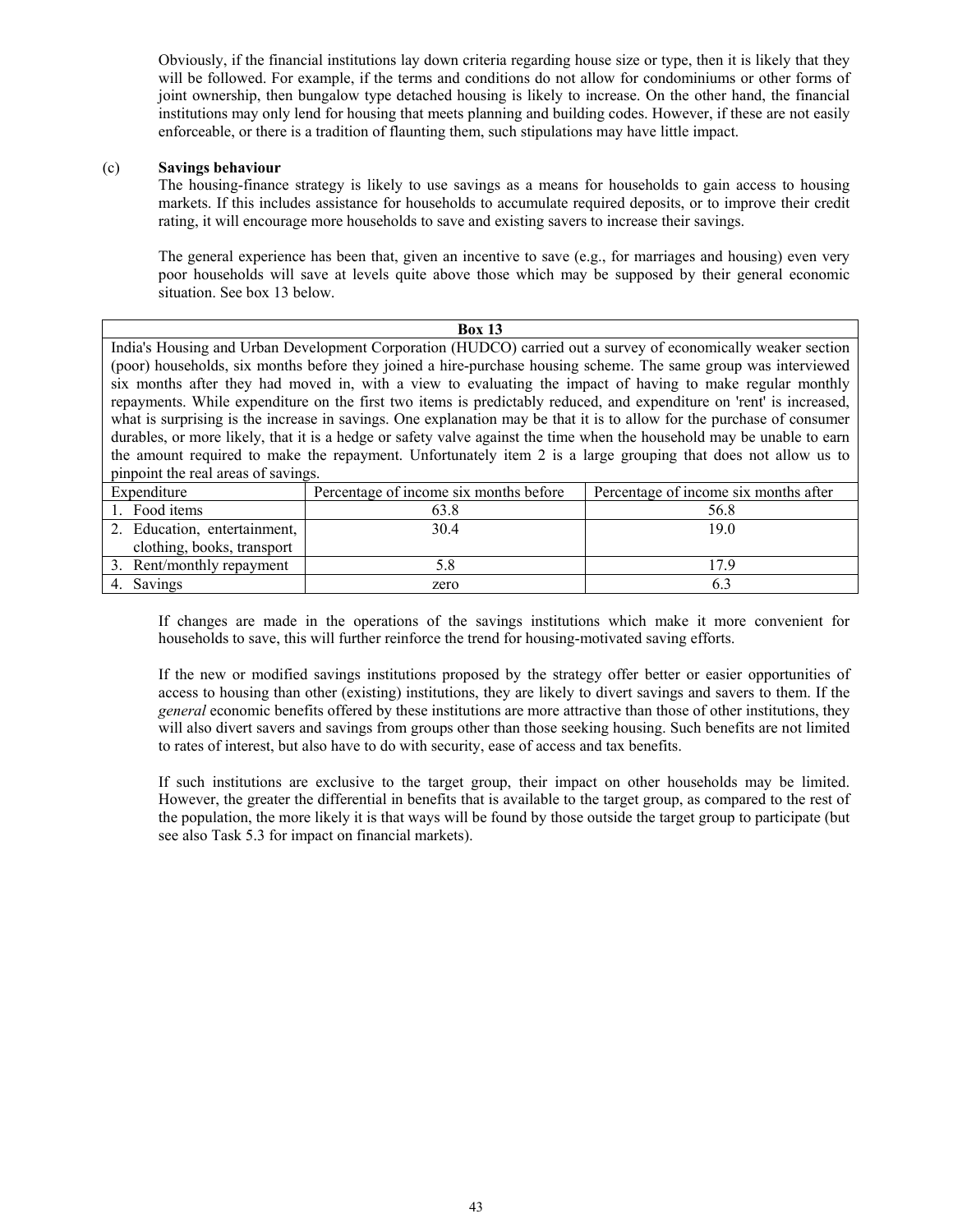Obviously, if the financial institutions lay down criteria regarding house size or type, then it is likely that they will be followed. For example, if the terms and conditions do not allow for condominiums or other forms of joint ownership, then bungalow type detached housing is likely to increase. On the other hand, the financial institutions may only lend for housing that meets planning and building codes. However, if these are not easily enforceable, or there is a tradition of flaunting them, such stipulations may have little impact.

(c) **Savings behaviour**

The housing-finance strategy is likely to use savings as a means for households to gain access to housing markets. If this includes assistance for households to accumulate required deposits, or to improve their credit rating, it will encourage more households to save and existing savers to increase their savings.

The general experience has been that, given an incentive to save (e.g., for marriages and housing) even very poor households will save at levels quite above those which may be supposed by their general economic situation. See box 13 below.

**Box 13**

India's Housing and Urban Development Corporation (HUDCO) carried out a survey of economically weaker section (poor) households, six months before they joined a hire-purchase housing scheme. The same group was interviewed six months after they had moved in, with a view to evaluating the impact of having to make regular monthly repayments. While expenditure on the first two items is predictably reduced, and expenditure on 'rent' is increased, what is surprising is the increase in savings. One explanation may be that it is to allow for the purchase of consumer durables, or more likely, that it is a hedge or safety valve against the time when the household may be unable to earn the amount required to make the repayment. Unfortunately item 2 is a large grouping that does not allow us to pinpoint the real areas of savings.

| Expenditure | Percentage of income six months before | Percentage of income six months after |
|---|---|---|
| 1. Food items | 63.8 | 56.8 |
| 2. Education, entertainment, clothing, books, transport | 30.4 | 19.0 |
| 3. Rent/monthly repayment | 5.8 | 17.9 |
| 4. Savings | zero | 6.3 |

If changes are made in the operations of the savings institutions which make it more convenient for households to save, this will further reinforce the trend for housing-motivated saving efforts.

If the new or modified savings institutions proposed by the strategy offer better or easier opportunities of access to housing than other (existing) institutions, they are likely to divert savings and savers to them. If the *general* economic benefits offered by these institutions are more attractive than those of other institutions, they will also divert savers and savings from groups other than those seeking housing. Such benefits are not limited to rates of interest, but also have to do with security, ease of access and tax benefits.

If such institutions are exclusive to the target group, their impact on other households may be limited. However, the greater the differential in benefits that is available to the target group, as compared to the rest of the population, the more likely it is that ways will be found by those outside the target group to participate (but see also Task 5.3 for impact on financial markets).